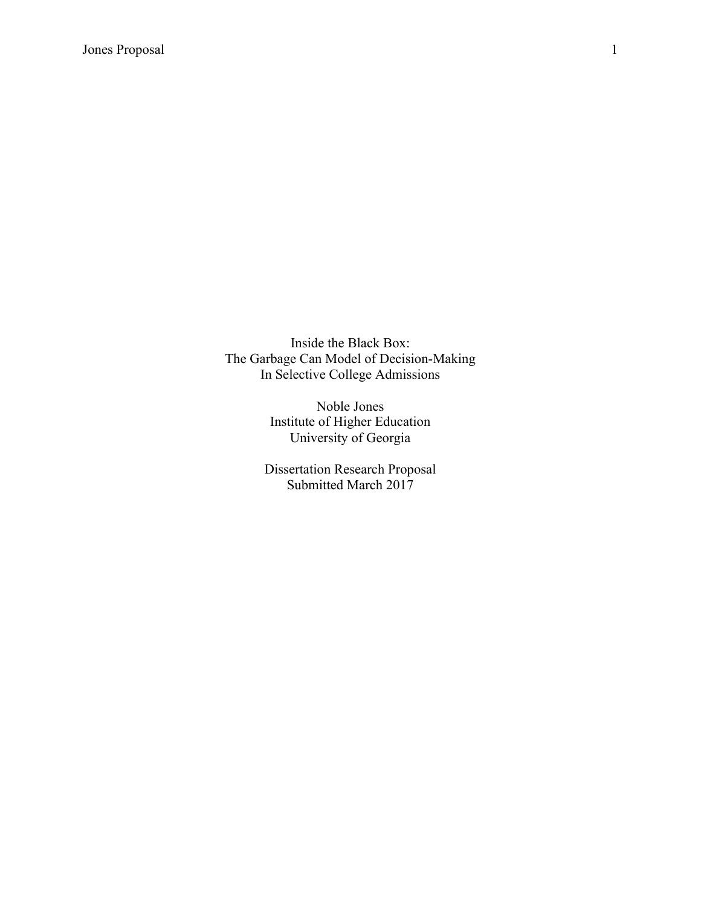# Inside the Black Box:
# The Garbage Can Model of Decision-Making
# In Selective College Admissions

Noble Jones
Institute of Higher Education
University of Georgia

Dissertation Research Proposal
Submitted March 2017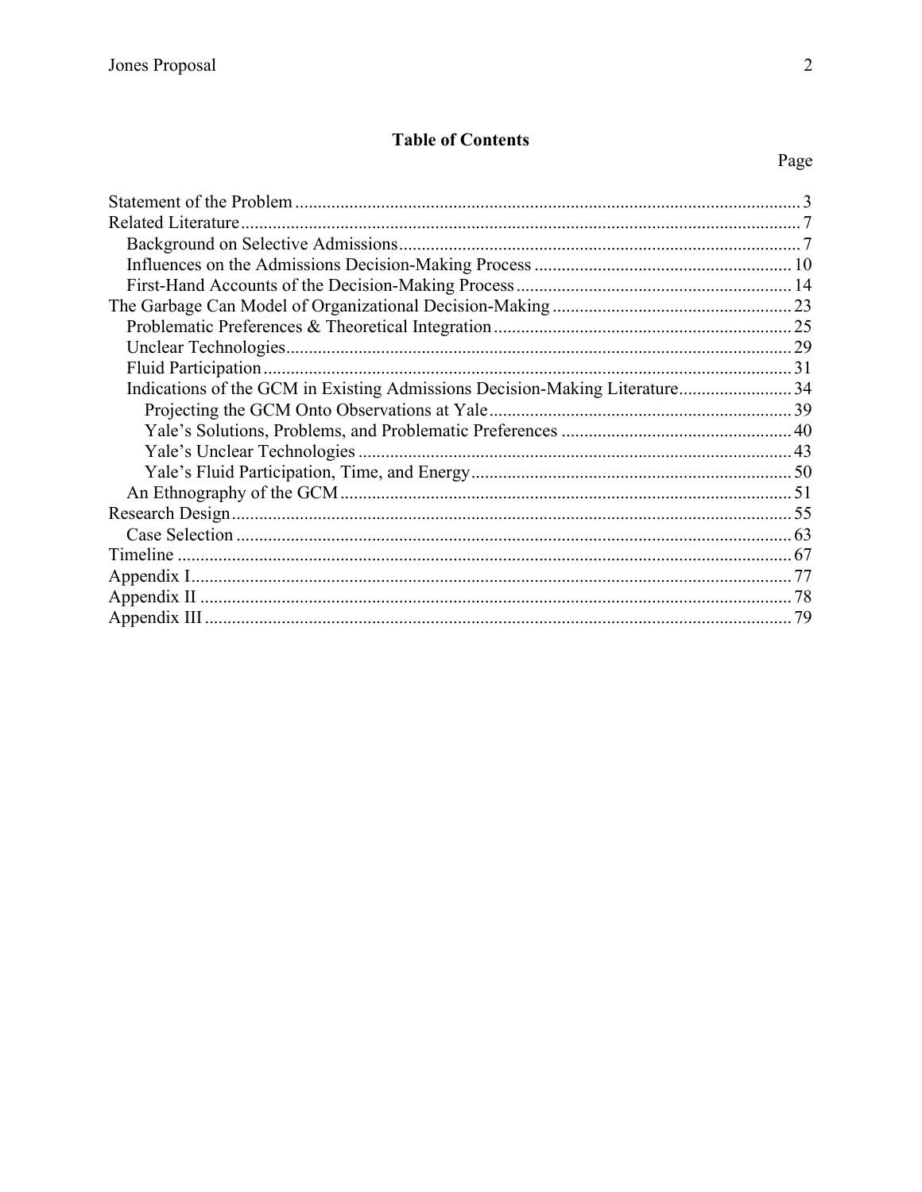## Table of Contents

Page

Statement of the Problem ............................................................................................................... 3
Related Literature ........................................................................................................................... 7
  Background on Selective Admissions ......................................................................................... 7
  Influences on the Admissions Decision-Making Process ......................................................... 10
  First-Hand Accounts of the Decision-Making Process ............................................................. 14
The Garbage Can Model of Organizational Decision-Making ..................................................... 23
  Problematic Preferences & Theoretical Integration .................................................................. 25
  Unclear Technologies ................................................................................................................ 29
  Fluid Participation ..................................................................................................................... 31
  Indications of the GCM in Existing Admissions Decision-Making Literature ......................... 34
    Projecting the GCM Onto Observations at Yale ................................................................... 39
    Yale's Solutions, Problems, and Problematic Preferences ................................................... 40
    Yale's Unclear Technologies ................................................................................................ 43
    Yale's Fluid Participation, Time, and Energy ....................................................................... 50
  An Ethnography of the GCM .................................................................................................... 51
Research Design ............................................................................................................................ 55
  Case Selection ........................................................................................................................... 63
Timeline ........................................................................................................................................ 67
Appendix I ..................................................................................................................................... 77
Appendix II ................................................................................................................................... 78
Appendix III .................................................................................................................................. 79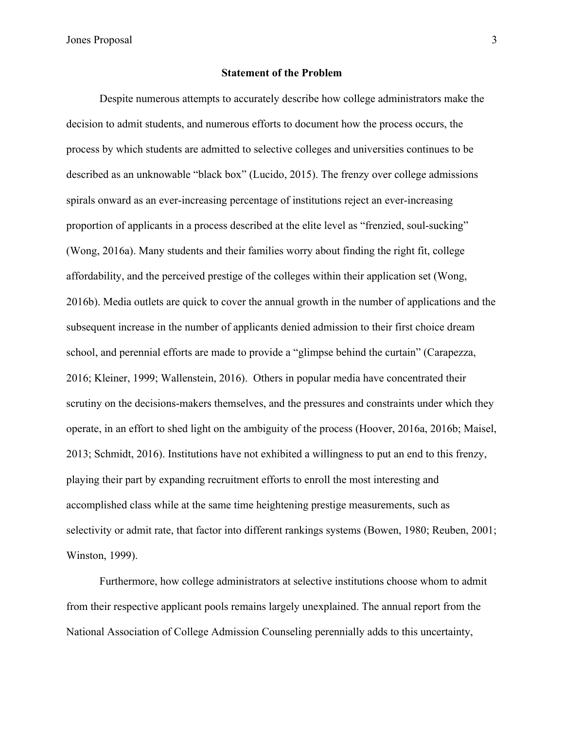## Statement of the Problem

Despite numerous attempts to accurately describe how college administrators make the decision to admit students, and numerous efforts to document how the process occurs, the process by which students are admitted to selective colleges and universities continues to be described as an unknowable "black box" (Lucido, 2015). The frenzy over college admissions spirals onward as an ever-increasing percentage of institutions reject an ever-increasing proportion of applicants in a process described at the elite level as "frenzied, soul-sucking" (Wong, 2016a). Many students and their families worry about finding the right fit, college affordability, and the perceived prestige of the colleges within their application set (Wong, 2016b). Media outlets are quick to cover the annual growth in the number of applications and the subsequent increase in the number of applicants denied admission to their first choice dream school, and perennial efforts are made to provide a "glimpse behind the curtain" (Carapezza, 2016; Kleiner, 1999; Wallenstein, 2016). Others in popular media have concentrated their scrutiny on the decisions-makers themselves, and the pressures and constraints under which they operate, in an effort to shed light on the ambiguity of the process (Hoover, 2016a, 2016b; Maisel, 2013; Schmidt, 2016). Institutions have not exhibited a willingness to put an end to this frenzy, playing their part by expanding recruitment efforts to enroll the most interesting and accomplished class while at the same time heightening prestige measurements, such as selectivity or admit rate, that factor into different rankings systems (Bowen, 1980; Reuben, 2001; Winston, 1999).

Furthermore, how college administrators at selective institutions choose whom to admit from their respective applicant pools remains largely unexplained. The annual report from the National Association of College Admission Counseling perennially adds to this uncertainty,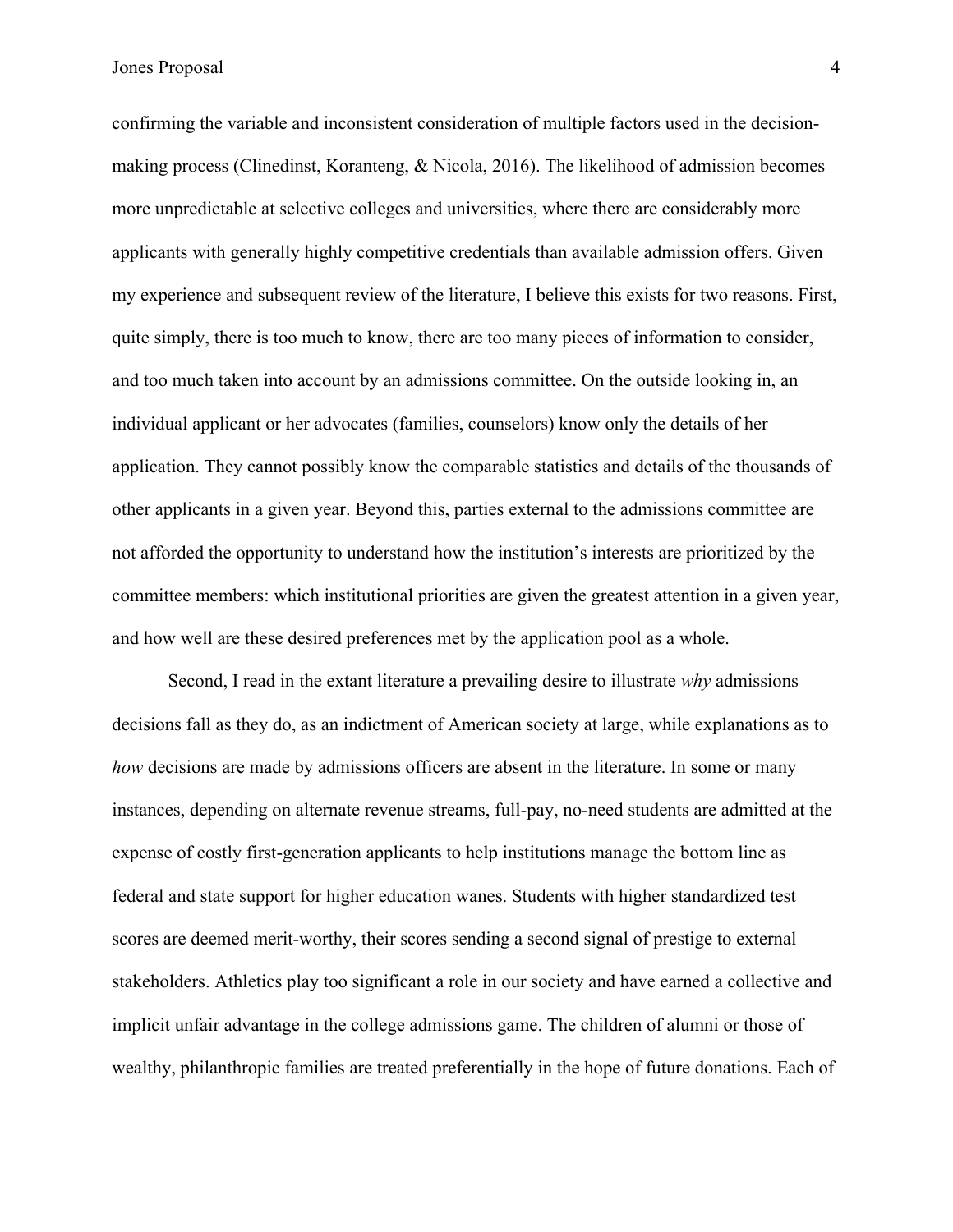confirming the variable and inconsistent consideration of multiple factors used in the decision-making process (Clinedinst, Koranteng, & Nicola, 2016). The likelihood of admission becomes more unpredictable at selective colleges and universities, where there are considerably more applicants with generally highly competitive credentials than available admission offers. Given my experience and subsequent review of the literature, I believe this exists for two reasons. First, quite simply, there is too much to know, there are too many pieces of information to consider, and too much taken into account by an admissions committee. On the outside looking in, an individual applicant or her advocates (families, counselors) know only the details of her application. They cannot possibly know the comparable statistics and details of the thousands of other applicants in a given year. Beyond this, parties external to the admissions committee are not afforded the opportunity to understand how the institution's interests are prioritized by the committee members: which institutional priorities are given the greatest attention in a given year, and how well are these desired preferences met by the application pool as a whole.

Second, I read in the extant literature a prevailing desire to illustrate *why* admissions decisions fall as they do, as an indictment of American society at large, while explanations as to *how* decisions are made by admissions officers are absent in the literature. In some or many instances, depending on alternate revenue streams, full-pay, no-need students are admitted at the expense of costly first-generation applicants to help institutions manage the bottom line as federal and state support for higher education wanes. Students with higher standardized test scores are deemed merit-worthy, their scores sending a second signal of prestige to external stakeholders. Athletics play too significant a role in our society and have earned a collective and implicit unfair advantage in the college admissions game. The children of alumni or those of wealthy, philanthropic families are treated preferentially in the hope of future donations. Each of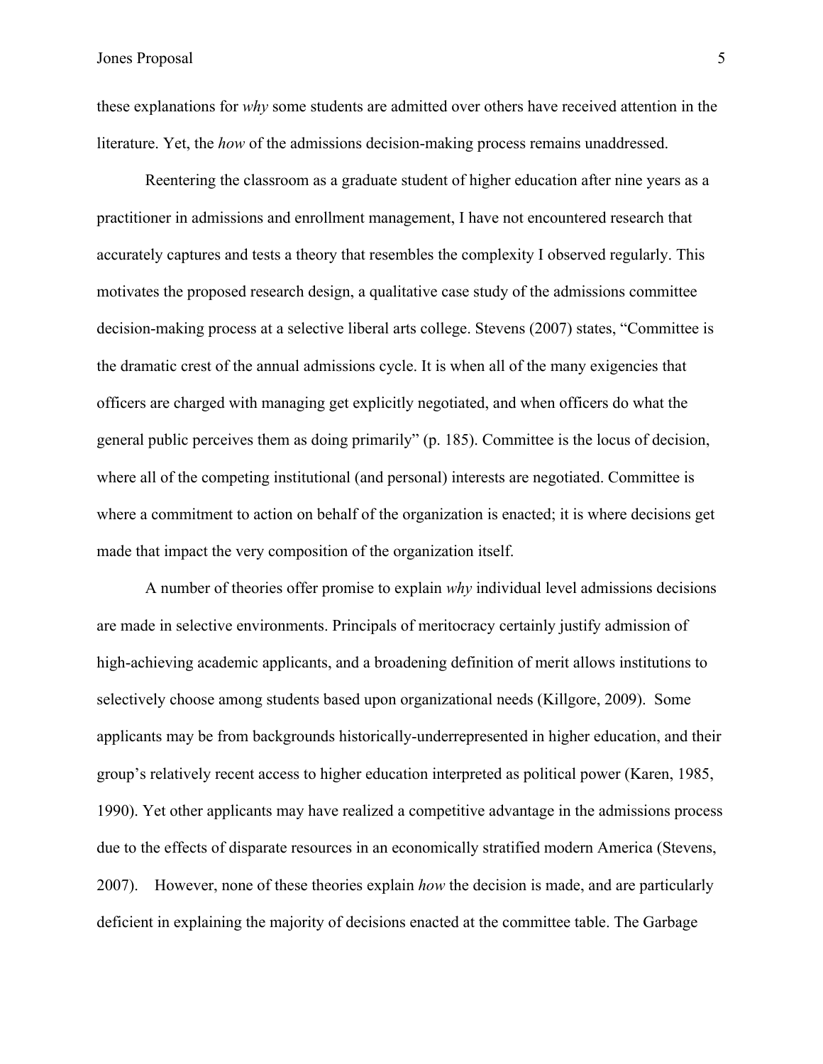these explanations for *why* some students are admitted over others have received attention in the literature. Yet, the *how* of the admissions decision-making process remains unaddressed.

Reentering the classroom as a graduate student of higher education after nine years as a practitioner in admissions and enrollment management, I have not encountered research that accurately captures and tests a theory that resembles the complexity I observed regularly. This motivates the proposed research design, a qualitative case study of the admissions committee decision-making process at a selective liberal arts college. Stevens (2007) states, "Committee is the dramatic crest of the annual admissions cycle. It is when all of the many exigencies that officers are charged with managing get explicitly negotiated, and when officers do what the general public perceives them as doing primarily" (p. 185). Committee is the locus of decision, where all of the competing institutional (and personal) interests are negotiated. Committee is where a commitment to action on behalf of the organization is enacted; it is where decisions get made that impact the very composition of the organization itself.

A number of theories offer promise to explain *why* individual level admissions decisions are made in selective environments. Principals of meritocracy certainly justify admission of high-achieving academic applicants, and a broadening definition of merit allows institutions to selectively choose among students based upon organizational needs (Killgore, 2009). Some applicants may be from backgrounds historically-underrepresented in higher education, and their group's relatively recent access to higher education interpreted as political power (Karen, 1985, 1990). Yet other applicants may have realized a competitive advantage in the admissions process due to the effects of disparate resources in an economically stratified modern America (Stevens, 2007). However, none of these theories explain *how* the decision is made, and are particularly deficient in explaining the majority of decisions enacted at the committee table. The Garbage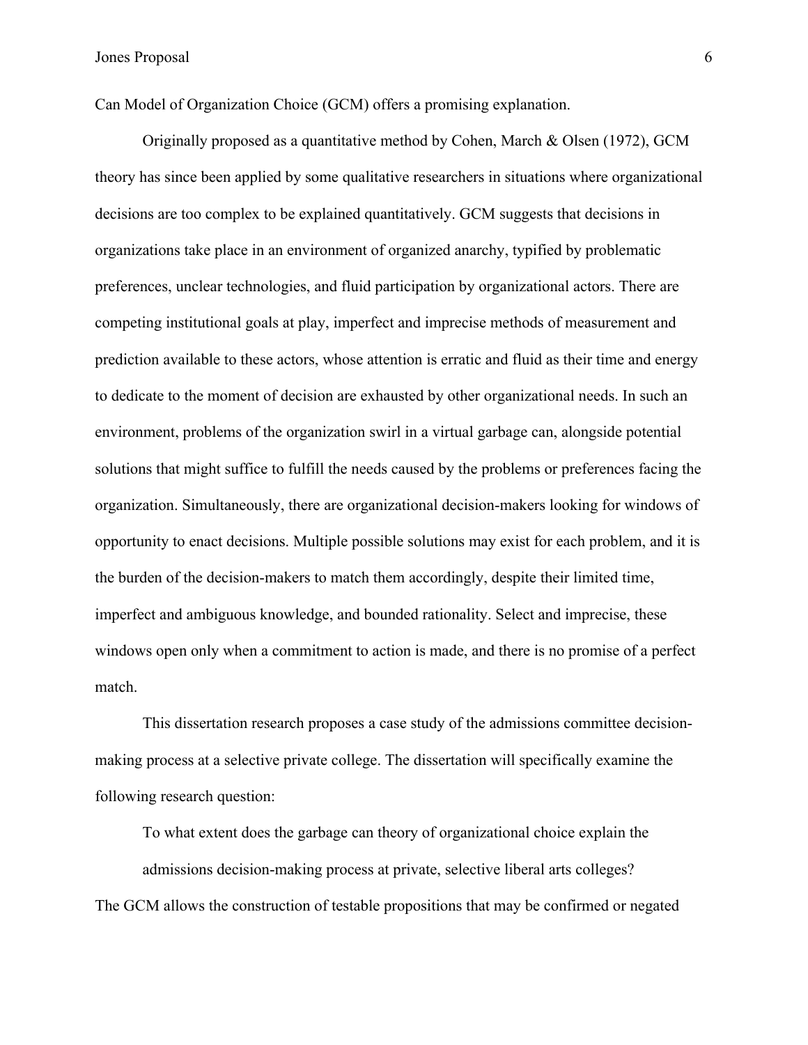Can Model of Organization Choice (GCM) offers a promising explanation.

Originally proposed as a quantitative method by Cohen, March & Olsen (1972), GCM theory has since been applied by some qualitative researchers in situations where organizational decisions are too complex to be explained quantitatively. GCM suggests that decisions in organizations take place in an environment of organized anarchy, typified by problematic preferences, unclear technologies, and fluid participation by organizational actors. There are competing institutional goals at play, imperfect and imprecise methods of measurement and prediction available to these actors, whose attention is erratic and fluid as their time and energy to dedicate to the moment of decision are exhausted by other organizational needs. In such an environment, problems of the organization swirl in a virtual garbage can, alongside potential solutions that might suffice to fulfill the needs caused by the problems or preferences facing the organization. Simultaneously, there are organizational decision-makers looking for windows of opportunity to enact decisions. Multiple possible solutions may exist for each problem, and it is the burden of the decision-makers to match them accordingly, despite their limited time, imperfect and ambiguous knowledge, and bounded rationality. Select and imprecise, these windows open only when a commitment to action is made, and there is no promise of a perfect match.

This dissertation research proposes a case study of the admissions committee decision-making process at a selective private college. The dissertation will specifically examine the following research question:

> To what extent does the garbage can theory of organizational choice explain the admissions decision-making process at private, selective liberal arts colleges?

The GCM allows the construction of testable propositions that may be confirmed or negated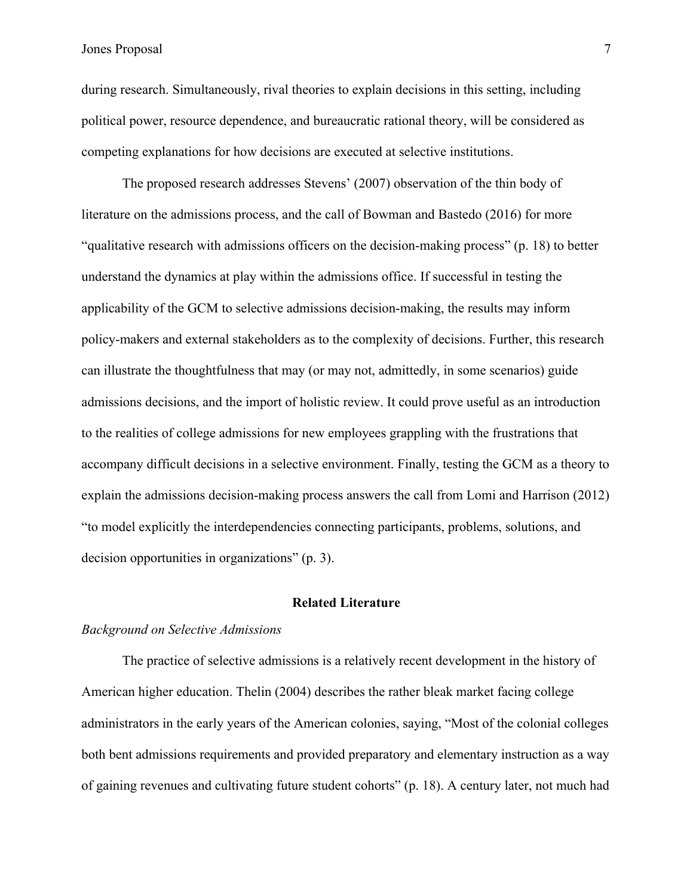during research. Simultaneously, rival theories to explain decisions in this setting, including political power, resource dependence, and bureaucratic rational theory, will be considered as competing explanations for how decisions are executed at selective institutions.

The proposed research addresses Stevens' (2007) observation of the thin body of literature on the admissions process, and the call of Bowman and Bastedo (2016) for more "qualitative research with admissions officers on the decision-making process" (p. 18) to better understand the dynamics at play within the admissions office. If successful in testing the applicability of the GCM to selective admissions decision-making, the results may inform policy-makers and external stakeholders as to the complexity of decisions. Further, this research can illustrate the thoughtfulness that may (or may not, admittedly, in some scenarios) guide admissions decisions, and the import of holistic review. It could prove useful as an introduction to the realities of college admissions for new employees grappling with the frustrations that accompany difficult decisions in a selective environment. Finally, testing the GCM as a theory to explain the admissions decision-making process answers the call from Lomi and Harrison (2012) "to model explicitly the interdependencies connecting participants, problems, solutions, and decision opportunities in organizations" (p. 3).

## Related Literature

### *Background on Selective Admissions*

The practice of selective admissions is a relatively recent development in the history of American higher education. Thelin (2004) describes the rather bleak market facing college administrators in the early years of the American colonies, saying, "Most of the colonial colleges both bent admissions requirements and provided preparatory and elementary instruction as a way of gaining revenues and cultivating future student cohorts" (p. 18). A century later, not much had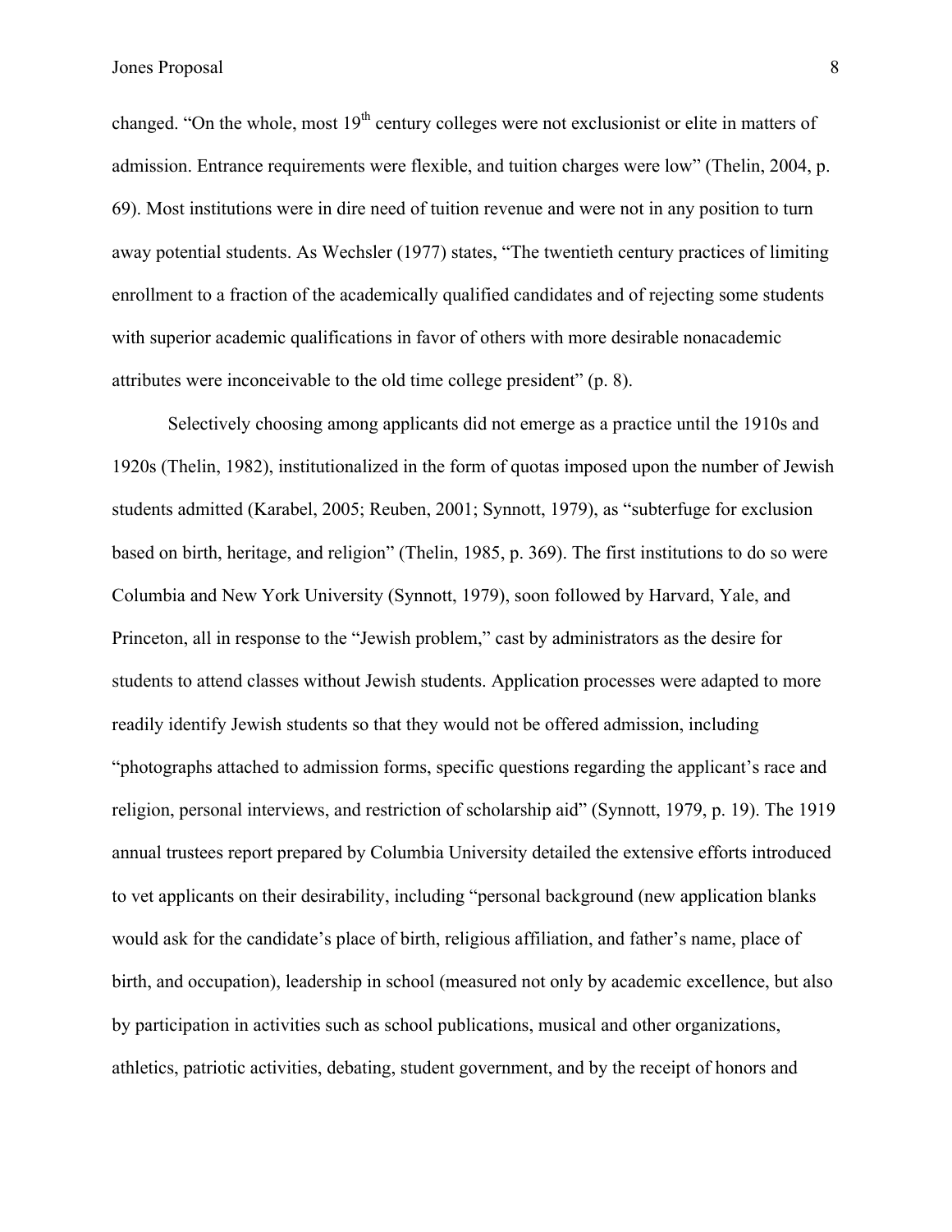changed. “On the whole, most 19th century colleges were not exclusionist or elite in matters of admission. Entrance requirements were flexible, and tuition charges were low” (Thelin, 2004, p. 69). Most institutions were in dire need of tuition revenue and were not in any position to turn away potential students. As Wechsler (1977) states, “The twentieth century practices of limiting enrollment to a fraction of the academically qualified candidates and of rejecting some students with superior academic qualifications in favor of others with more desirable nonacademic attributes were inconceivable to the old time college president” (p. 8).

Selectively choosing among applicants did not emerge as a practice until the 1910s and 1920s (Thelin, 1982), institutionalized in the form of quotas imposed upon the number of Jewish students admitted (Karabel, 2005; Reuben, 2001; Synnott, 1979), as “subterfuge for exclusion based on birth, heritage, and religion” (Thelin, 1985, p. 369). The first institutions to do so were Columbia and New York University (Synnott, 1979), soon followed by Harvard, Yale, and Princeton, all in response to the “Jewish problem,” cast by administrators as the desire for students to attend classes without Jewish students. Application processes were adapted to more readily identify Jewish students so that they would not be offered admission, including “photographs attached to admission forms, specific questions regarding the applicant’s race and religion, personal interviews, and restriction of scholarship aid” (Synnott, 1979, p. 19). The 1919 annual trustees report prepared by Columbia University detailed the extensive efforts introduced to vet applicants on their desirability, including “personal background (new application blanks would ask for the candidate’s place of birth, religious affiliation, and father’s name, place of birth, and occupation), leadership in school (measured not only by academic excellence, but also by participation in activities such as school publications, musical and other organizations, athletics, patriotic activities, debating, student government, and by the receipt of honors and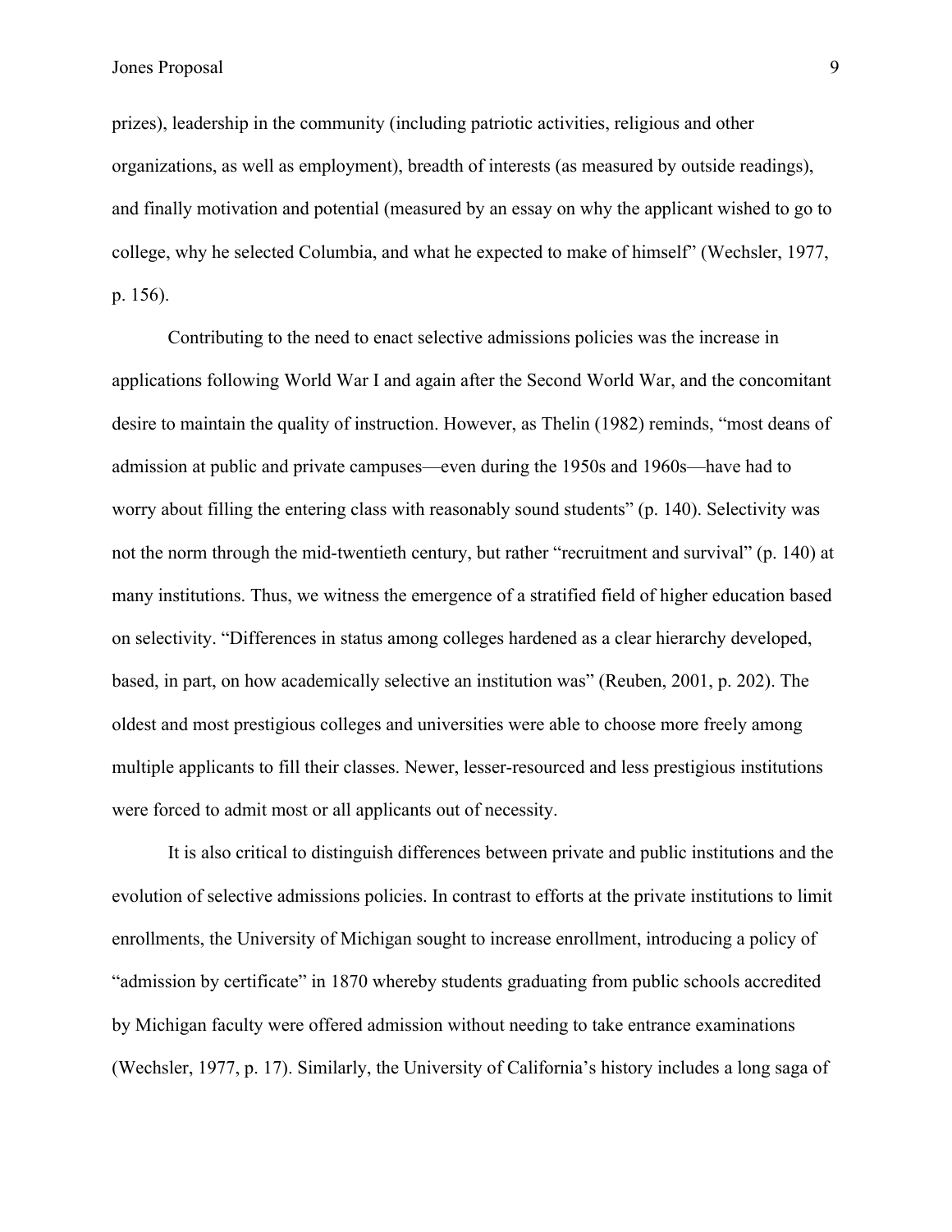prizes), leadership in the community (including patriotic activities, religious and other organizations, as well as employment), breadth of interests (as measured by outside readings), and finally motivation and potential (measured by an essay on why the applicant wished to go to college, why he selected Columbia, and what he expected to make of himself" (Wechsler, 1977, p. 156).

Contributing to the need to enact selective admissions policies was the increase in applications following World War I and again after the Second World War, and the concomitant desire to maintain the quality of instruction. However, as Thelin (1982) reminds, "most deans of admission at public and private campuses—even during the 1950s and 1960s—have had to worry about filling the entering class with reasonably sound students" (p. 140). Selectivity was not the norm through the mid-twentieth century, but rather "recruitment and survival" (p. 140) at many institutions. Thus, we witness the emergence of a stratified field of higher education based on selectivity. "Differences in status among colleges hardened as a clear hierarchy developed, based, in part, on how academically selective an institution was" (Reuben, 2001, p. 202). The oldest and most prestigious colleges and universities were able to choose more freely among multiple applicants to fill their classes. Newer, lesser-resourced and less prestigious institutions were forced to admit most or all applicants out of necessity.

It is also critical to distinguish differences between private and public institutions and the evolution of selective admissions policies. In contrast to efforts at the private institutions to limit enrollments, the University of Michigan sought to increase enrollment, introducing a policy of "admission by certificate" in 1870 whereby students graduating from public schools accredited by Michigan faculty were offered admission without needing to take entrance examinations (Wechsler, 1977, p. 17). Similarly, the University of California's history includes a long saga of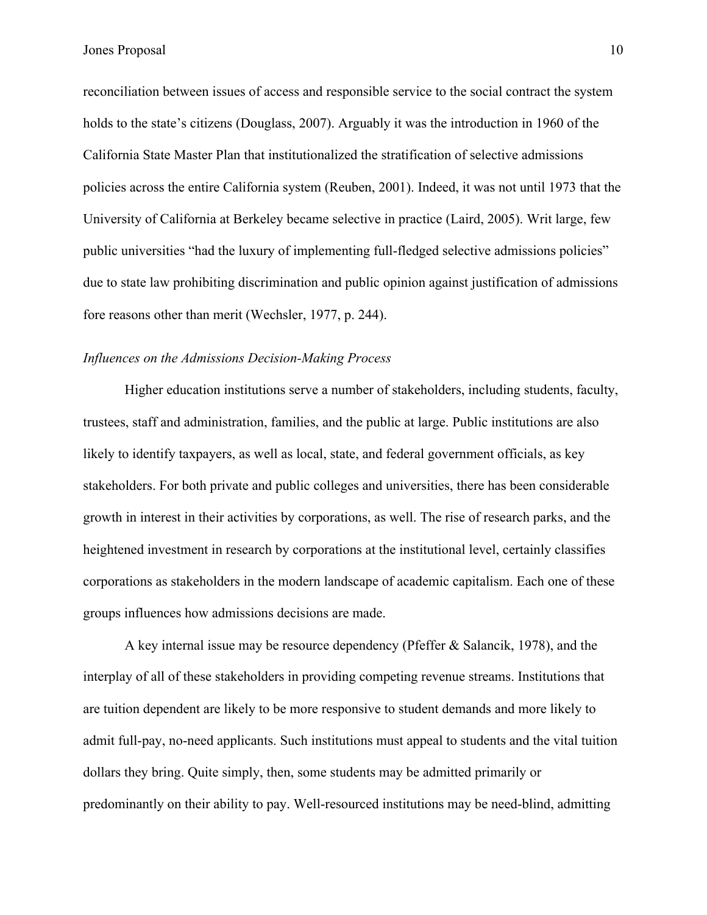reconciliation between issues of access and responsible service to the social contract the system holds to the state's citizens (Douglass, 2007). Arguably it was the introduction in 1960 of the California State Master Plan that institutionalized the stratification of selective admissions policies across the entire California system (Reuben, 2001). Indeed, it was not until 1973 that the University of California at Berkeley became selective in practice (Laird, 2005). Writ large, few public universities "had the luxury of implementing full-fledged selective admissions policies" due to state law prohibiting discrimination and public opinion against justification of admissions fore reasons other than merit (Wechsler, 1977, p. 244).

*Influences on the Admissions Decision-Making Process*

Higher education institutions serve a number of stakeholders, including students, faculty, trustees, staff and administration, families, and the public at large. Public institutions are also likely to identify taxpayers, as well as local, state, and federal government officials, as key stakeholders. For both private and public colleges and universities, there has been considerable growth in interest in their activities by corporations, as well. The rise of research parks, and the heightened investment in research by corporations at the institutional level, certainly classifies corporations as stakeholders in the modern landscape of academic capitalism. Each one of these groups influences how admissions decisions are made.

A key internal issue may be resource dependency (Pfeffer & Salancik, 1978), and the interplay of all of these stakeholders in providing competing revenue streams. Institutions that are tuition dependent are likely to be more responsive to student demands and more likely to admit full-pay, no-need applicants. Such institutions must appeal to students and the vital tuition dollars they bring. Quite simply, then, some students may be admitted primarily or predominantly on their ability to pay. Well-resourced institutions may be need-blind, admitting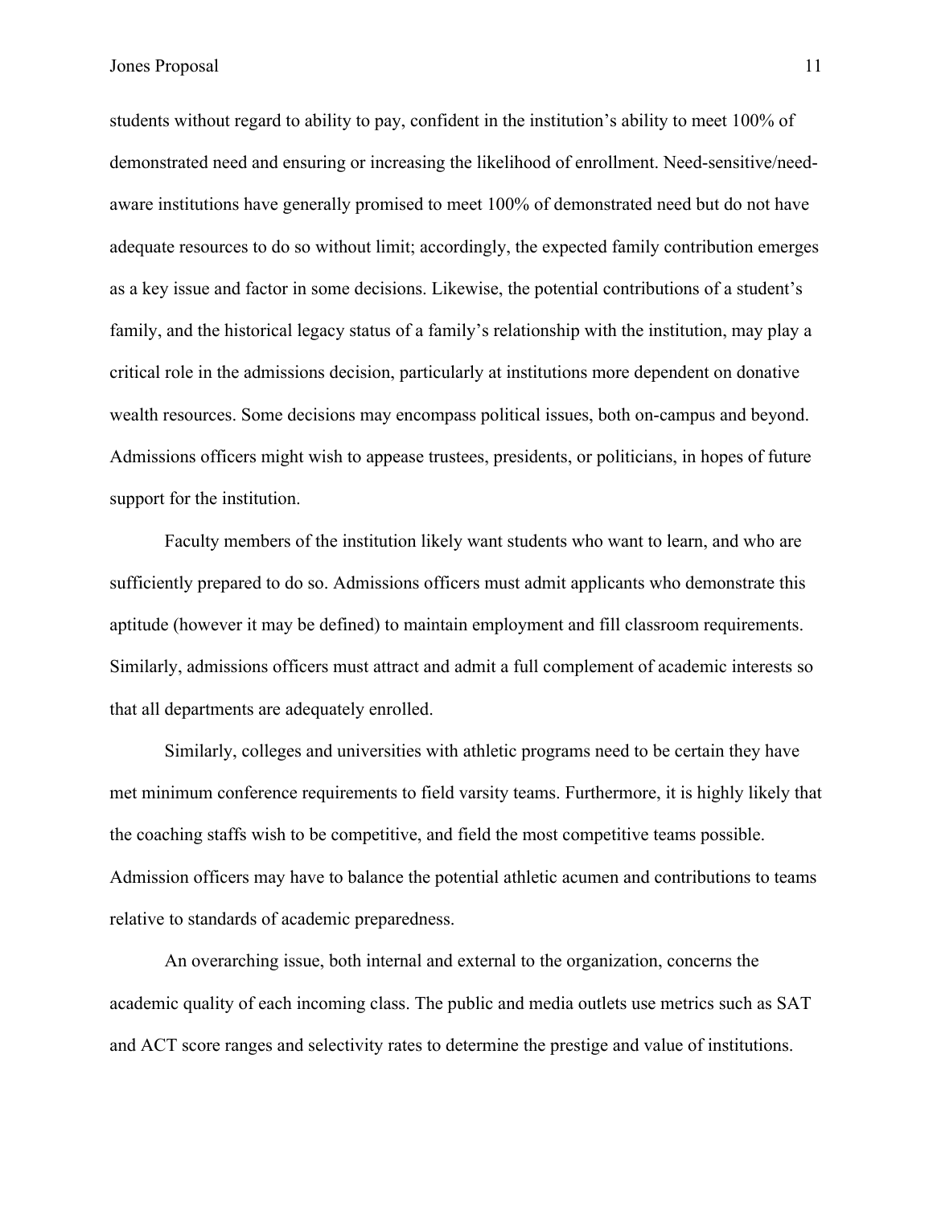students without regard to ability to pay, confident in the institution's ability to meet 100% of demonstrated need and ensuring or increasing the likelihood of enrollment. Need-sensitive/need-aware institutions have generally promised to meet 100% of demonstrated need but do not have adequate resources to do so without limit; accordingly, the expected family contribution emerges as a key issue and factor in some decisions. Likewise, the potential contributions of a student's family, and the historical legacy status of a family's relationship with the institution, may play a critical role in the admissions decision, particularly at institutions more dependent on donative wealth resources. Some decisions may encompass political issues, both on-campus and beyond. Admissions officers might wish to appease trustees, presidents, or politicians, in hopes of future support for the institution.

Faculty members of the institution likely want students who want to learn, and who are sufficiently prepared to do so. Admissions officers must admit applicants who demonstrate this aptitude (however it may be defined) to maintain employment and fill classroom requirements. Similarly, admissions officers must attract and admit a full complement of academic interests so that all departments are adequately enrolled.

Similarly, colleges and universities with athletic programs need to be certain they have met minimum conference requirements to field varsity teams. Furthermore, it is highly likely that the coaching staffs wish to be competitive, and field the most competitive teams possible. Admission officers may have to balance the potential athletic acumen and contributions to teams relative to standards of academic preparedness.

An overarching issue, both internal and external to the organization, concerns the academic quality of each incoming class. The public and media outlets use metrics such as SAT and ACT score ranges and selectivity rates to determine the prestige and value of institutions.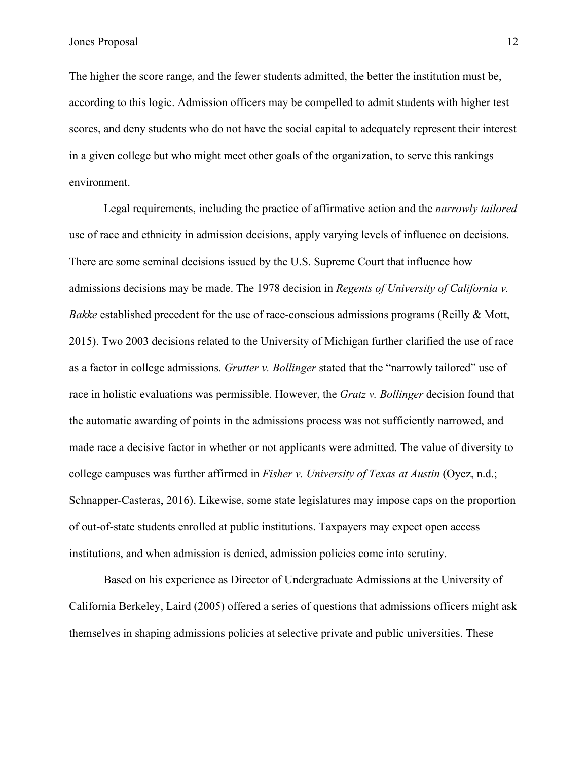The higher the score range, and the fewer students admitted, the better the institution must be, according to this logic. Admission officers may be compelled to admit students with higher test scores, and deny students who do not have the social capital to adequately represent their interest in a given college but who might meet other goals of the organization, to serve this rankings environment.

Legal requirements, including the practice of affirmative action and the *narrowly tailored* use of race and ethnicity in admission decisions, apply varying levels of influence on decisions. There are some seminal decisions issued by the U.S. Supreme Court that influence how admissions decisions may be made. The 1978 decision in *Regents of University of California v. Bakke* established precedent for the use of race-conscious admissions programs (Reilly & Mott, 2015). Two 2003 decisions related to the University of Michigan further clarified the use of race as a factor in college admissions. *Grutter v. Bollinger* stated that the "narrowly tailored" use of race in holistic evaluations was permissible. However, the *Gratz v. Bollinger* decision found that the automatic awarding of points in the admissions process was not sufficiently narrowed, and made race a decisive factor in whether or not applicants were admitted. The value of diversity to college campuses was further affirmed in *Fisher v. University of Texas at Austin* (Oyez, n.d.; Schnapper-Casteras, 2016). Likewise, some state legislatures may impose caps on the proportion of out-of-state students enrolled at public institutions. Taxpayers may expect open access institutions, and when admission is denied, admission policies come into scrutiny.

Based on his experience as Director of Undergraduate Admissions at the University of California Berkeley, Laird (2005) offered a series of questions that admissions officers might ask themselves in shaping admissions policies at selective private and public universities. These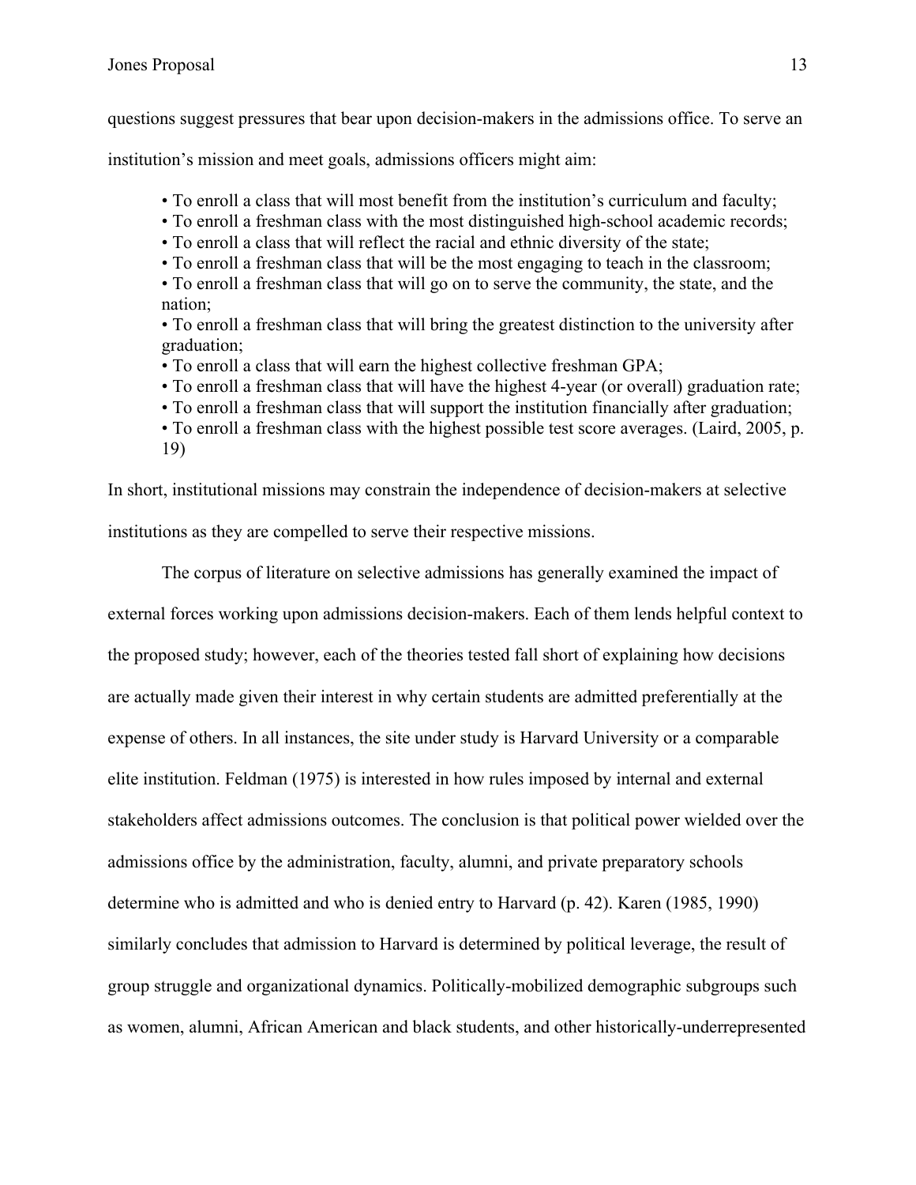questions suggest pressures that bear upon decision-makers in the admissions office. To serve an institution's mission and meet goals, admissions officers might aim:

> • To enroll a class that will most benefit from the institution's curriculum and faculty;
> • To enroll a freshman class with the most distinguished high-school academic records;
> • To enroll a class that will reflect the racial and ethnic diversity of the state;
> • To enroll a freshman class that will be the most engaging to teach in the classroom;
> • To enroll a freshman class that will go on to serve the community, the state, and the nation;
> • To enroll a freshman class that will bring the greatest distinction to the university after graduation;
> • To enroll a class that will earn the highest collective freshman GPA;
> • To enroll a freshman class that will have the highest 4-year (or overall) graduation rate;
> • To enroll a freshman class that will support the institution financially after graduation;
> • To enroll a freshman class with the highest possible test score averages. (Laird, 2005, p. 19)

In short, institutional missions may constrain the independence of decision-makers at selective institutions as they are compelled to serve their respective missions.

The corpus of literature on selective admissions has generally examined the impact of external forces working upon admissions decision-makers. Each of them lends helpful context to the proposed study; however, each of the theories tested fall short of explaining how decisions are actually made given their interest in why certain students are admitted preferentially at the expense of others. In all instances, the site under study is Harvard University or a comparable elite institution. Feldman (1975) is interested in how rules imposed by internal and external stakeholders affect admissions outcomes. The conclusion is that political power wielded over the admissions office by the administration, faculty, alumni, and private preparatory schools determine who is admitted and who is denied entry to Harvard (p. 42). Karen (1985, 1990) similarly concludes that admission to Harvard is determined by political leverage, the result of group struggle and organizational dynamics. Politically-mobilized demographic subgroups such as women, alumni, African American and black students, and other historically-underrepresented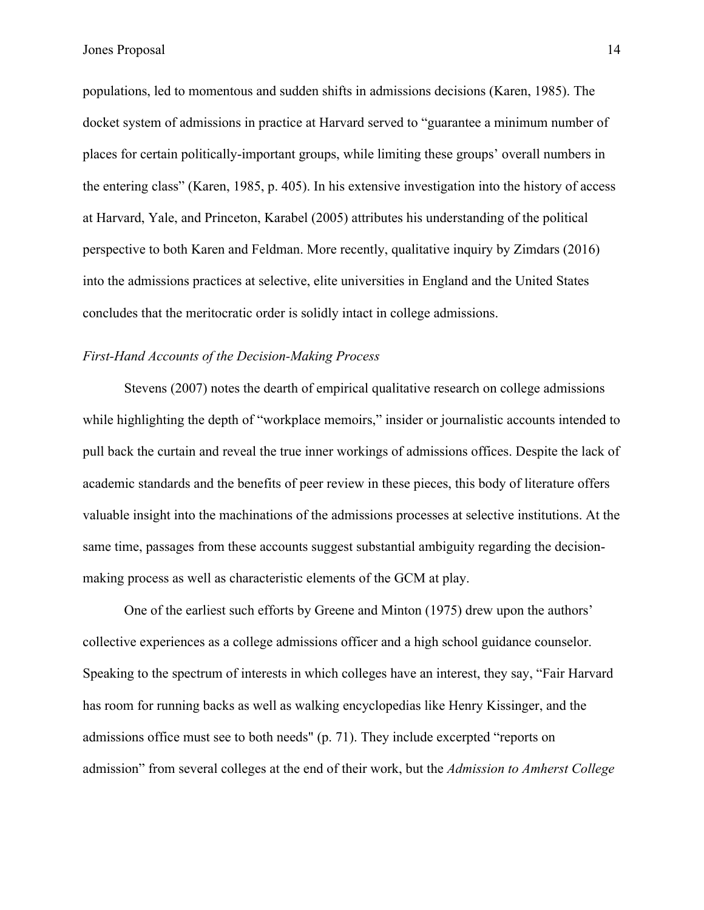populations, led to momentous and sudden shifts in admissions decisions (Karen, 1985). The docket system of admissions in practice at Harvard served to "guarantee a minimum number of places for certain politically-important groups, while limiting these groups' overall numbers in the entering class" (Karen, 1985, p. 405). In his extensive investigation into the history of access at Harvard, Yale, and Princeton, Karabel (2005) attributes his understanding of the political perspective to both Karen and Feldman. More recently, qualitative inquiry by Zimdars (2016) into the admissions practices at selective, elite universities in England and the United States concludes that the meritocratic order is solidly intact in college admissions.

### *First-Hand Accounts of the Decision-Making Process*

Stevens (2007) notes the dearth of empirical qualitative research on college admissions while highlighting the depth of "workplace memoirs," insider or journalistic accounts intended to pull back the curtain and reveal the true inner workings of admissions offices. Despite the lack of academic standards and the benefits of peer review in these pieces, this body of literature offers valuable insight into the machinations of the admissions processes at selective institutions. At the same time, passages from these accounts suggest substantial ambiguity regarding the decision-making process as well as characteristic elements of the GCM at play.

One of the earliest such efforts by Greene and Minton (1975) drew upon the authors' collective experiences as a college admissions officer and a high school guidance counselor. Speaking to the spectrum of interests in which colleges have an interest, they say, "Fair Harvard has room for running backs as well as walking encyclopedias like Henry Kissinger, and the admissions office must see to both needs" (p. 71). They include excerpted "reports on admission" from several colleges at the end of their work, but the *Admission to Amherst College*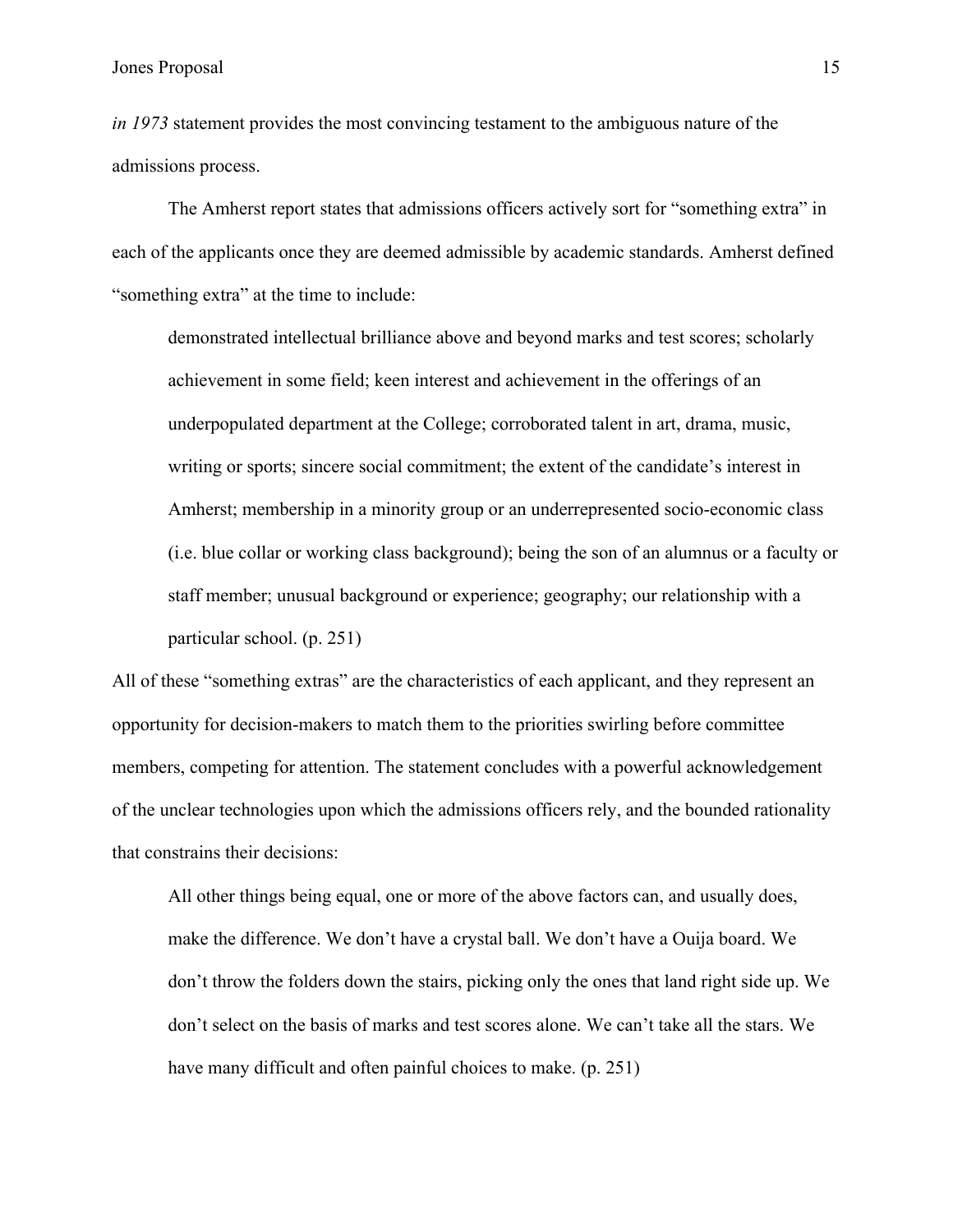*in 1973* statement provides the most convincing testament to the ambiguous nature of the admissions process.

The Amherst report states that admissions officers actively sort for "something extra" in each of the applicants once they are deemed admissible by academic standards. Amherst defined "something extra" at the time to include:

> demonstrated intellectual brilliance above and beyond marks and test scores; scholarly achievement in some field; keen interest and achievement in the offerings of an underpopulated department at the College; corroborated talent in art, drama, music, writing or sports; sincere social commitment; the extent of the candidate's interest in Amherst; membership in a minority group or an underrepresented socio-economic class (i.e. blue collar or working class background); being the son of an alumnus or a faculty or staff member; unusual background or experience; geography; our relationship with a particular school. (p. 251)

All of these "something extras" are the characteristics of each applicant, and they represent an opportunity for decision-makers to match them to the priorities swirling before committee members, competing for attention. The statement concludes with a powerful acknowledgement of the unclear technologies upon which the admissions officers rely, and the bounded rationality that constrains their decisions:

> All other things being equal, one or more of the above factors can, and usually does, make the difference. We don't have a crystal ball. We don't have a Ouija board. We don't throw the folders down the stairs, picking only the ones that land right side up. We don't select on the basis of marks and test scores alone. We can't take all the stars. We have many difficult and often painful choices to make. (p. 251)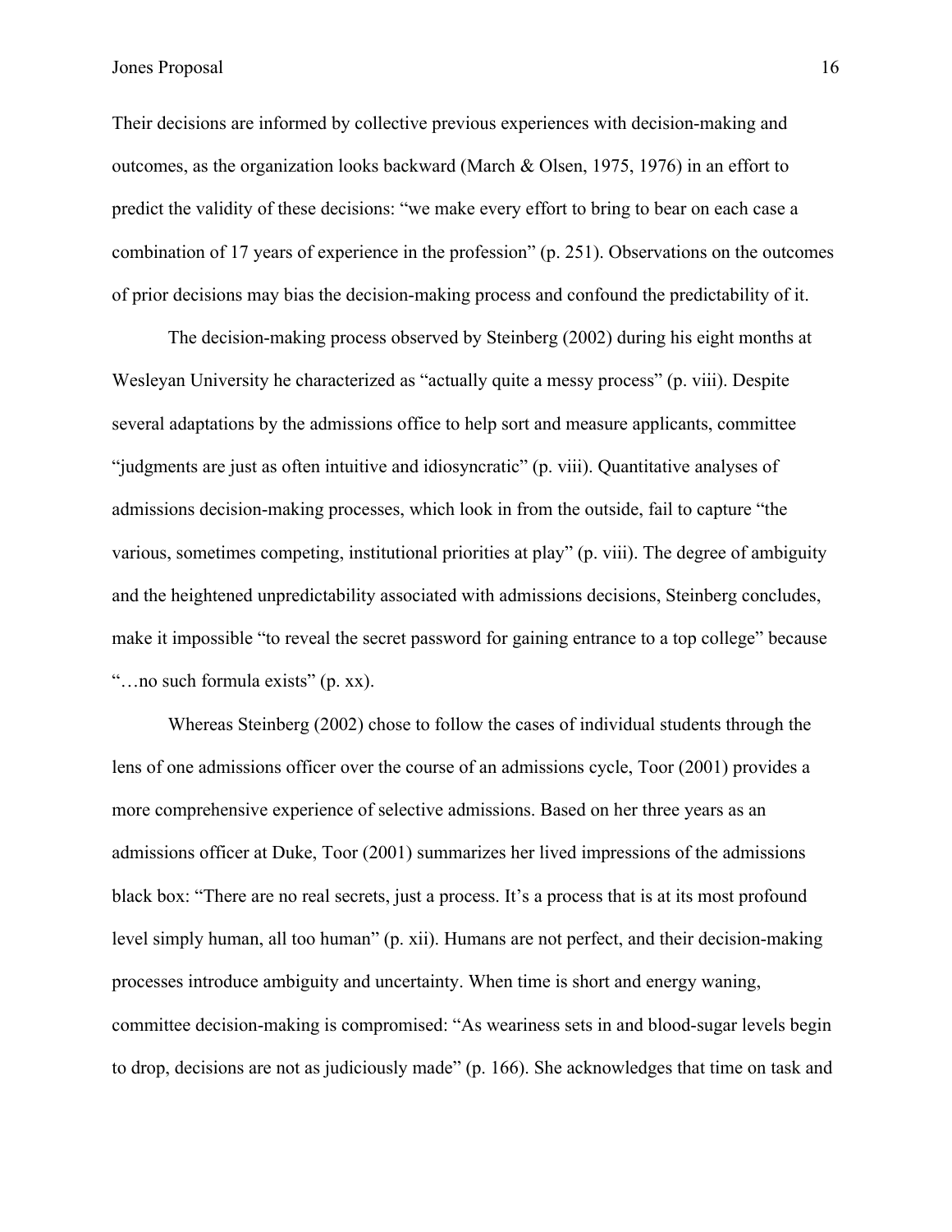Their decisions are informed by collective previous experiences with decision-making and outcomes, as the organization looks backward (March & Olsen, 1975, 1976) in an effort to predict the validity of these decisions: "we make every effort to bring to bear on each case a combination of 17 years of experience in the profession" (p. 251). Observations on the outcomes of prior decisions may bias the decision-making process and confound the predictability of it.

The decision-making process observed by Steinberg (2002) during his eight months at Wesleyan University he characterized as "actually quite a messy process" (p. viii). Despite several adaptations by the admissions office to help sort and measure applicants, committee "judgments are just as often intuitive and idiosyncratic" (p. viii). Quantitative analyses of admissions decision-making processes, which look in from the outside, fail to capture "the various, sometimes competing, institutional priorities at play" (p. viii). The degree of ambiguity and the heightened unpredictability associated with admissions decisions, Steinberg concludes, make it impossible "to reveal the secret password for gaining entrance to a top college" because "…no such formula exists" (p. xx).

Whereas Steinberg (2002) chose to follow the cases of individual students through the lens of one admissions officer over the course of an admissions cycle, Toor (2001) provides a more comprehensive experience of selective admissions. Based on her three years as an admissions officer at Duke, Toor (2001) summarizes her lived impressions of the admissions black box: "There are no real secrets, just a process. It's a process that is at its most profound level simply human, all too human" (p. xii). Humans are not perfect, and their decision-making processes introduce ambiguity and uncertainty. When time is short and energy waning, committee decision-making is compromised: "As weariness sets in and blood-sugar levels begin to drop, decisions are not as judiciously made" (p. 166). She acknowledges that time on task and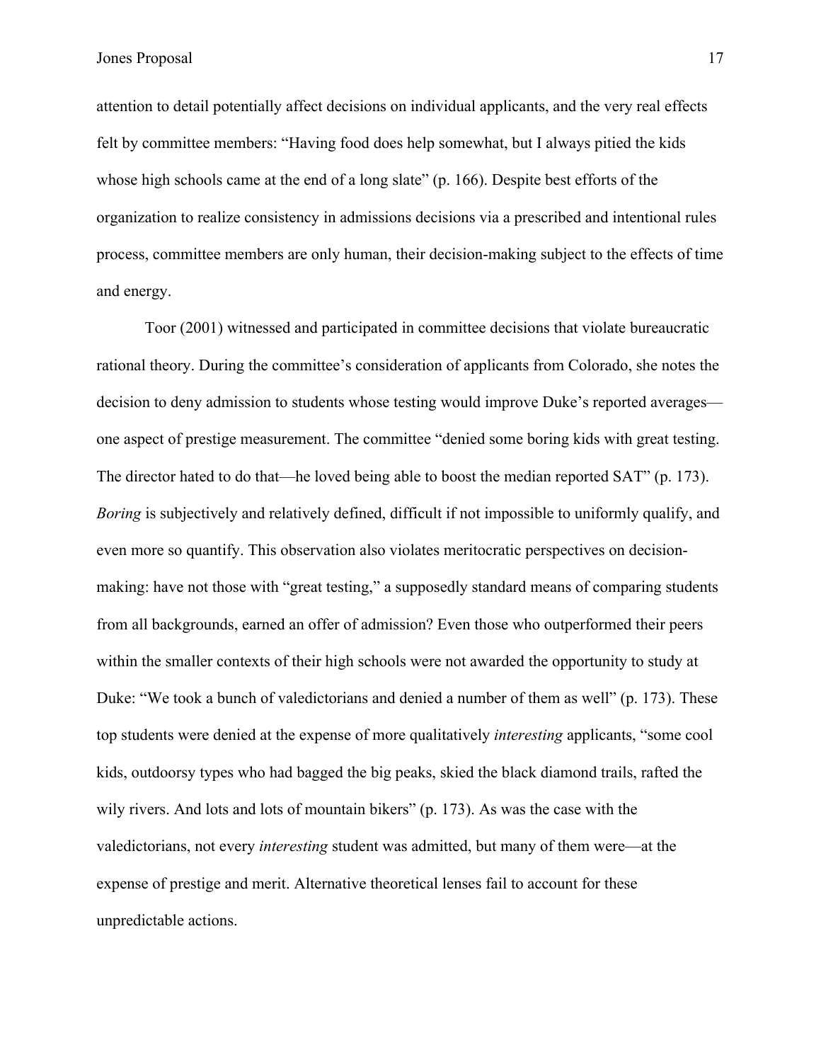attention to detail potentially affect decisions on individual applicants, and the very real effects felt by committee members: "Having food does help somewhat, but I always pitied the kids whose high schools came at the end of a long slate" (p. 166). Despite best efforts of the organization to realize consistency in admissions decisions via a prescribed and intentional rules process, committee members are only human, their decision-making subject to the effects of time and energy.

Toor (2001) witnessed and participated in committee decisions that violate bureaucratic rational theory. During the committee's consideration of applicants from Colorado, she notes the decision to deny admission to students whose testing would improve Duke's reported averages—one aspect of prestige measurement. The committee "denied some boring kids with great testing. The director hated to do that—he loved being able to boost the median reported SAT" (p. 173). *Boring* is subjectively and relatively defined, difficult if not impossible to uniformly qualify, and even more so quantify. This observation also violates meritocratic perspectives on decision-making: have not those with "great testing," a supposedly standard means of comparing students from all backgrounds, earned an offer of admission? Even those who outperformed their peers within the smaller contexts of their high schools were not awarded the opportunity to study at Duke: "We took a bunch of valedictorians and denied a number of them as well" (p. 173). These top students were denied at the expense of more qualitatively *interesting* applicants, "some cool kids, outdoorsy types who had bagged the big peaks, skied the black diamond trails, rafted the wily rivers. And lots and lots of mountain bikers" (p. 173). As was the case with the valedictorians, not every *interesting* student was admitted, but many of them were—at the expense of prestige and merit. Alternative theoretical lenses fail to account for these unpredictable actions.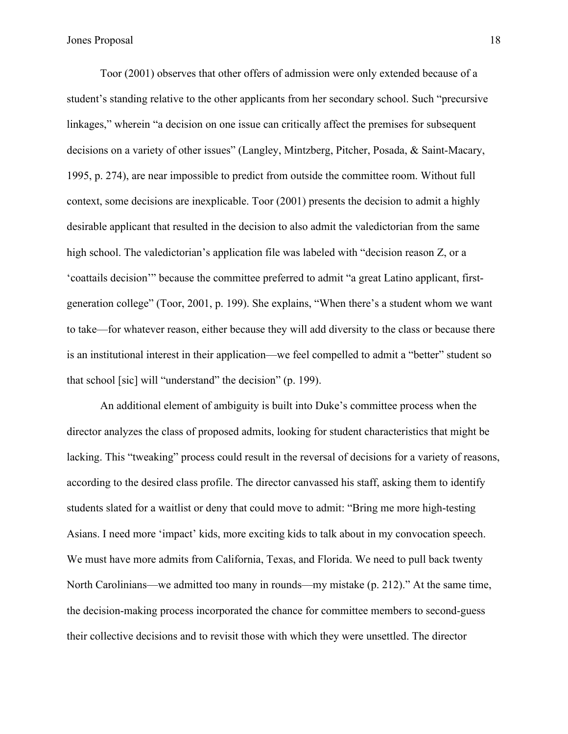Toor (2001) observes that other offers of admission were only extended because of a student's standing relative to the other applicants from her secondary school. Such "precursive linkages," wherein "a decision on one issue can critically affect the premises for subsequent decisions on a variety of other issues" (Langley, Mintzberg, Pitcher, Posada, & Saint-Macary, 1995, p. 274), are near impossible to predict from outside the committee room. Without full context, some decisions are inexplicable. Toor (2001) presents the decision to admit a highly desirable applicant that resulted in the decision to also admit the valedictorian from the same high school. The valedictorian's application file was labeled with "decision reason Z, or a 'coattails decision'" because the committee preferred to admit "a great Latino applicant, first-generation college" (Toor, 2001, p. 199). She explains, "When there's a student whom we want to take—for whatever reason, either because they will add diversity to the class or because there is an institutional interest in their application—we feel compelled to admit a "better" student so that school [sic] will "understand" the decision" (p. 199).

An additional element of ambiguity is built into Duke's committee process when the director analyzes the class of proposed admits, looking for student characteristics that might be lacking. This "tweaking" process could result in the reversal of decisions for a variety of reasons, according to the desired class profile. The director canvassed his staff, asking them to identify students slated for a waitlist or deny that could move to admit: "Bring me more high-testing Asians. I need more 'impact' kids, more exciting kids to talk about in my convocation speech. We must have more admits from California, Texas, and Florida. We need to pull back twenty North Carolinians—we admitted too many in rounds—my mistake (p. 212)." At the same time, the decision-making process incorporated the chance for committee members to second-guess their collective decisions and to revisit those with which they were unsettled. The director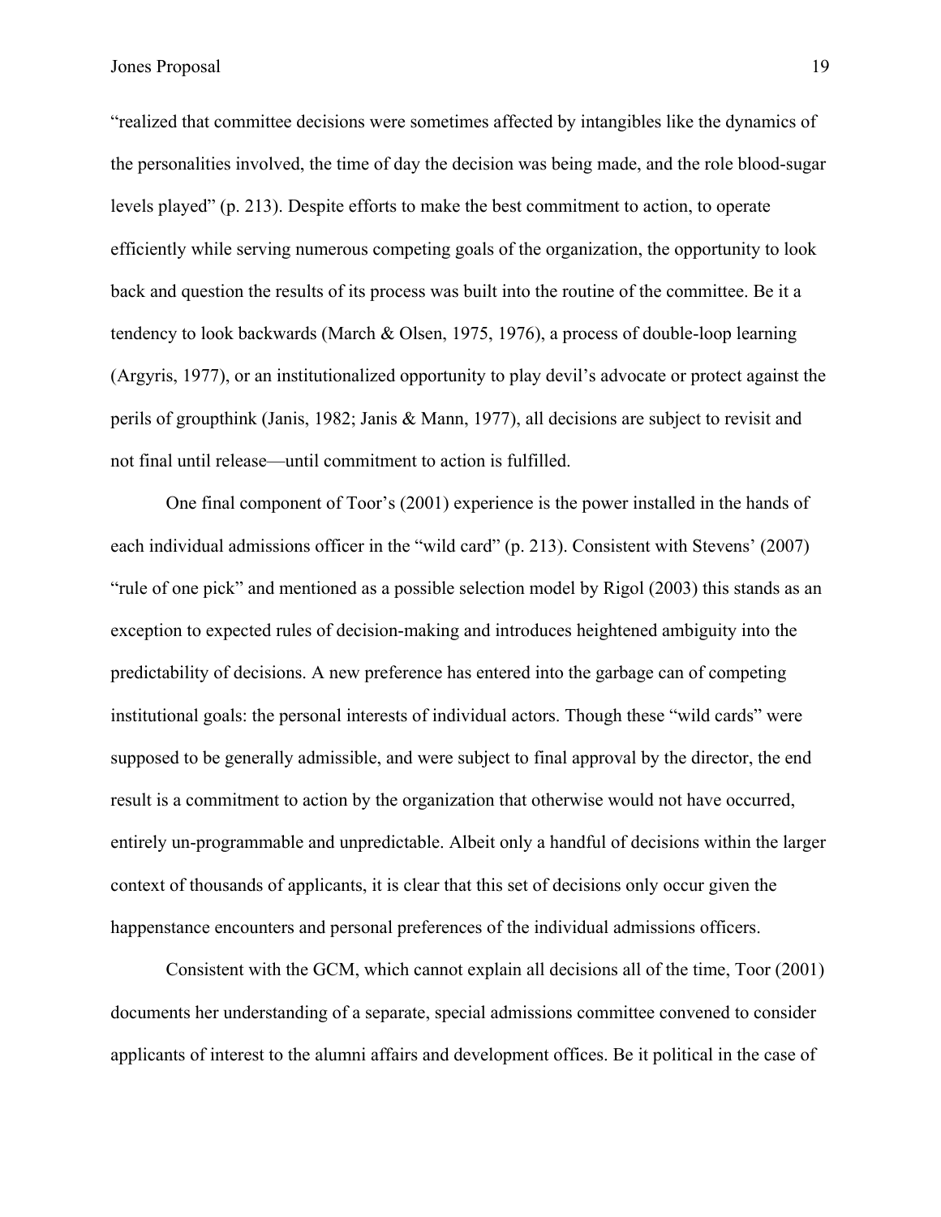"realized that committee decisions were sometimes affected by intangibles like the dynamics of the personalities involved, the time of day the decision was being made, and the role blood-sugar levels played" (p. 213). Despite efforts to make the best commitment to action, to operate efficiently while serving numerous competing goals of the organization, the opportunity to look back and question the results of its process was built into the routine of the committee. Be it a tendency to look backwards (March & Olsen, 1975, 1976), a process of double-loop learning (Argyris, 1977), or an institutionalized opportunity to play devil's advocate or protect against the perils of groupthink (Janis, 1982; Janis & Mann, 1977), all decisions are subject to revisit and not final until release—until commitment to action is fulfilled.

One final component of Toor's (2001) experience is the power installed in the hands of each individual admissions officer in the "wild card" (p. 213). Consistent with Stevens' (2007) "rule of one pick" and mentioned as a possible selection model by Rigol (2003) this stands as an exception to expected rules of decision-making and introduces heightened ambiguity into the predictability of decisions. A new preference has entered into the garbage can of competing institutional goals: the personal interests of individual actors. Though these "wild cards" were supposed to be generally admissible, and were subject to final approval by the director, the end result is a commitment to action by the organization that otherwise would not have occurred, entirely un-programmable and unpredictable. Albeit only a handful of decisions within the larger context of thousands of applicants, it is clear that this set of decisions only occur given the happenstance encounters and personal preferences of the individual admissions officers.

Consistent with the GCM, which cannot explain all decisions all of the time, Toor (2001) documents her understanding of a separate, special admissions committee convened to consider applicants of interest to the alumni affairs and development offices. Be it political in the case of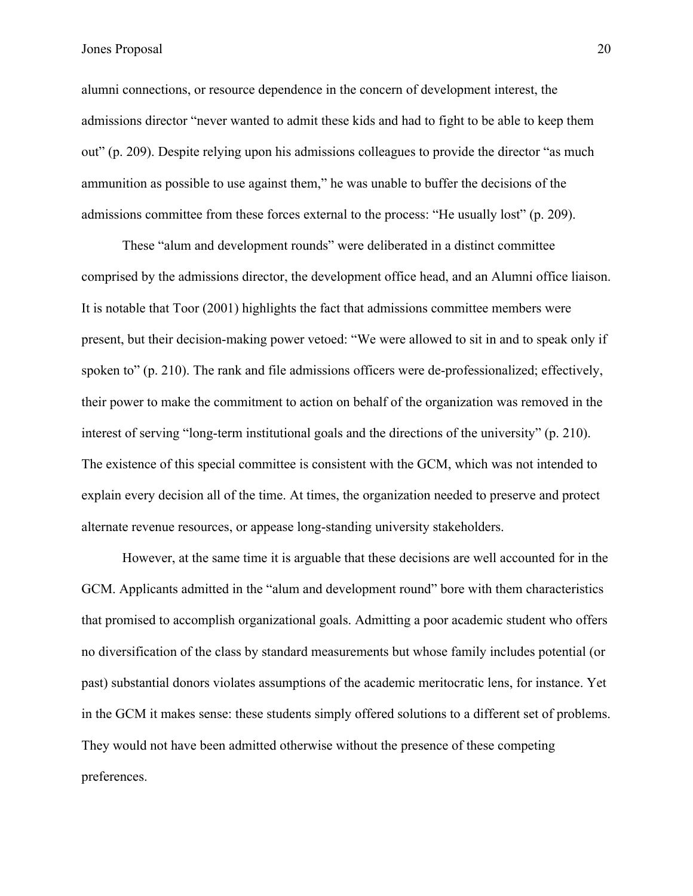alumni connections, or resource dependence in the concern of development interest, the admissions director "never wanted to admit these kids and had to fight to be able to keep them out" (p. 209). Despite relying upon his admissions colleagues to provide the director "as much ammunition as possible to use against them," he was unable to buffer the decisions of the admissions committee from these forces external to the process: "He usually lost" (p. 209).

These "alum and development rounds" were deliberated in a distinct committee comprised by the admissions director, the development office head, and an Alumni office liaison. It is notable that Toor (2001) highlights the fact that admissions committee members were present, but their decision-making power vetoed: "We were allowed to sit in and to speak only if spoken to" (p. 210). The rank and file admissions officers were de-professionalized; effectively, their power to make the commitment to action on behalf of the organization was removed in the interest of serving "long-term institutional goals and the directions of the university" (p. 210). The existence of this special committee is consistent with the GCM, which was not intended to explain every decision all of the time. At times, the organization needed to preserve and protect alternate revenue resources, or appease long-standing university stakeholders.

However, at the same time it is arguable that these decisions are well accounted for in the GCM. Applicants admitted in the "alum and development round" bore with them characteristics that promised to accomplish organizational goals. Admitting a poor academic student who offers no diversification of the class by standard measurements but whose family includes potential (or past) substantial donors violates assumptions of the academic meritocratic lens, for instance. Yet in the GCM it makes sense: these students simply offered solutions to a different set of problems. They would not have been admitted otherwise without the presence of these competing preferences.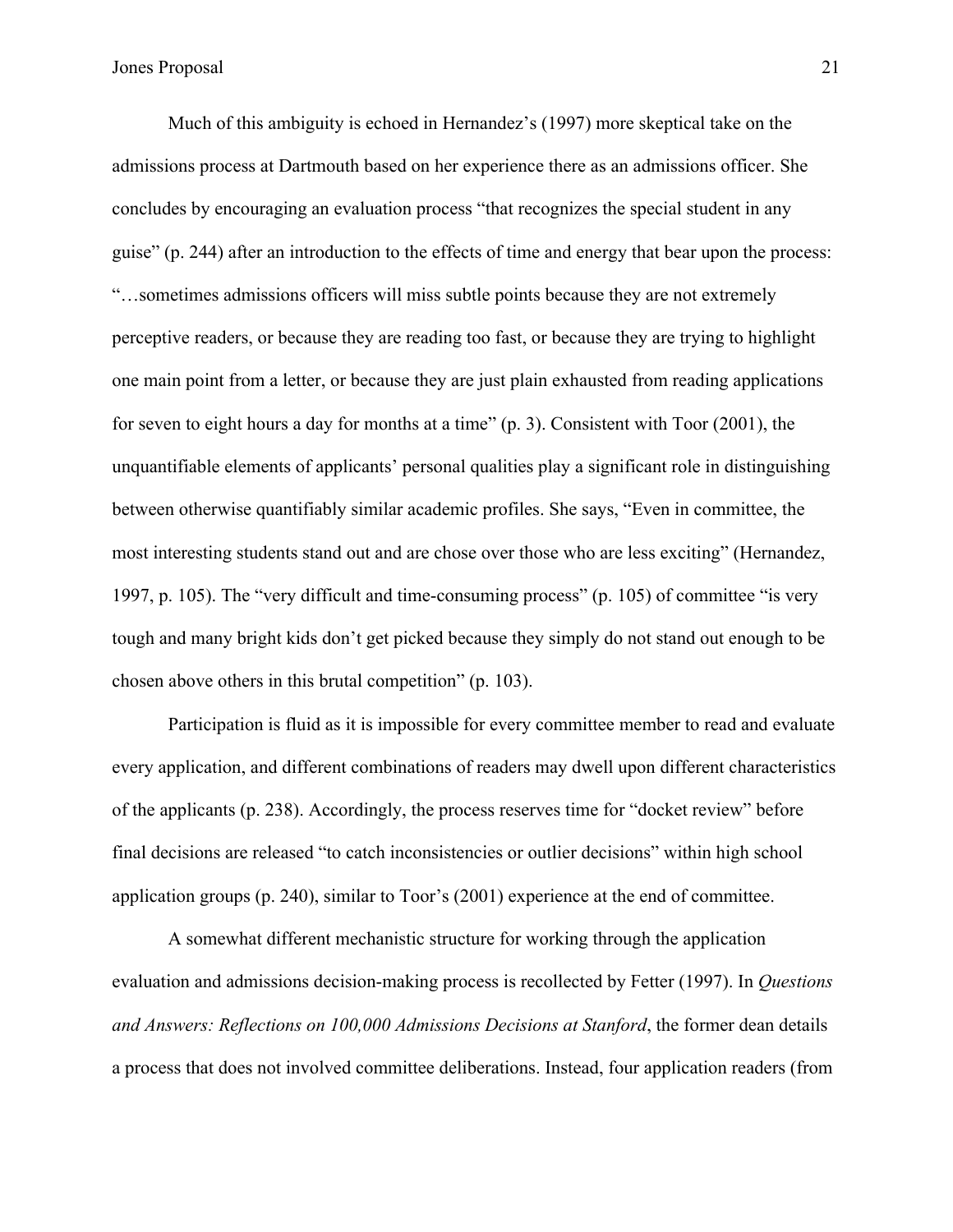Much of this ambiguity is echoed in Hernandez's (1997) more skeptical take on the admissions process at Dartmouth based on her experience there as an admissions officer. She concludes by encouraging an evaluation process "that recognizes the special student in any guise" (p. 244) after an introduction to the effects of time and energy that bear upon the process: "…sometimes admissions officers will miss subtle points because they are not extremely perceptive readers, or because they are reading too fast, or because they are trying to highlight one main point from a letter, or because they are just plain exhausted from reading applications for seven to eight hours a day for months at a time" (p. 3). Consistent with Toor (2001), the unquantifiable elements of applicants' personal qualities play a significant role in distinguishing between otherwise quantifiably similar academic profiles. She says, "Even in committee, the most interesting students stand out and are chose over those who are less exciting" (Hernandez, 1997, p. 105). The "very difficult and time-consuming process" (p. 105) of committee "is very tough and many bright kids don't get picked because they simply do not stand out enough to be chosen above others in this brutal competition" (p. 103).

Participation is fluid as it is impossible for every committee member to read and evaluate every application, and different combinations of readers may dwell upon different characteristics of the applicants (p. 238). Accordingly, the process reserves time for "docket review" before final decisions are released "to catch inconsistencies or outlier decisions" within high school application groups (p. 240), similar to Toor's (2001) experience at the end of committee.

A somewhat different mechanistic structure for working through the application evaluation and admissions decision-making process is recollected by Fetter (1997). In *Questions and Answers: Reflections on 100,000 Admissions Decisions at Stanford*, the former dean details a process that does not involved committee deliberations. Instead, four application readers (from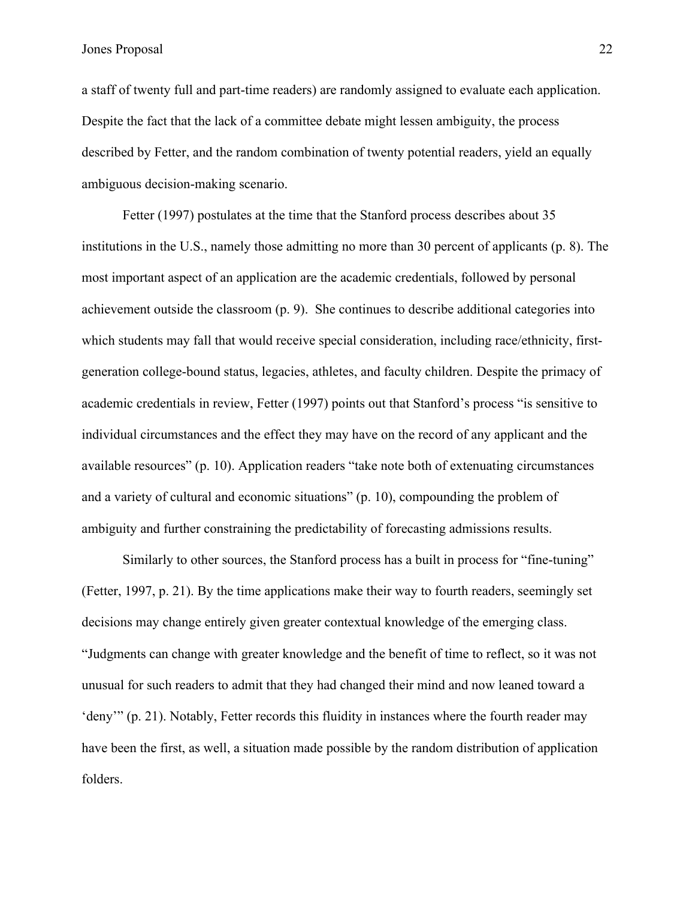a staff of twenty full and part-time readers) are randomly assigned to evaluate each application. Despite the fact that the lack of a committee debate might lessen ambiguity, the process described by Fetter, and the random combination of twenty potential readers, yield an equally ambiguous decision-making scenario.

Fetter (1997) postulates at the time that the Stanford process describes about 35 institutions in the U.S., namely those admitting no more than 30 percent of applicants (p. 8). The most important aspect of an application are the academic credentials, followed by personal achievement outside the classroom (p. 9). She continues to describe additional categories into which students may fall that would receive special consideration, including race/ethnicity, first-generation college-bound status, legacies, athletes, and faculty children. Despite the primacy of academic credentials in review, Fetter (1997) points out that Stanford's process "is sensitive to individual circumstances and the effect they may have on the record of any applicant and the available resources" (p. 10). Application readers "take note both of extenuating circumstances and a variety of cultural and economic situations" (p. 10), compounding the problem of ambiguity and further constraining the predictability of forecasting admissions results.

Similarly to other sources, the Stanford process has a built in process for "fine-tuning" (Fetter, 1997, p. 21). By the time applications make their way to fourth readers, seemingly set decisions may change entirely given greater contextual knowledge of the emerging class. "Judgments can change with greater knowledge and the benefit of time to reflect, so it was not unusual for such readers to admit that they had changed their mind and now leaned toward a 'deny'" (p. 21). Notably, Fetter records this fluidity in instances where the fourth reader may have been the first, as well, a situation made possible by the random distribution of application folders.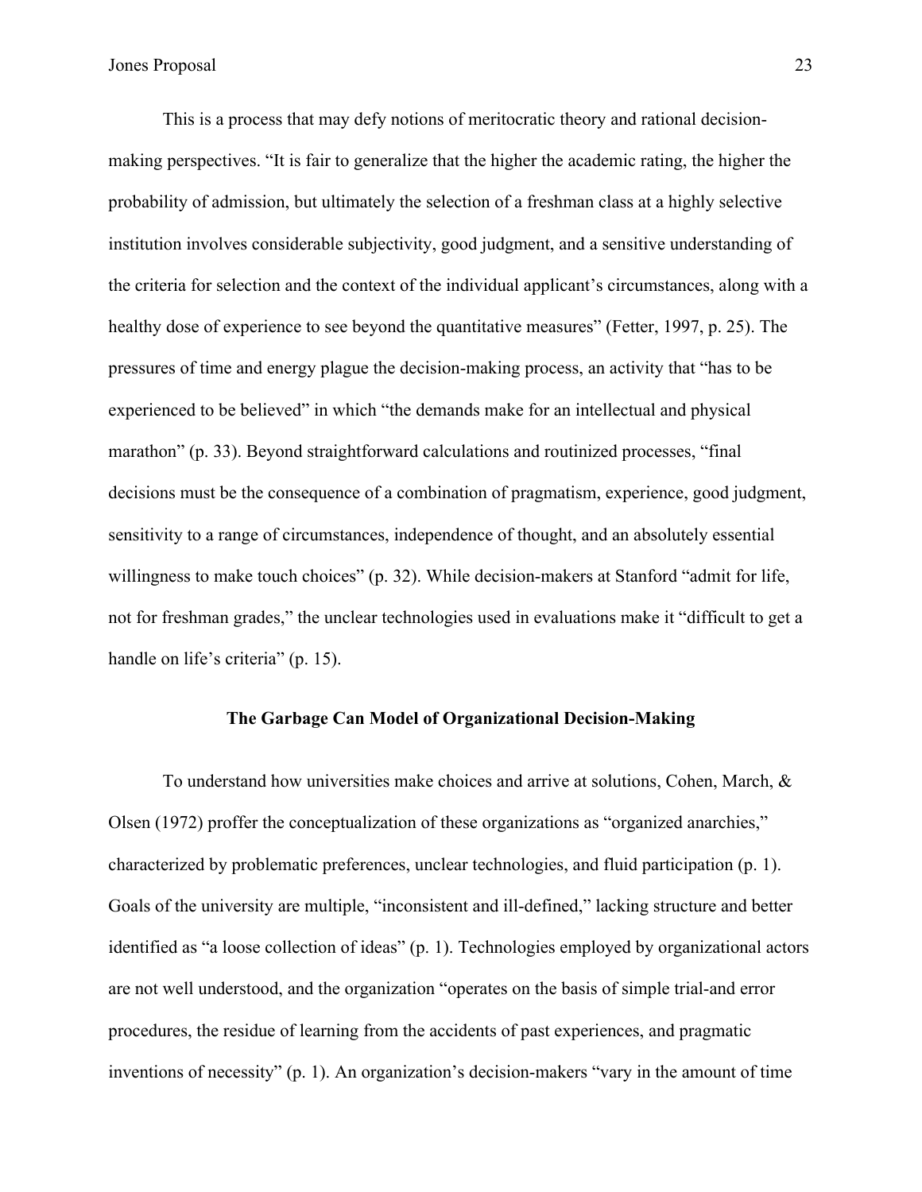This is a process that may defy notions of meritocratic theory and rational decision-making perspectives. "It is fair to generalize that the higher the academic rating, the higher the probability of admission, but ultimately the selection of a freshman class at a highly selective institution involves considerable subjectivity, good judgment, and a sensitive understanding of the criteria for selection and the context of the individual applicant's circumstances, along with a healthy dose of experience to see beyond the quantitative measures" (Fetter, 1997, p. 25). The pressures of time and energy plague the decision-making process, an activity that "has to be experienced to be believed" in which "the demands make for an intellectual and physical marathon" (p. 33). Beyond straightforward calculations and routinized processes, "final decisions must be the consequence of a combination of pragmatism, experience, good judgment, sensitivity to a range of circumstances, independence of thought, and an absolutely essential willingness to make touch choices" (p. 32). While decision-makers at Stanford "admit for life, not for freshman grades," the unclear technologies used in evaluations make it "difficult to get a handle on life's criteria" (p. 15).

## The Garbage Can Model of Organizational Decision-Making

To understand how universities make choices and arrive at solutions, Cohen, March, & Olsen (1972) proffer the conceptualization of these organizations as "organized anarchies," characterized by problematic preferences, unclear technologies, and fluid participation (p. 1). Goals of the university are multiple, "inconsistent and ill-defined," lacking structure and better identified as "a loose collection of ideas" (p. 1). Technologies employed by organizational actors are not well understood, and the organization "operates on the basis of simple trial-and error procedures, the residue of learning from the accidents of past experiences, and pragmatic inventions of necessity" (p. 1). An organization's decision-makers "vary in the amount of time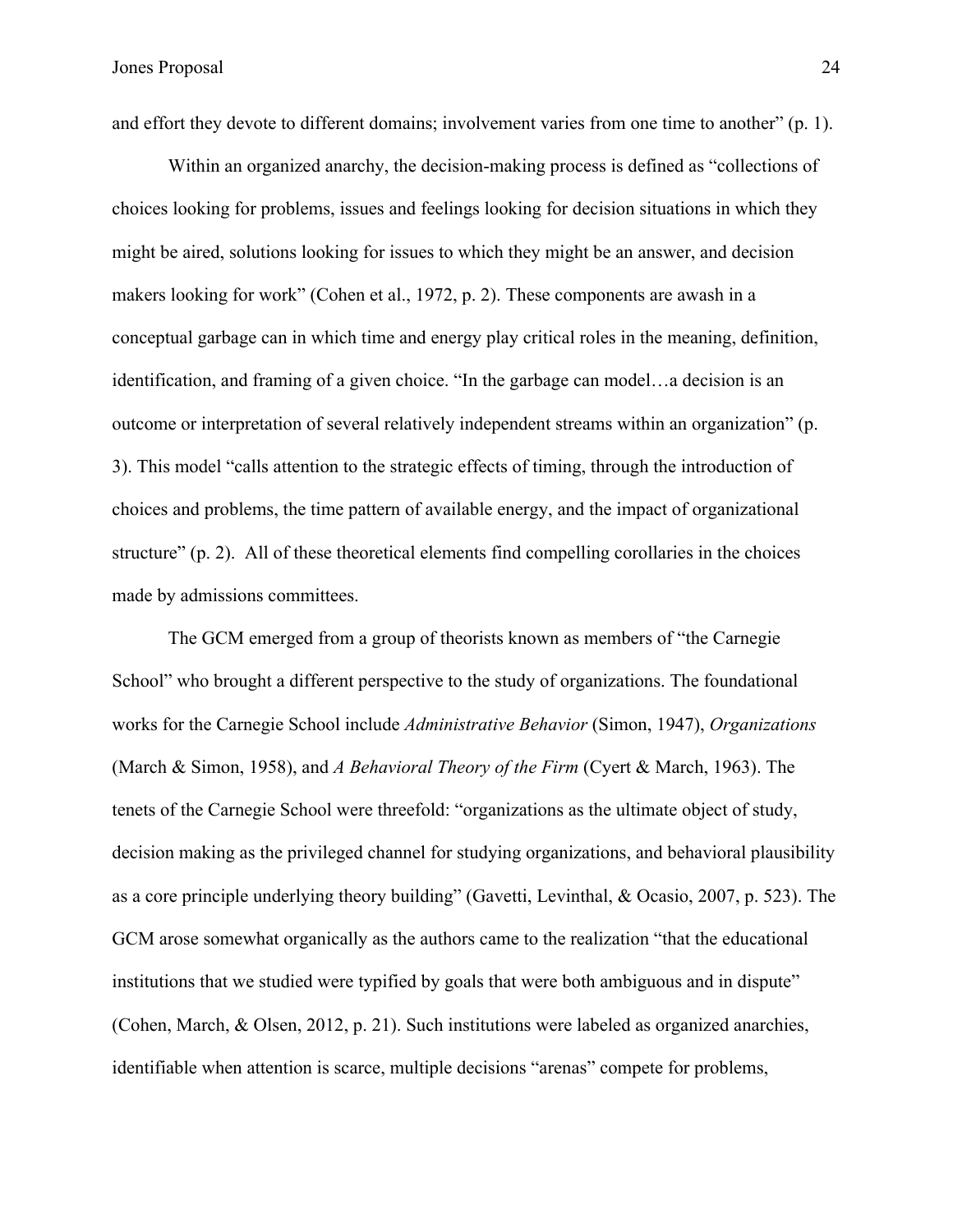and effort they devote to different domains; involvement varies from one time to another" (p. 1).

Within an organized anarchy, the decision-making process is defined as "collections of choices looking for problems, issues and feelings looking for decision situations in which they might be aired, solutions looking for issues to which they might be an answer, and decision makers looking for work" (Cohen et al., 1972, p. 2). These components are awash in a conceptual garbage can in which time and energy play critical roles in the meaning, definition, identification, and framing of a given choice. "In the garbage can model…a decision is an outcome or interpretation of several relatively independent streams within an organization" (p. 3). This model "calls attention to the strategic effects of timing, through the introduction of choices and problems, the time pattern of available energy, and the impact of organizational structure" (p. 2). All of these theoretical elements find compelling corollaries in the choices made by admissions committees.

The GCM emerged from a group of theorists known as members of "the Carnegie School" who brought a different perspective to the study of organizations. The foundational works for the Carnegie School include *Administrative Behavior* (Simon, 1947), *Organizations* (March & Simon, 1958), and *A Behavioral Theory of the Firm* (Cyert & March, 1963). The tenets of the Carnegie School were threefold: "organizations as the ultimate object of study, decision making as the privileged channel for studying organizations, and behavioral plausibility as a core principle underlying theory building" (Gavetti, Levinthal, & Ocasio, 2007, p. 523). The GCM arose somewhat organically as the authors came to the realization "that the educational institutions that we studied were typified by goals that were both ambiguous and in dispute" (Cohen, March, & Olsen, 2012, p. 21). Such institutions were labeled as organized anarchies, identifiable when attention is scarce, multiple decisions "arenas" compete for problems,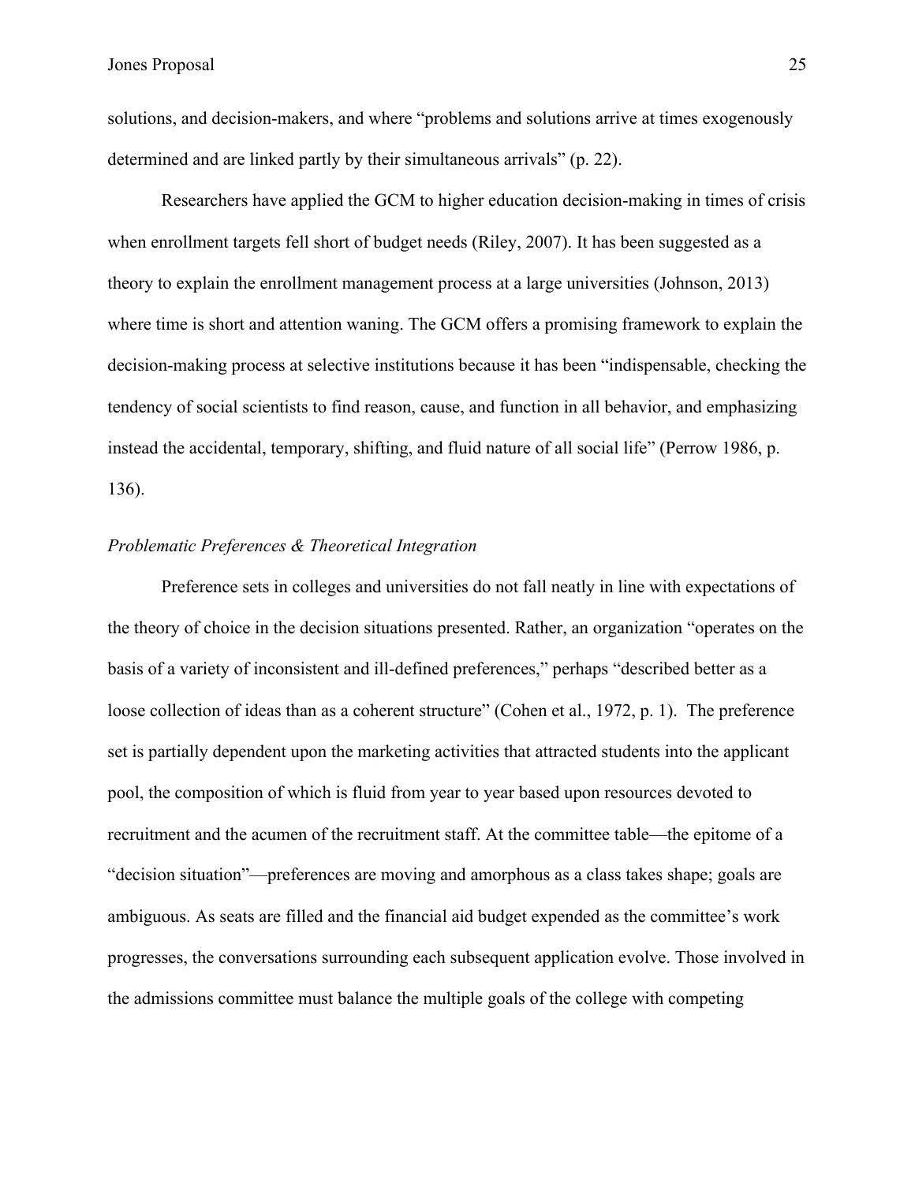solutions, and decision-makers, and where “problems and solutions arrive at times exogenously determined and are linked partly by their simultaneous arrivals” (p. 22).

Researchers have applied the GCM to higher education decision-making in times of crisis when enrollment targets fell short of budget needs (Riley, 2007). It has been suggested as a theory to explain the enrollment management process at a large universities (Johnson, 2013) where time is short and attention waning. The GCM offers a promising framework to explain the decision-making process at selective institutions because it has been “indispensable, checking the tendency of social scientists to find reason, cause, and function in all behavior, and emphasizing instead the accidental, temporary, shifting, and fluid nature of all social life” (Perrow 1986, p. 136).

*Problematic Preferences & Theoretical Integration*

Preference sets in colleges and universities do not fall neatly in line with expectations of the theory of choice in the decision situations presented. Rather, an organization “operates on the basis of a variety of inconsistent and ill-defined preferences,” perhaps “described better as a loose collection of ideas than as a coherent structure” (Cohen et al., 1972, p. 1).  The preference set is partially dependent upon the marketing activities that attracted students into the applicant pool, the composition of which is fluid from year to year based upon resources devoted to recruitment and the acumen of the recruitment staff. At the committee table—the epitome of a “decision situation”—preferences are moving and amorphous as a class takes shape; goals are ambiguous. As seats are filled and the financial aid budget expended as the committee’s work progresses, the conversations surrounding each subsequent application evolve. Those involved in the admissions committee must balance the multiple goals of the college with competing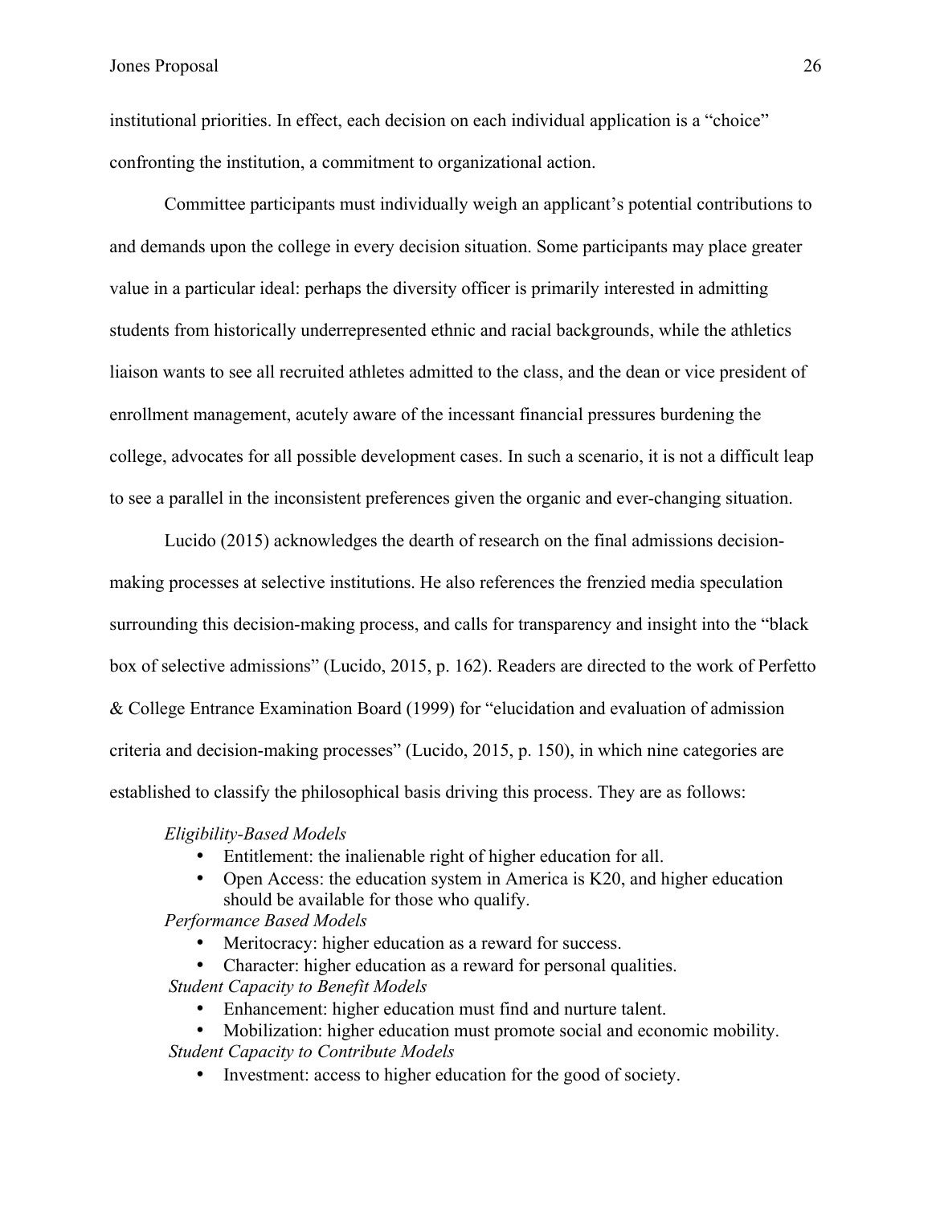institutional priorities. In effect, each decision on each individual application is a "choice" confronting the institution, a commitment to organizational action.

Committee participants must individually weigh an applicant's potential contributions to and demands upon the college in every decision situation. Some participants may place greater value in a particular ideal: perhaps the diversity officer is primarily interested in admitting students from historically underrepresented ethnic and racial backgrounds, while the athletics liaison wants to see all recruited athletes admitted to the class, and the dean or vice president of enrollment management, acutely aware of the incessant financial pressures burdening the college, advocates for all possible development cases. In such a scenario, it is not a difficult leap to see a parallel in the inconsistent preferences given the organic and ever-changing situation.

Lucido (2015) acknowledges the dearth of research on the final admissions decision-making processes at selective institutions. He also references the frenzied media speculation surrounding this decision-making process, and calls for transparency and insight into the "black box of selective admissions" (Lucido, 2015, p. 162). Readers are directed to the work of Perfetto & College Entrance Examination Board (1999) for "elucidation and evaluation of admission criteria and decision-making processes" (Lucido, 2015, p. 150), in which nine categories are established to classify the philosophical basis driving this process. They are as follows:

*Eligibility-Based Models*

- Entitlement: the inalienable right of higher education for all.
- Open Access: the education system in America is K20, and higher education should be available for those who qualify.

*Performance Based Models*

- Meritocracy: higher education as a reward for success.
- Character: higher education as a reward for personal qualities.

*Student Capacity to Benefit Models*

- Enhancement: higher education must find and nurture talent.
- Mobilization: higher education must promote social and economic mobility.

*Student Capacity to Contribute Models*

- Investment: access to higher education for the good of society.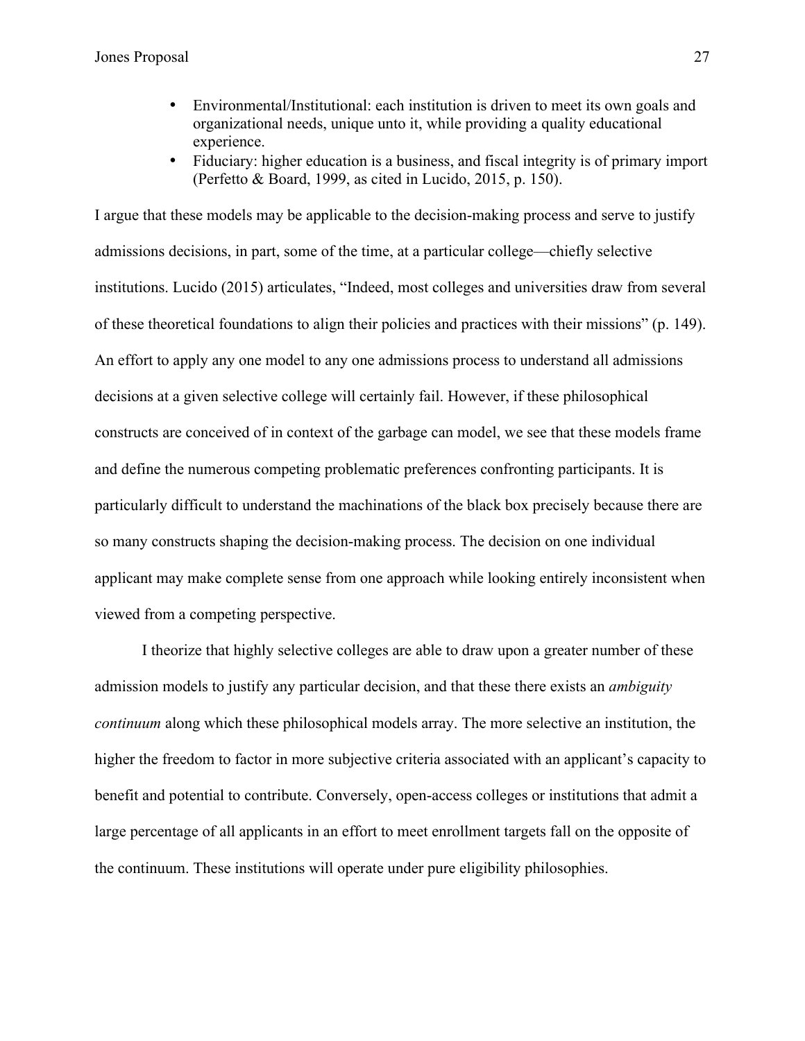- Environmental/Institutional: each institution is driven to meet its own goals and organizational needs, unique unto it, while providing a quality educational experience.
- Fiduciary: higher education is a business, and fiscal integrity is of primary import (Perfetto & Board, 1999, as cited in Lucido, 2015, p. 150).

I argue that these models may be applicable to the decision-making process and serve to justify admissions decisions, in part, some of the time, at a particular college—chiefly selective institutions. Lucido (2015) articulates, "Indeed, most colleges and universities draw from several of these theoretical foundations to align their policies and practices with their missions" (p. 149). An effort to apply any one model to any one admissions process to understand all admissions decisions at a given selective college will certainly fail. However, if these philosophical constructs are conceived of in context of the garbage can model, we see that these models frame and define the numerous competing problematic preferences confronting participants. It is particularly difficult to understand the machinations of the black box precisely because there are so many constructs shaping the decision-making process. The decision on one individual applicant may make complete sense from one approach while looking entirely inconsistent when viewed from a competing perspective.

I theorize that highly selective colleges are able to draw upon a greater number of these admission models to justify any particular decision, and that these there exists an *ambiguity continuum* along which these philosophical models array. The more selective an institution, the higher the freedom to factor in more subjective criteria associated with an applicant's capacity to benefit and potential to contribute. Conversely, open-access colleges or institutions that admit a large percentage of all applicants in an effort to meet enrollment targets fall on the opposite of the continuum. These institutions will operate under pure eligibility philosophies.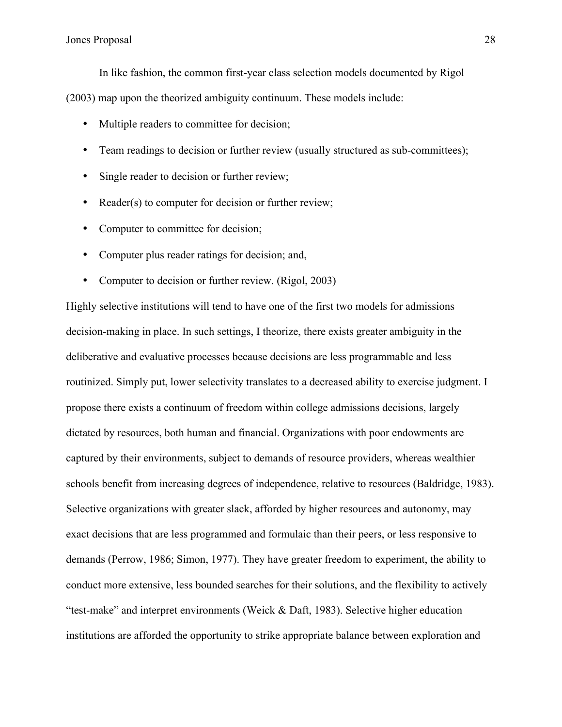In like fashion, the common first-year class selection models documented by Rigol (2003) map upon the theorized ambiguity continuum. These models include:

- Multiple readers to committee for decision;
- Team readings to decision or further review (usually structured as sub-committees);
- Single reader to decision or further review;
- Reader(s) to computer for decision or further review;
- Computer to committee for decision;
- Computer plus reader ratings for decision; and,
- Computer to decision or further review. (Rigol, 2003)

Highly selective institutions will tend to have one of the first two models for admissions decision-making in place. In such settings, I theorize, there exists greater ambiguity in the deliberative and evaluative processes because decisions are less programmable and less routinized. Simply put, lower selectivity translates to a decreased ability to exercise judgment. I propose there exists a continuum of freedom within college admissions decisions, largely dictated by resources, both human and financial. Organizations with poor endowments are captured by their environments, subject to demands of resource providers, whereas wealthier schools benefit from increasing degrees of independence, relative to resources (Baldridge, 1983). Selective organizations with greater slack, afforded by higher resources and autonomy, may exact decisions that are less programmed and formulaic than their peers, or less responsive to demands (Perrow, 1986; Simon, 1977). They have greater freedom to experiment, the ability to conduct more extensive, less bounded searches for their solutions, and the flexibility to actively "test-make" and interpret environments (Weick & Daft, 1983). Selective higher education institutions are afforded the opportunity to strike appropriate balance between exploration and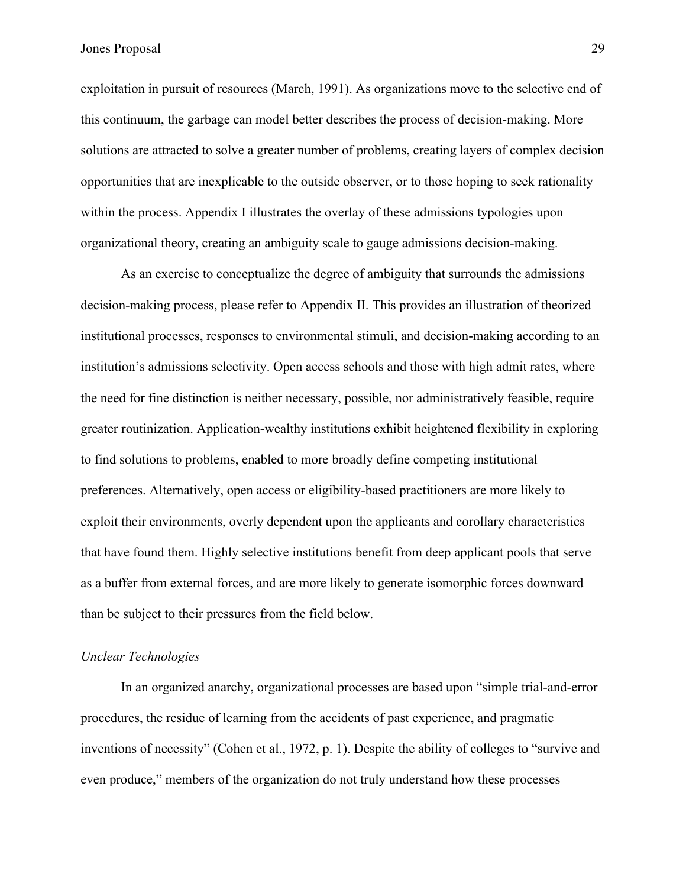exploitation in pursuit of resources (March, 1991). As organizations move to the selective end of this continuum, the garbage can model better describes the process of decision-making. More solutions are attracted to solve a greater number of problems, creating layers of complex decision opportunities that are inexplicable to the outside observer, or to those hoping to seek rationality within the process. Appendix I illustrates the overlay of these admissions typologies upon organizational theory, creating an ambiguity scale to gauge admissions decision-making.

As an exercise to conceptualize the degree of ambiguity that surrounds the admissions decision-making process, please refer to Appendix II. This provides an illustration of theorized institutional processes, responses to environmental stimuli, and decision-making according to an institution's admissions selectivity. Open access schools and those with high admit rates, where the need for fine distinction is neither necessary, possible, nor administratively feasible, require greater routinization. Application-wealthy institutions exhibit heightened flexibility in exploring to find solutions to problems, enabled to more broadly define competing institutional preferences. Alternatively, open access or eligibility-based practitioners are more likely to exploit their environments, overly dependent upon the applicants and corollary characteristics that have found them. Highly selective institutions benefit from deep applicant pools that serve as a buffer from external forces, and are more likely to generate isomorphic forces downward than be subject to their pressures from the field below.

*Unclear Technologies*

In an organized anarchy, organizational processes are based upon "simple trial-and-error procedures, the residue of learning from the accidents of past experience, and pragmatic inventions of necessity" (Cohen et al., 1972, p. 1). Despite the ability of colleges to "survive and even produce," members of the organization do not truly understand how these processes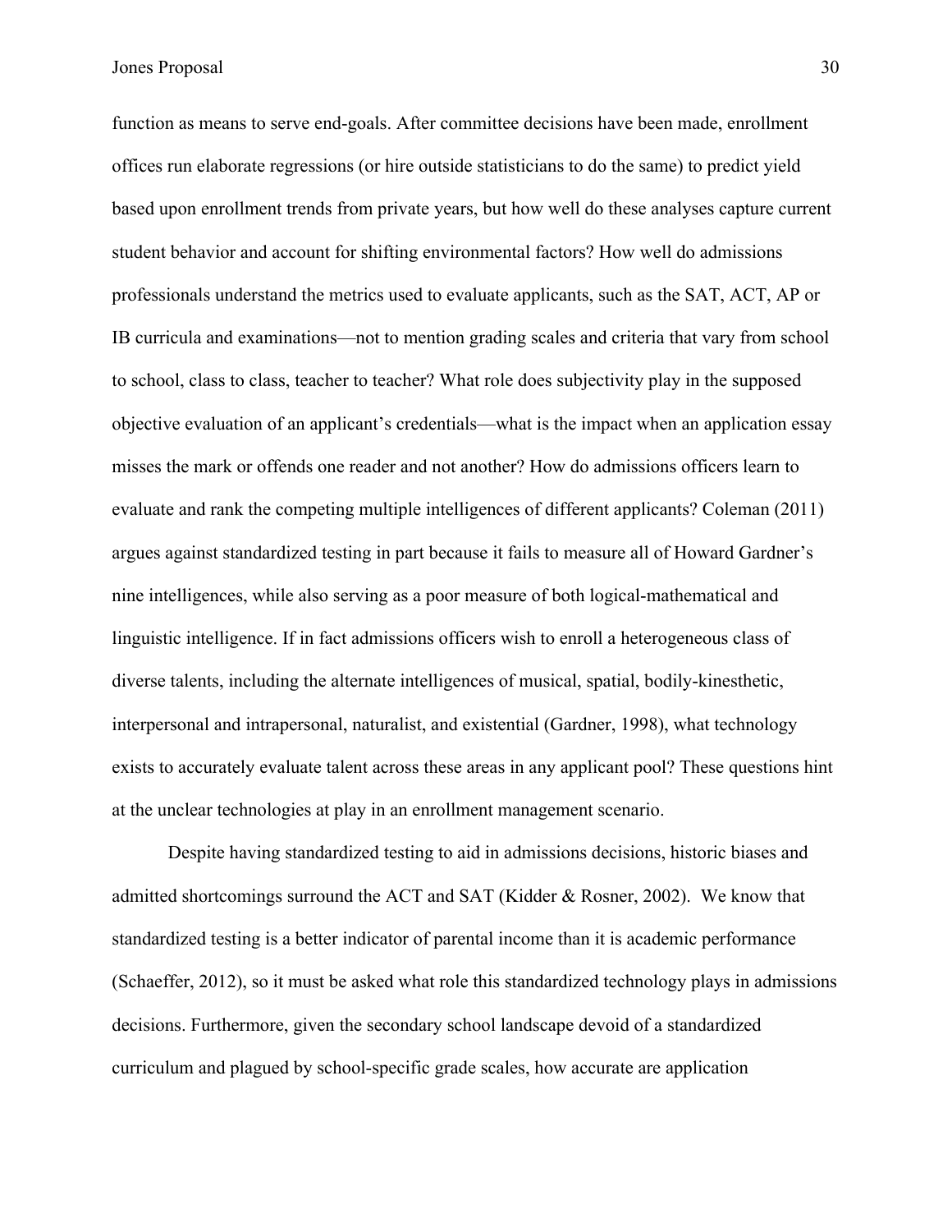function as means to serve end-goals. After committee decisions have been made, enrollment offices run elaborate regressions (or hire outside statisticians to do the same) to predict yield based upon enrollment trends from private years, but how well do these analyses capture current student behavior and account for shifting environmental factors? How well do admissions professionals understand the metrics used to evaluate applicants, such as the SAT, ACT, AP or IB curricula and examinations—not to mention grading scales and criteria that vary from school to school, class to class, teacher to teacher? What role does subjectivity play in the supposed objective evaluation of an applicant's credentials—what is the impact when an application essay misses the mark or offends one reader and not another? How do admissions officers learn to evaluate and rank the competing multiple intelligences of different applicants? Coleman (2011) argues against standardized testing in part because it fails to measure all of Howard Gardner's nine intelligences, while also serving as a poor measure of both logical-mathematical and linguistic intelligence. If in fact admissions officers wish to enroll a heterogeneous class of diverse talents, including the alternate intelligences of musical, spatial, bodily-kinesthetic, interpersonal and intrapersonal, naturalist, and existential (Gardner, 1998), what technology exists to accurately evaluate talent across these areas in any applicant pool? These questions hint at the unclear technologies at play in an enrollment management scenario.

Despite having standardized testing to aid in admissions decisions, historic biases and admitted shortcomings surround the ACT and SAT (Kidder & Rosner, 2002). We know that standardized testing is a better indicator of parental income than it is academic performance (Schaeffer, 2012), so it must be asked what role this standardized technology plays in admissions decisions. Furthermore, given the secondary school landscape devoid of a standardized curriculum and plagued by school-specific grade scales, how accurate are application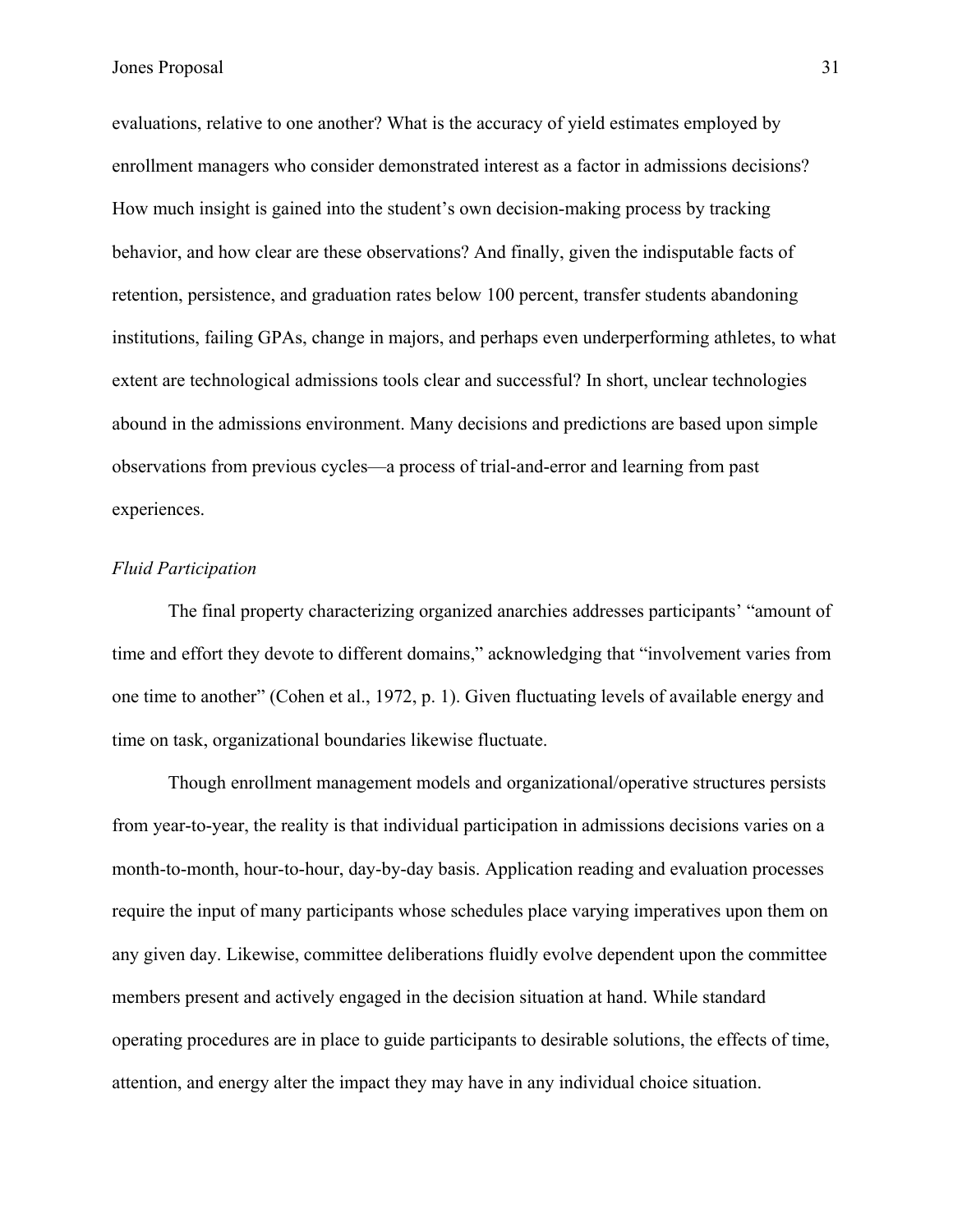evaluations, relative to one another? What is the accuracy of yield estimates employed by enrollment managers who consider demonstrated interest as a factor in admissions decisions? How much insight is gained into the student's own decision-making process by tracking behavior, and how clear are these observations? And finally, given the indisputable facts of retention, persistence, and graduation rates below 100 percent, transfer students abandoning institutions, failing GPAs, change in majors, and perhaps even underperforming athletes, to what extent are technological admissions tools clear and successful? In short, unclear technologies abound in the admissions environment. Many decisions and predictions are based upon simple observations from previous cycles—a process of trial-and-error and learning from past experiences.

*Fluid Participation*

The final property characterizing organized anarchies addresses participants' "amount of time and effort they devote to different domains," acknowledging that "involvement varies from one time to another" (Cohen et al., 1972, p. 1). Given fluctuating levels of available energy and time on task, organizational boundaries likewise fluctuate.

Though enrollment management models and organizational/operative structures persists from year-to-year, the reality is that individual participation in admissions decisions varies on a month-to-month, hour-to-hour, day-by-day basis. Application reading and evaluation processes require the input of many participants whose schedules place varying imperatives upon them on any given day. Likewise, committee deliberations fluidly evolve dependent upon the committee members present and actively engaged in the decision situation at hand. While standard operating procedures are in place to guide participants to desirable solutions, the effects of time, attention, and energy alter the impact they may have in any individual choice situation.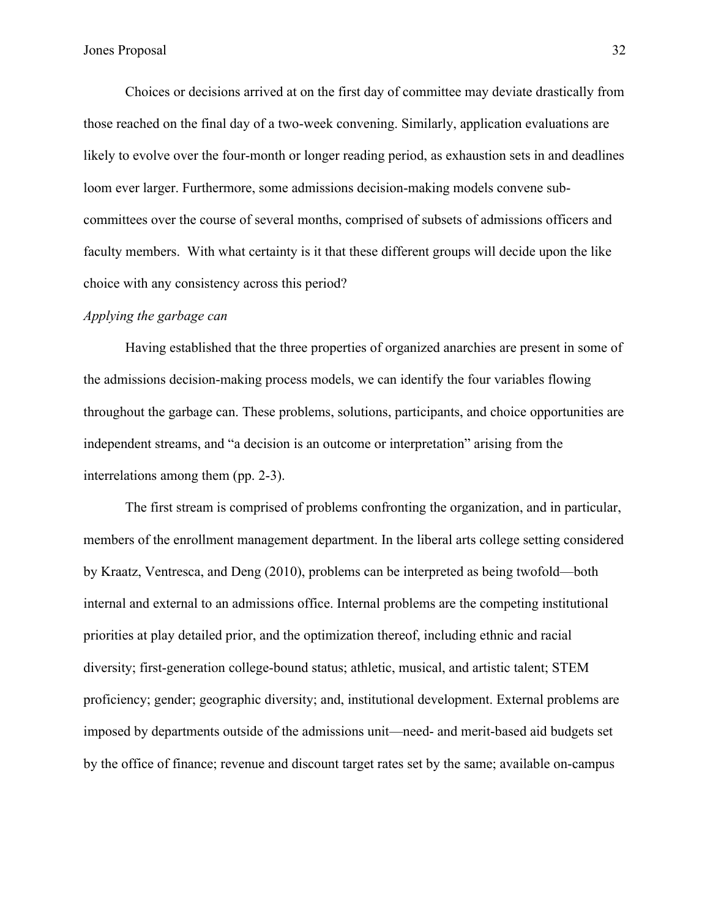Choices or decisions arrived at on the first day of committee may deviate drastically from those reached on the final day of a two-week convening. Similarly, application evaluations are likely to evolve over the four-month or longer reading period, as exhaustion sets in and deadlines loom ever larger. Furthermore, some admissions decision-making models convene sub-committees over the course of several months, comprised of subsets of admissions officers and faculty members.  With what certainty is it that these different groups will decide upon the like choice with any consistency across this period?

*Applying the garbage can*

Having established that the three properties of organized anarchies are present in some of the admissions decision-making process models, we can identify the four variables flowing throughout the garbage can. These problems, solutions, participants, and choice opportunities are independent streams, and "a decision is an outcome or interpretation" arising from the interrelations among them (pp. 2-3).

The first stream is comprised of problems confronting the organization, and in particular, members of the enrollment management department. In the liberal arts college setting considered by Kraatz, Ventresca, and Deng (2010), problems can be interpreted as being twofold—both internal and external to an admissions office. Internal problems are the competing institutional priorities at play detailed prior, and the optimization thereof, including ethnic and racial diversity; first-generation college-bound status; athletic, musical, and artistic talent; STEM proficiency; gender; geographic diversity; and, institutional development. External problems are imposed by departments outside of the admissions unit—need- and merit-based aid budgets set by the office of finance; revenue and discount target rates set by the same; available on-campus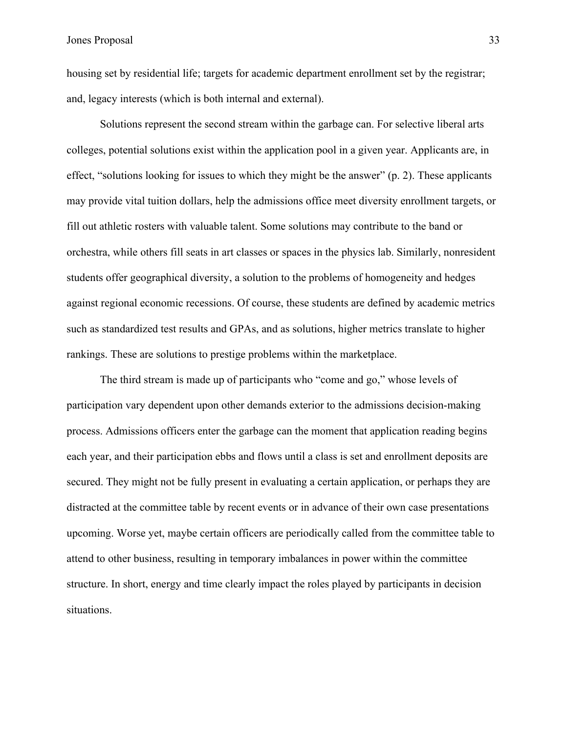housing set by residential life; targets for academic department enrollment set by the registrar; and, legacy interests (which is both internal and external).

Solutions represent the second stream within the garbage can. For selective liberal arts colleges, potential solutions exist within the application pool in a given year. Applicants are, in effect, “solutions looking for issues to which they might be the answer” (p. 2). These applicants may provide vital tuition dollars, help the admissions office meet diversity enrollment targets, or fill out athletic rosters with valuable talent. Some solutions may contribute to the band or orchestra, while others fill seats in art classes or spaces in the physics lab. Similarly, nonresident students offer geographical diversity, a solution to the problems of homogeneity and hedges against regional economic recessions. Of course, these students are defined by academic metrics such as standardized test results and GPAs, and as solutions, higher metrics translate to higher rankings. These are solutions to prestige problems within the marketplace.

The third stream is made up of participants who “come and go,” whose levels of participation vary dependent upon other demands exterior to the admissions decision-making process. Admissions officers enter the garbage can the moment that application reading begins each year, and their participation ebbs and flows until a class is set and enrollment deposits are secured. They might not be fully present in evaluating a certain application, or perhaps they are distracted at the committee table by recent events or in advance of their own case presentations upcoming. Worse yet, maybe certain officers are periodically called from the committee table to attend to other business, resulting in temporary imbalances in power within the committee structure. In short, energy and time clearly impact the roles played by participants in decision situations.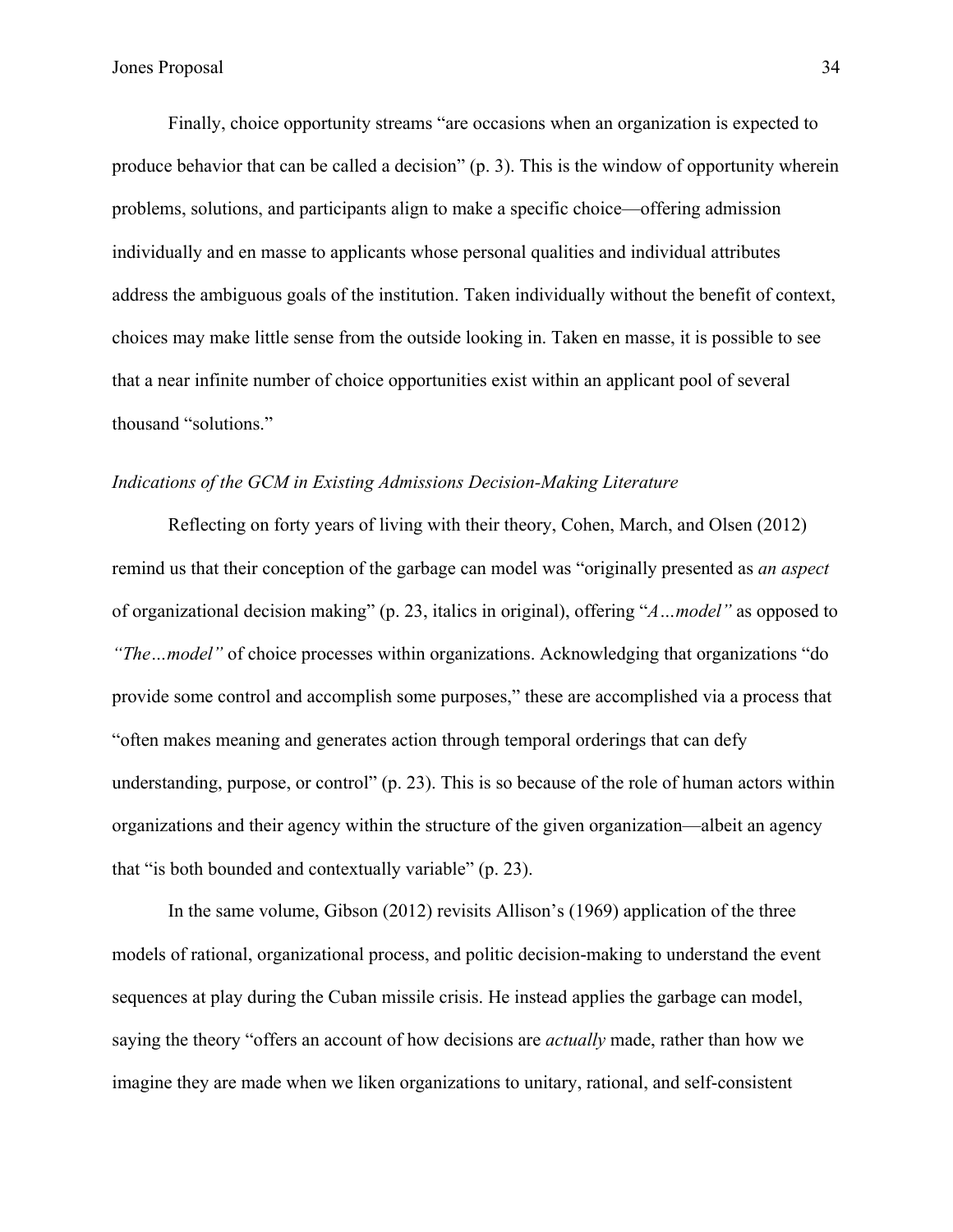Finally, choice opportunity streams "are occasions when an organization is expected to produce behavior that can be called a decision" (p. 3). This is the window of opportunity wherein problems, solutions, and participants align to make a specific choice—offering admission individually and en masse to applicants whose personal qualities and individual attributes address the ambiguous goals of the institution. Taken individually without the benefit of context, choices may make little sense from the outside looking in. Taken en masse, it is possible to see that a near infinite number of choice opportunities exist within an applicant pool of several thousand "solutions."

### *Indications of the GCM in Existing Admissions Decision-Making Literature*

Reflecting on forty years of living with their theory, Cohen, March, and Olsen (2012) remind us that their conception of the garbage can model was "originally presented as *an aspect* of organizational decision making" (p. 23, italics in original), offering "*A…model"* as opposed to *"The…model"* of choice processes within organizations. Acknowledging that organizations "do provide some control and accomplish some purposes," these are accomplished via a process that "often makes meaning and generates action through temporal orderings that can defy understanding, purpose, or control" (p. 23). This is so because of the role of human actors within organizations and their agency within the structure of the given organization—albeit an agency that "is both bounded and contextually variable" (p. 23).

In the same volume, Gibson (2012) revisits Allison's (1969) application of the three models of rational, organizational process, and politic decision-making to understand the event sequences at play during the Cuban missile crisis. He instead applies the garbage can model, saying the theory "offers an account of how decisions are *actually* made, rather than how we imagine they are made when we liken organizations to unitary, rational, and self-consistent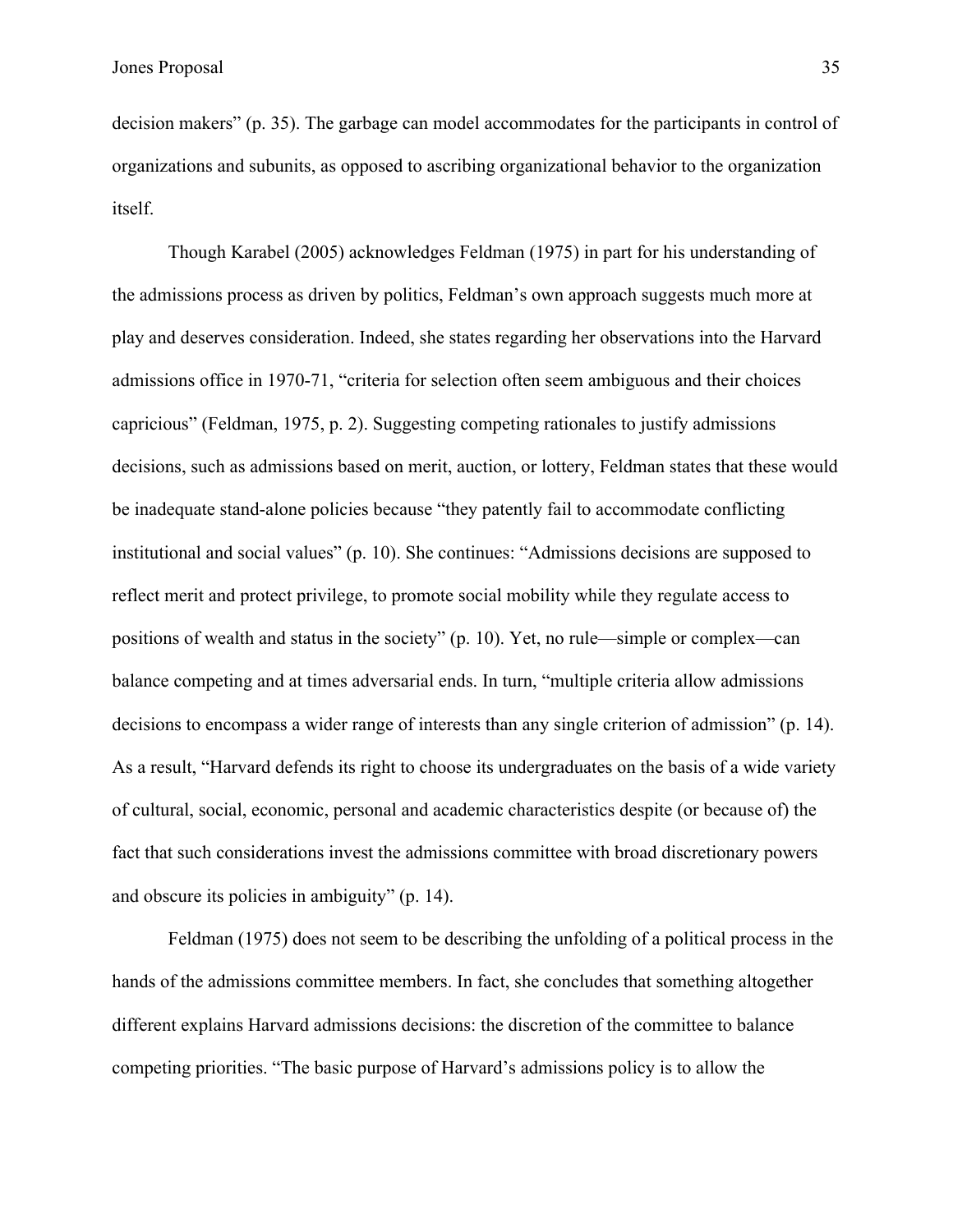decision makers" (p. 35). The garbage can model accommodates for the participants in control of organizations and subunits, as opposed to ascribing organizational behavior to the organization itself.

Though Karabel (2005) acknowledges Feldman (1975) in part for his understanding of the admissions process as driven by politics, Feldman's own approach suggests much more at play and deserves consideration. Indeed, she states regarding her observations into the Harvard admissions office in 1970-71, "criteria for selection often seem ambiguous and their choices capricious" (Feldman, 1975, p. 2). Suggesting competing rationales to justify admissions decisions, such as admissions based on merit, auction, or lottery, Feldman states that these would be inadequate stand-alone policies because "they patently fail to accommodate conflicting institutional and social values" (p. 10). She continues: "Admissions decisions are supposed to reflect merit and protect privilege, to promote social mobility while they regulate access to positions of wealth and status in the society" (p. 10). Yet, no rule—simple or complex—can balance competing and at times adversarial ends. In turn, "multiple criteria allow admissions decisions to encompass a wider range of interests than any single criterion of admission" (p. 14). As a result, "Harvard defends its right to choose its undergraduates on the basis of a wide variety of cultural, social, economic, personal and academic characteristics despite (or because of) the fact that such considerations invest the admissions committee with broad discretionary powers and obscure its policies in ambiguity" (p. 14).

Feldman (1975) does not seem to be describing the unfolding of a political process in the hands of the admissions committee members. In fact, she concludes that something altogether different explains Harvard admissions decisions: the discretion of the committee to balance competing priorities. "The basic purpose of Harvard's admissions policy is to allow the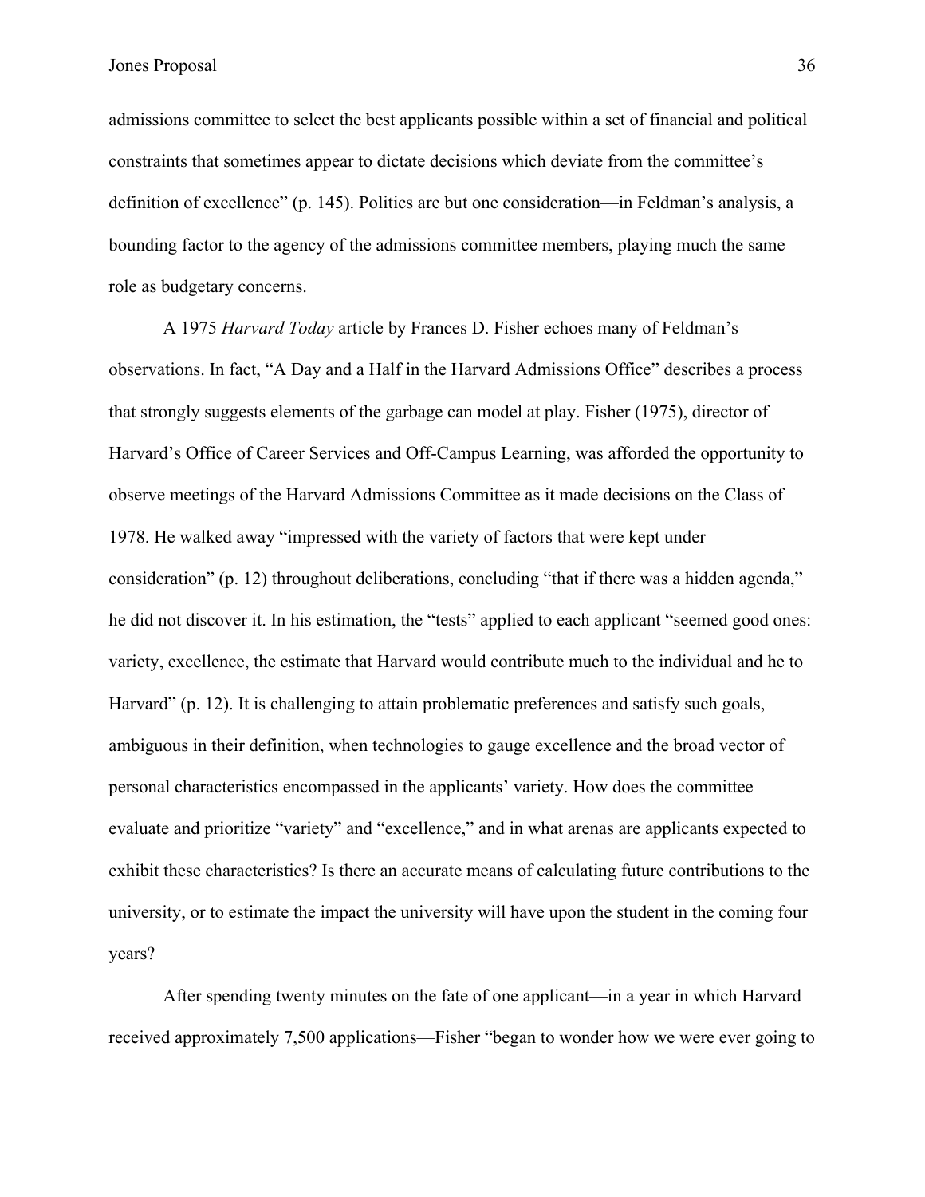admissions committee to select the best applicants possible within a set of financial and political constraints that sometimes appear to dictate decisions which deviate from the committee's definition of excellence" (p. 145). Politics are but one consideration—in Feldman's analysis, a bounding factor to the agency of the admissions committee members, playing much the same role as budgetary concerns.

A 1975 *Harvard Today* article by Frances D. Fisher echoes many of Feldman's observations. In fact, "A Day and a Half in the Harvard Admissions Office" describes a process that strongly suggests elements of the garbage can model at play. Fisher (1975), director of Harvard's Office of Career Services and Off-Campus Learning, was afforded the opportunity to observe meetings of the Harvard Admissions Committee as it made decisions on the Class of 1978. He walked away "impressed with the variety of factors that were kept under consideration" (p. 12) throughout deliberations, concluding "that if there was a hidden agenda," he did not discover it. In his estimation, the "tests" applied to each applicant "seemed good ones: variety, excellence, the estimate that Harvard would contribute much to the individual and he to Harvard" (p. 12). It is challenging to attain problematic preferences and satisfy such goals, ambiguous in their definition, when technologies to gauge excellence and the broad vector of personal characteristics encompassed in the applicants' variety. How does the committee evaluate and prioritize "variety" and "excellence," and in what arenas are applicants expected to exhibit these characteristics? Is there an accurate means of calculating future contributions to the university, or to estimate the impact the university will have upon the student in the coming four years?

After spending twenty minutes on the fate of one applicant—in a year in which Harvard received approximately 7,500 applications—Fisher "began to wonder how we were ever going to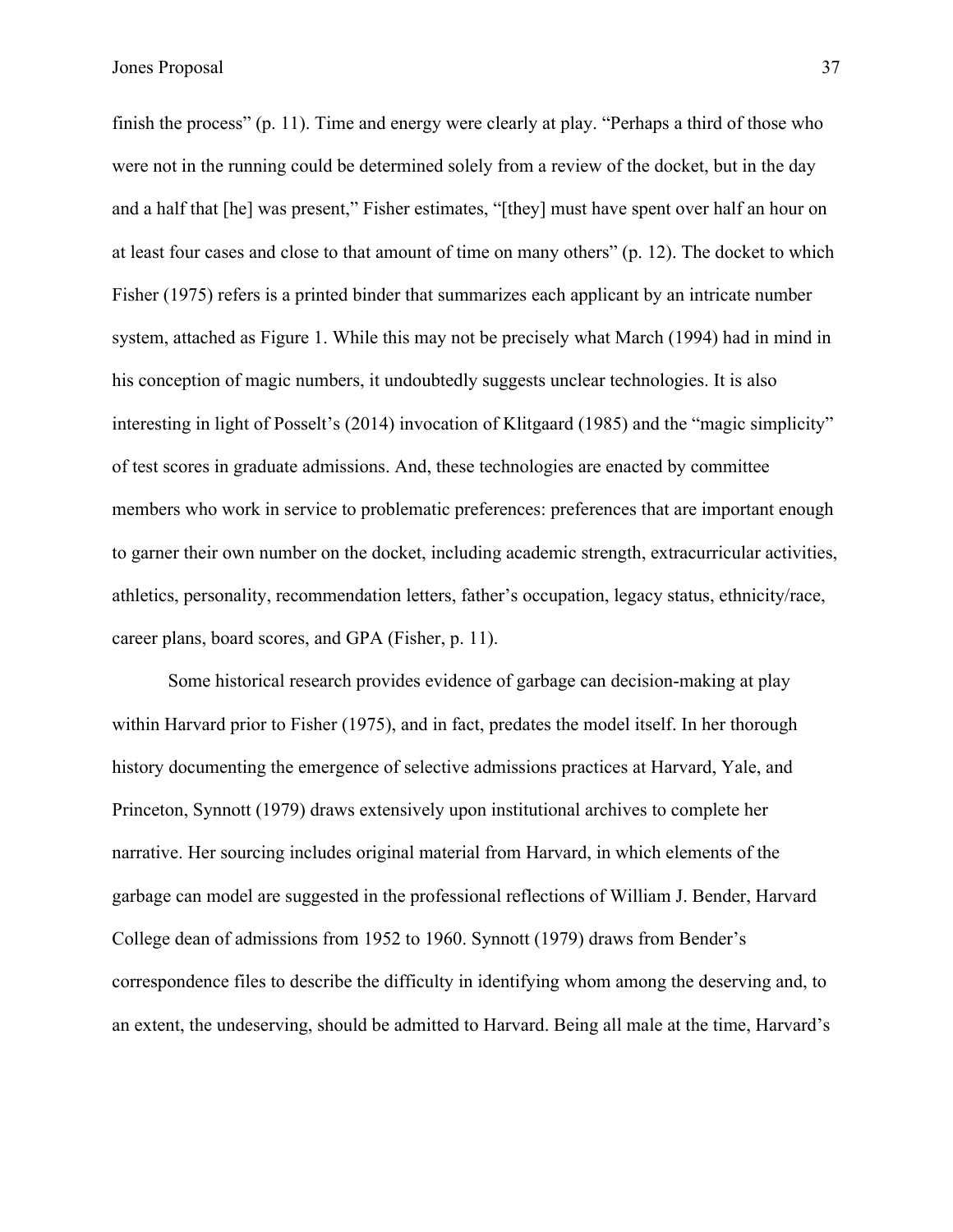finish the process" (p. 11). Time and energy were clearly at play. "Perhaps a third of those who were not in the running could be determined solely from a review of the docket, but in the day and a half that [he] was present," Fisher estimates, "[they] must have spent over half an hour on at least four cases and close to that amount of time on many others" (p. 12). The docket to which Fisher (1975) refers is a printed binder that summarizes each applicant by an intricate number system, attached as Figure 1. While this may not be precisely what March (1994) had in mind in his conception of magic numbers, it undoubtedly suggests unclear technologies. It is also interesting in light of Posselt's (2014) invocation of Klitgaard (1985) and the "magic simplicity" of test scores in graduate admissions. And, these technologies are enacted by committee members who work in service to problematic preferences: preferences that are important enough to garner their own number on the docket, including academic strength, extracurricular activities, athletics, personality, recommendation letters, father's occupation, legacy status, ethnicity/race, career plans, board scores, and GPA (Fisher, p. 11).

Some historical research provides evidence of garbage can decision-making at play within Harvard prior to Fisher (1975), and in fact, predates the model itself. In her thorough history documenting the emergence of selective admissions practices at Harvard, Yale, and Princeton, Synnott (1979) draws extensively upon institutional archives to complete her narrative. Her sourcing includes original material from Harvard, in which elements of the garbage can model are suggested in the professional reflections of William J. Bender, Harvard College dean of admissions from 1952 to 1960. Synnott (1979) draws from Bender's correspondence files to describe the difficulty in identifying whom among the deserving and, to an extent, the undeserving, should be admitted to Harvard. Being all male at the time, Harvard's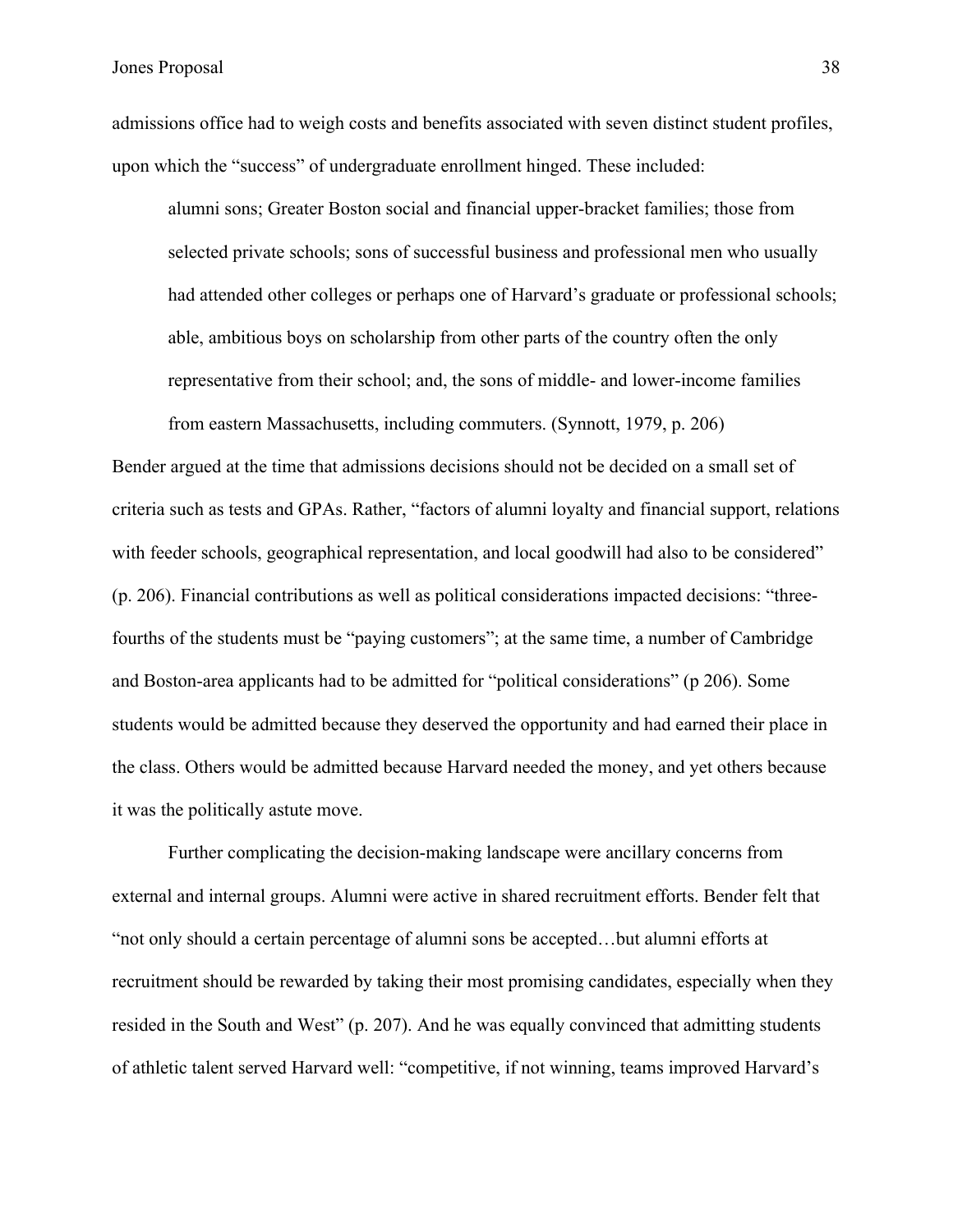admissions office had to weigh costs and benefits associated with seven distinct student profiles, upon which the "success" of undergraduate enrollment hinged. These included:

> alumni sons; Greater Boston social and financial upper-bracket families; those from selected private schools; sons of successful business and professional men who usually had attended other colleges or perhaps one of Harvard's graduate or professional schools; able, ambitious boys on scholarship from other parts of the country often the only representative from their school; and, the sons of middle- and lower-income families from eastern Massachusetts, including commuters. (Synnott, 1979, p. 206)

Bender argued at the time that admissions decisions should not be decided on a small set of criteria such as tests and GPAs. Rather, "factors of alumni loyalty and financial support, relations with feeder schools, geographical representation, and local goodwill had also to be considered" (p. 206). Financial contributions as well as political considerations impacted decisions: "three-fourths of the students must be "paying customers"; at the same time, a number of Cambridge and Boston-area applicants had to be admitted for "political considerations" (p 206). Some students would be admitted because they deserved the opportunity and had earned their place in the class. Others would be admitted because Harvard needed the money, and yet others because it was the politically astute move.

Further complicating the decision-making landscape were ancillary concerns from external and internal groups. Alumni were active in shared recruitment efforts. Bender felt that "not only should a certain percentage of alumni sons be accepted…but alumni efforts at recruitment should be rewarded by taking their most promising candidates, especially when they resided in the South and West" (p. 207). And he was equally convinced that admitting students of athletic talent served Harvard well: "competitive, if not winning, teams improved Harvard's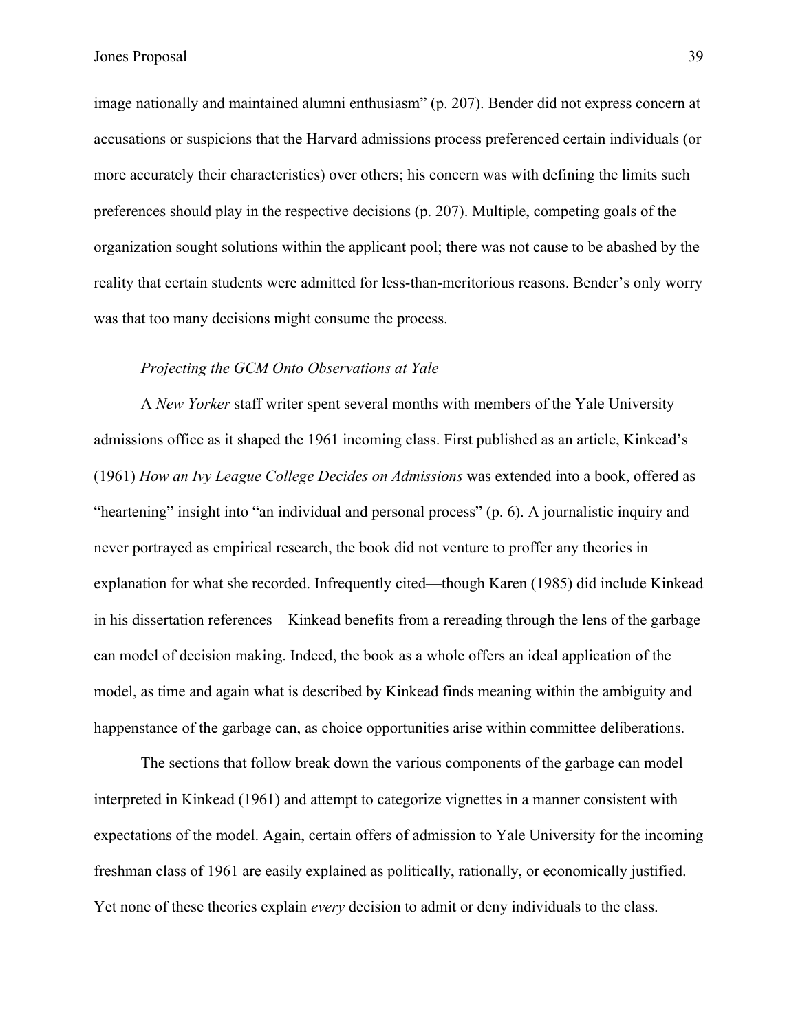image nationally and maintained alumni enthusiasm" (p. 207). Bender did not express concern at accusations or suspicions that the Harvard admissions process preferenced certain individuals (or more accurately their characteristics) over others; his concern was with defining the limits such preferences should play in the respective decisions (p. 207). Multiple, competing goals of the organization sought solutions within the applicant pool; there was not cause to be abashed by the reality that certain students were admitted for less-than-meritorious reasons. Bender's only worry was that too many decisions might consume the process.

### *Projecting the GCM Onto Observations at Yale*

A *New Yorker* staff writer spent several months with members of the Yale University admissions office as it shaped the 1961 incoming class. First published as an article, Kinkead's (1961) *How an Ivy League College Decides on Admissions* was extended into a book, offered as "heartening" insight into "an individual and personal process" (p. 6). A journalistic inquiry and never portrayed as empirical research, the book did not venture to proffer any theories in explanation for what she recorded. Infrequently cited—though Karen (1985) did include Kinkead in his dissertation references—Kinkead benefits from a rereading through the lens of the garbage can model of decision making. Indeed, the book as a whole offers an ideal application of the model, as time and again what is described by Kinkead finds meaning within the ambiguity and happenstance of the garbage can, as choice opportunities arise within committee deliberations.

The sections that follow break down the various components of the garbage can model interpreted in Kinkead (1961) and attempt to categorize vignettes in a manner consistent with expectations of the model. Again, certain offers of admission to Yale University for the incoming freshman class of 1961 are easily explained as politically, rationally, or economically justified. Yet none of these theories explain *every* decision to admit or deny individuals to the class.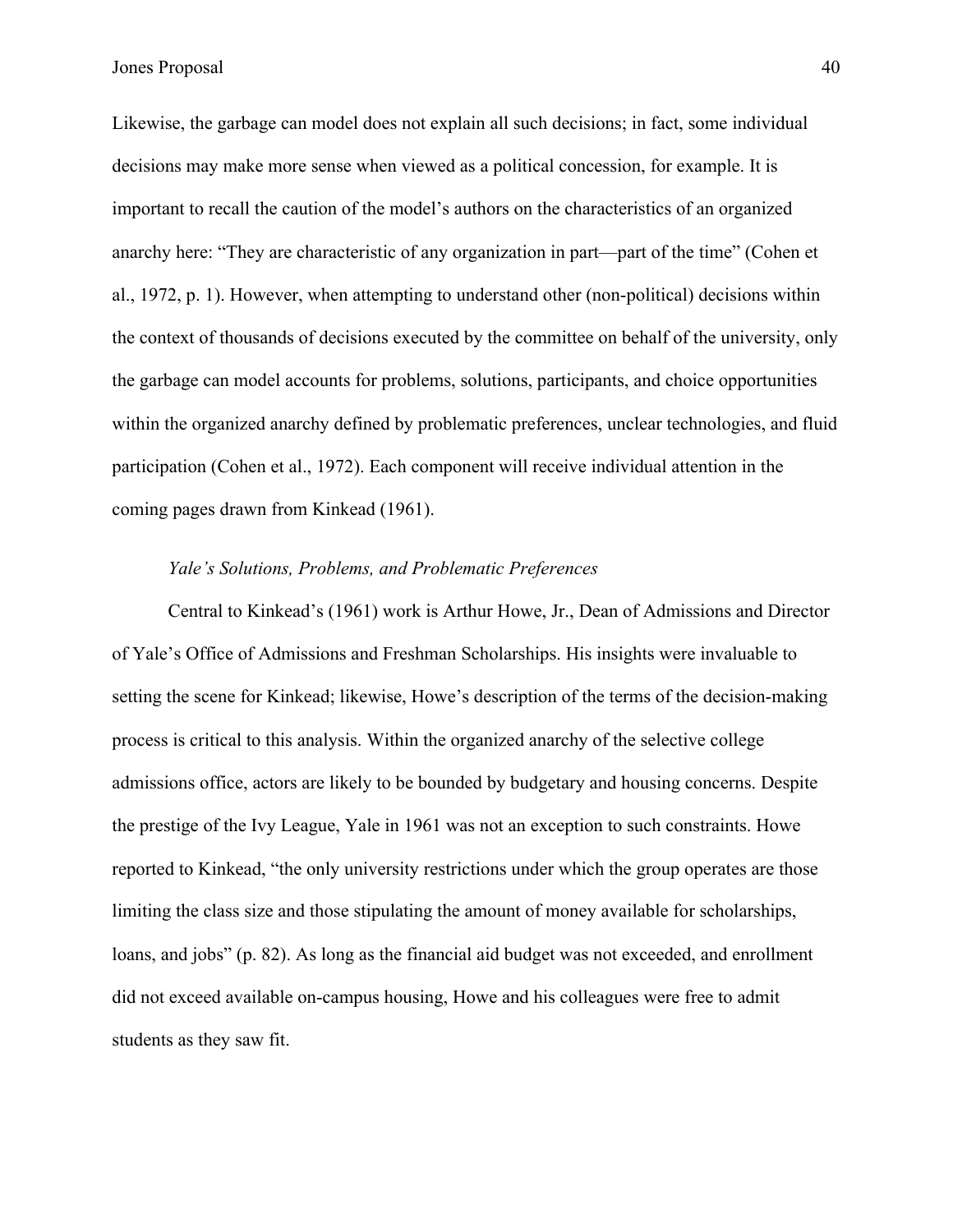Likewise, the garbage can model does not explain all such decisions; in fact, some individual decisions may make more sense when viewed as a political concession, for example. It is important to recall the caution of the model's authors on the characteristics of an organized anarchy here: "They are characteristic of any organization in part—part of the time" (Cohen et al., 1972, p. 1). However, when attempting to understand other (non-political) decisions within the context of thousands of decisions executed by the committee on behalf of the university, only the garbage can model accounts for problems, solutions, participants, and choice opportunities within the organized anarchy defined by problematic preferences, unclear technologies, and fluid participation (Cohen et al., 1972). Each component will receive individual attention in the coming pages drawn from Kinkead (1961).

### *Yale's Solutions, Problems, and Problematic Preferences*

Central to Kinkead's (1961) work is Arthur Howe, Jr., Dean of Admissions and Director of Yale's Office of Admissions and Freshman Scholarships. His insights were invaluable to setting the scene for Kinkead; likewise, Howe's description of the terms of the decision-making process is critical to this analysis. Within the organized anarchy of the selective college admissions office, actors are likely to be bounded by budgetary and housing concerns. Despite the prestige of the Ivy League, Yale in 1961 was not an exception to such constraints. Howe reported to Kinkead, "the only university restrictions under which the group operates are those limiting the class size and those stipulating the amount of money available for scholarships, loans, and jobs" (p. 82). As long as the financial aid budget was not exceeded, and enrollment did not exceed available on-campus housing, Howe and his colleagues were free to admit students as they saw fit.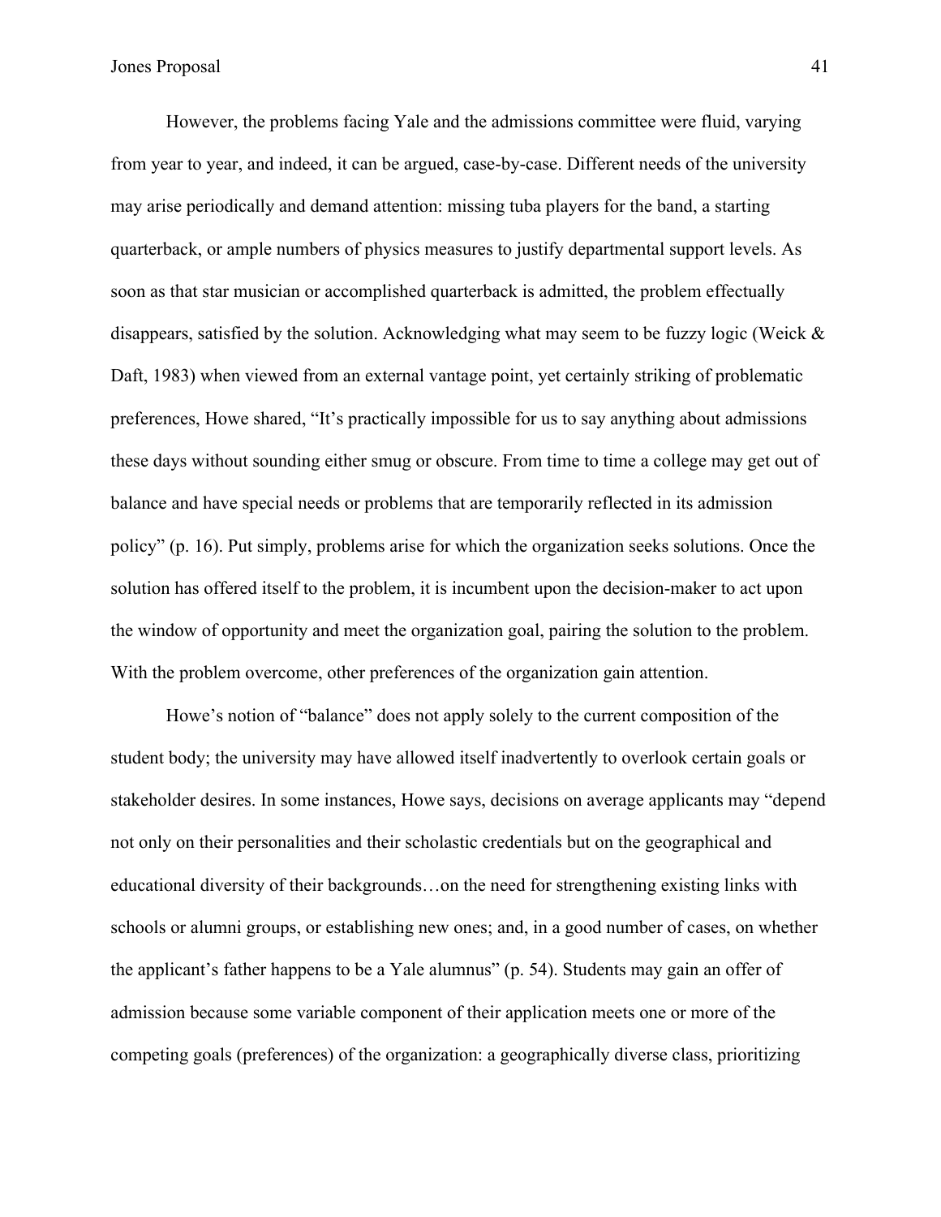However, the problems facing Yale and the admissions committee were fluid, varying from year to year, and indeed, it can be argued, case-by-case. Different needs of the university may arise periodically and demand attention: missing tuba players for the band, a starting quarterback, or ample numbers of physics measures to justify departmental support levels. As soon as that star musician or accomplished quarterback is admitted, the problem effectually disappears, satisfied by the solution. Acknowledging what may seem to be fuzzy logic (Weick & Daft, 1983) when viewed from an external vantage point, yet certainly striking of problematic preferences, Howe shared, "It's practically impossible for us to say anything about admissions these days without sounding either smug or obscure. From time to time a college may get out of balance and have special needs or problems that are temporarily reflected in its admission policy" (p. 16). Put simply, problems arise for which the organization seeks solutions. Once the solution has offered itself to the problem, it is incumbent upon the decision-maker to act upon the window of opportunity and meet the organization goal, pairing the solution to the problem. With the problem overcome, other preferences of the organization gain attention.

Howe's notion of "balance" does not apply solely to the current composition of the student body; the university may have allowed itself inadvertently to overlook certain goals or stakeholder desires. In some instances, Howe says, decisions on average applicants may "depend not only on their personalities and their scholastic credentials but on the geographical and educational diversity of their backgrounds…on the need for strengthening existing links with schools or alumni groups, or establishing new ones; and, in a good number of cases, on whether the applicant's father happens to be a Yale alumnus" (p. 54). Students may gain an offer of admission because some variable component of their application meets one or more of the competing goals (preferences) of the organization: a geographically diverse class, prioritizing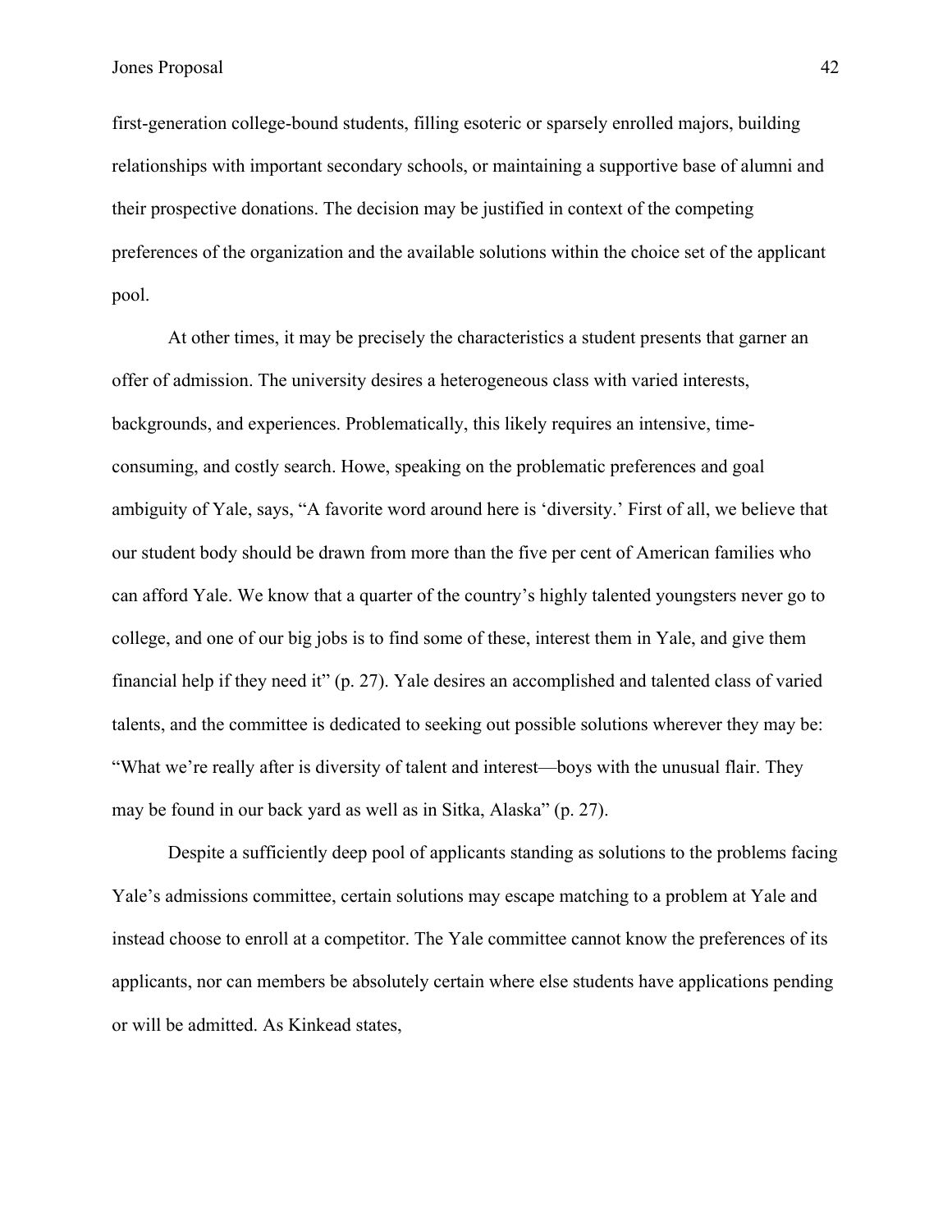first-generation college-bound students, filling esoteric or sparsely enrolled majors, building relationships with important secondary schools, or maintaining a supportive base of alumni and their prospective donations. The decision may be justified in context of the competing preferences of the organization and the available solutions within the choice set of the applicant pool.

At other times, it may be precisely the characteristics a student presents that garner an offer of admission. The university desires a heterogeneous class with varied interests, backgrounds, and experiences. Problematically, this likely requires an intensive, time-consuming, and costly search. Howe, speaking on the problematic preferences and goal ambiguity of Yale, says, "A favorite word around here is 'diversity.' First of all, we believe that our student body should be drawn from more than the five per cent of American families who can afford Yale. We know that a quarter of the country's highly talented youngsters never go to college, and one of our big jobs is to find some of these, interest them in Yale, and give them financial help if they need it" (p. 27). Yale desires an accomplished and talented class of varied talents, and the committee is dedicated to seeking out possible solutions wherever they may be: "What we're really after is diversity of talent and interest—boys with the unusual flair. They may be found in our back yard as well as in Sitka, Alaska" (p. 27).

Despite a sufficiently deep pool of applicants standing as solutions to the problems facing Yale's admissions committee, certain solutions may escape matching to a problem at Yale and instead choose to enroll at a competitor. The Yale committee cannot know the preferences of its applicants, nor can members be absolutely certain where else students have applications pending or will be admitted. As Kinkead states,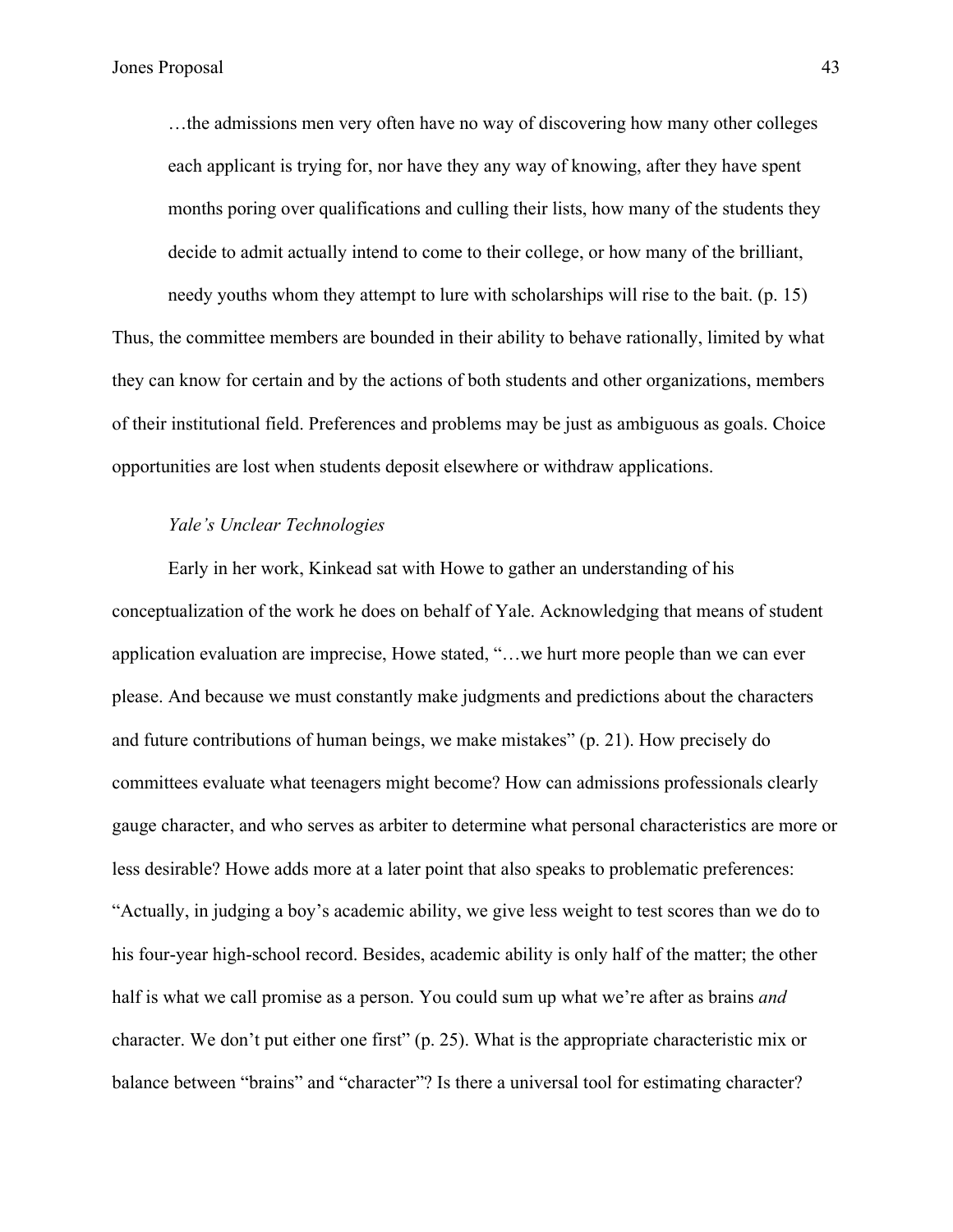> …the admissions men very often have no way of discovering how many other colleges each applicant is trying for, nor have they any way of knowing, after they have spent months poring over qualifications and culling their lists, how many of the students they decide to admit actually intend to come to their college, or how many of the brilliant, needy youths whom they attempt to lure with scholarships will rise to the bait. (p. 15)

Thus, the committee members are bounded in their ability to behave rationally, limited by what they can know for certain and by the actions of both students and other organizations, members of their institutional field. Preferences and problems may be just as ambiguous as goals. Choice opportunities are lost when students deposit elsewhere or withdraw applications.

*Yale's Unclear Technologies*

Early in her work, Kinkead sat with Howe to gather an understanding of his conceptualization of the work he does on behalf of Yale. Acknowledging that means of student application evaluation are imprecise, Howe stated, "…we hurt more people than we can ever please. And because we must constantly make judgments and predictions about the characters and future contributions of human beings, we make mistakes" (p. 21). How precisely do committees evaluate what teenagers might become? How can admissions professionals clearly gauge character, and who serves as arbiter to determine what personal characteristics are more or less desirable? Howe adds more at a later point that also speaks to problematic preferences: "Actually, in judging a boy's academic ability, we give less weight to test scores than we do to his four-year high-school record. Besides, academic ability is only half of the matter; the other half is what we call promise as a person. You could sum up what we're after as brains *and* character. We don't put either one first" (p. 25). What is the appropriate characteristic mix or balance between "brains" and "character"? Is there a universal tool for estimating character?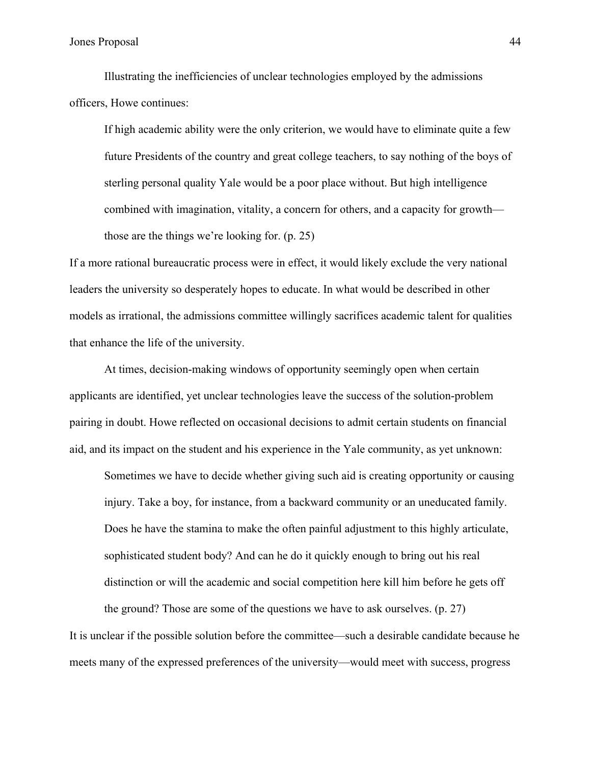Illustrating the inefficiencies of unclear technologies employed by the admissions officers, Howe continues:

> If high academic ability were the only criterion, we would have to eliminate quite a few future Presidents of the country and great college teachers, to say nothing of the boys of sterling personal quality Yale would be a poor place without. But high intelligence combined with imagination, vitality, a concern for others, and a capacity for growth—those are the things we're looking for. (p. 25)

If a more rational bureaucratic process were in effect, it would likely exclude the very national leaders the university so desperately hopes to educate. In what would be described in other models as irrational, the admissions committee willingly sacrifices academic talent for qualities that enhance the life of the university.

At times, decision-making windows of opportunity seemingly open when certain applicants are identified, yet unclear technologies leave the success of the solution-problem pairing in doubt. Howe reflected on occasional decisions to admit certain students on financial aid, and its impact on the student and his experience in the Yale community, as yet unknown:

> Sometimes we have to decide whether giving such aid is creating opportunity or causing injury. Take a boy, for instance, from a backward community or an uneducated family. Does he have the stamina to make the often painful adjustment to this highly articulate, sophisticated student body? And can he do it quickly enough to bring out his real distinction or will the academic and social competition here kill him before he gets off the ground? Those are some of the questions we have to ask ourselves. (p. 27)

It is unclear if the possible solution before the committee—such a desirable candidate because he meets many of the expressed preferences of the university—would meet with success, progress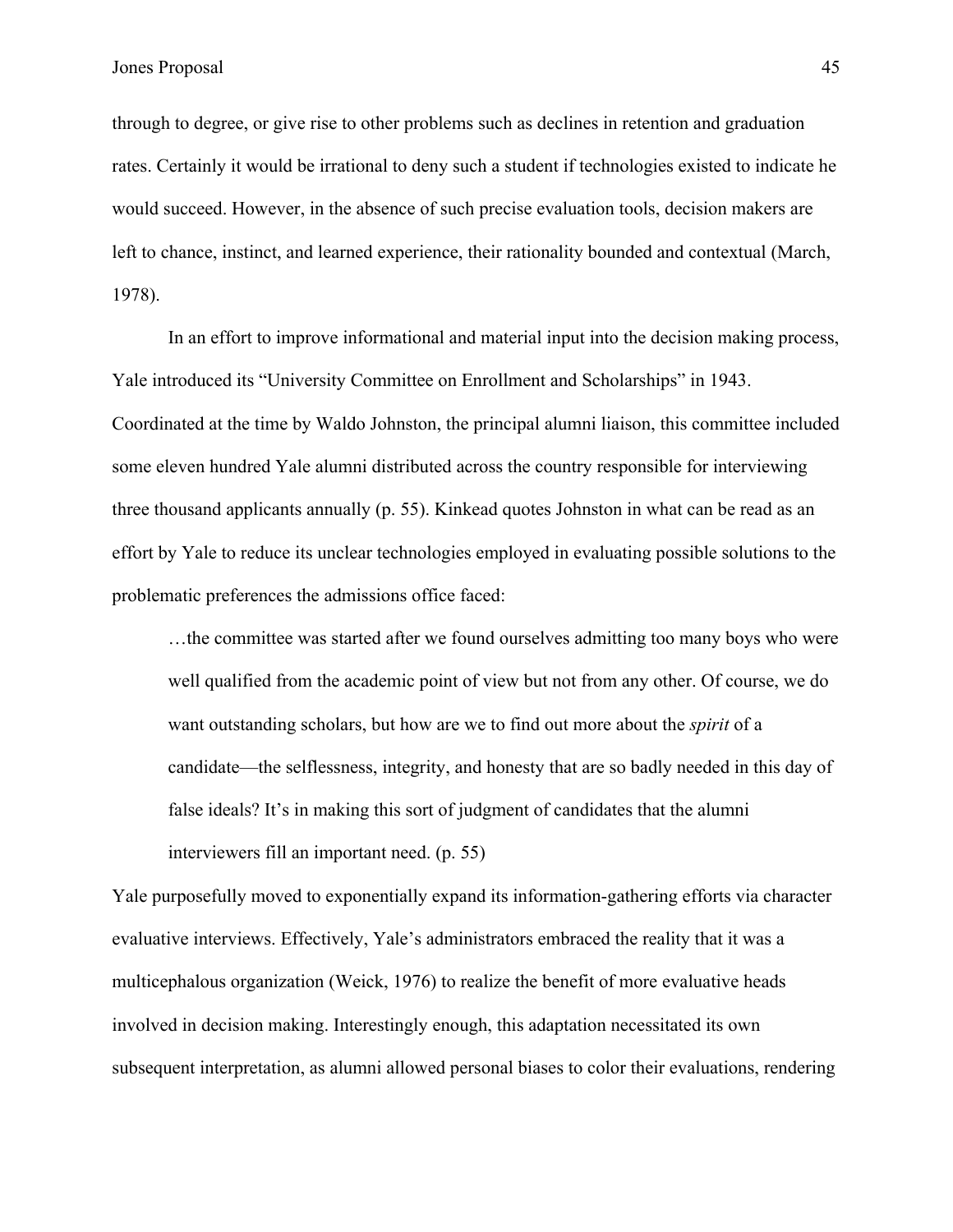through to degree, or give rise to other problems such as declines in retention and graduation rates. Certainly it would be irrational to deny such a student if technologies existed to indicate he would succeed. However, in the absence of such precise evaluation tools, decision makers are left to chance, instinct, and learned experience, their rationality bounded and contextual (March, 1978).

In an effort to improve informational and material input into the decision making process, Yale introduced its "University Committee on Enrollment and Scholarships" in 1943. Coordinated at the time by Waldo Johnston, the principal alumni liaison, this committee included some eleven hundred Yale alumni distributed across the country responsible for interviewing three thousand applicants annually (p. 55). Kinkead quotes Johnston in what can be read as an effort by Yale to reduce its unclear technologies employed in evaluating possible solutions to the problematic preferences the admissions office faced:

> …the committee was started after we found ourselves admitting too many boys who were well qualified from the academic point of view but not from any other. Of course, we do want outstanding scholars, but how are we to find out more about the *spirit* of a candidate—the selflessness, integrity, and honesty that are so badly needed in this day of false ideals? It's in making this sort of judgment of candidates that the alumni interviewers fill an important need. (p. 55)

Yale purposefully moved to exponentially expand its information-gathering efforts via character evaluative interviews. Effectively, Yale's administrators embraced the reality that it was a multicephalous organization (Weick, 1976) to realize the benefit of more evaluative heads involved in decision making. Interestingly enough, this adaptation necessitated its own subsequent interpretation, as alumni allowed personal biases to color their evaluations, rendering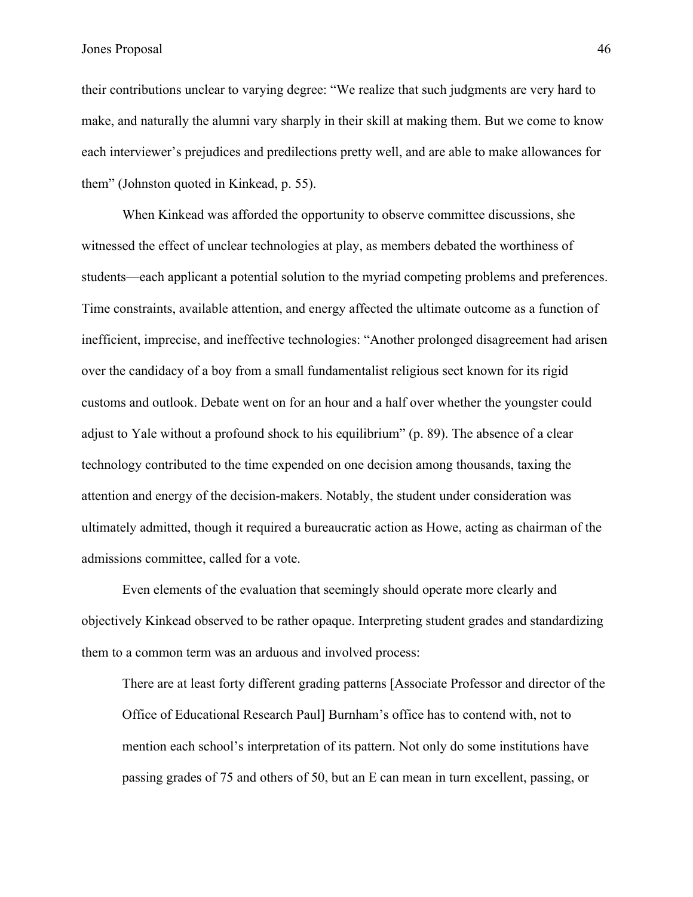their contributions unclear to varying degree: "We realize that such judgments are very hard to make, and naturally the alumni vary sharply in their skill at making them. But we come to know each interviewer's prejudices and predilections pretty well, and are able to make allowances for them" (Johnston quoted in Kinkead, p. 55).

When Kinkead was afforded the opportunity to observe committee discussions, she witnessed the effect of unclear technologies at play, as members debated the worthiness of students—each applicant a potential solution to the myriad competing problems and preferences. Time constraints, available attention, and energy affected the ultimate outcome as a function of inefficient, imprecise, and ineffective technologies: "Another prolonged disagreement had arisen over the candidacy of a boy from a small fundamentalist religious sect known for its rigid customs and outlook. Debate went on for an hour and a half over whether the youngster could adjust to Yale without a profound shock to his equilibrium" (p. 89). The absence of a clear technology contributed to the time expended on one decision among thousands, taxing the attention and energy of the decision-makers. Notably, the student under consideration was ultimately admitted, though it required a bureaucratic action as Howe, acting as chairman of the admissions committee, called for a vote.

Even elements of the evaluation that seemingly should operate more clearly and objectively Kinkead observed to be rather opaque. Interpreting student grades and standardizing them to a common term was an arduous and involved process:

> There are at least forty different grading patterns [Associate Professor and director of the Office of Educational Research Paul] Burnham's office has to contend with, not to mention each school's interpretation of its pattern. Not only do some institutions have passing grades of 75 and others of 50, but an E can mean in turn excellent, passing, or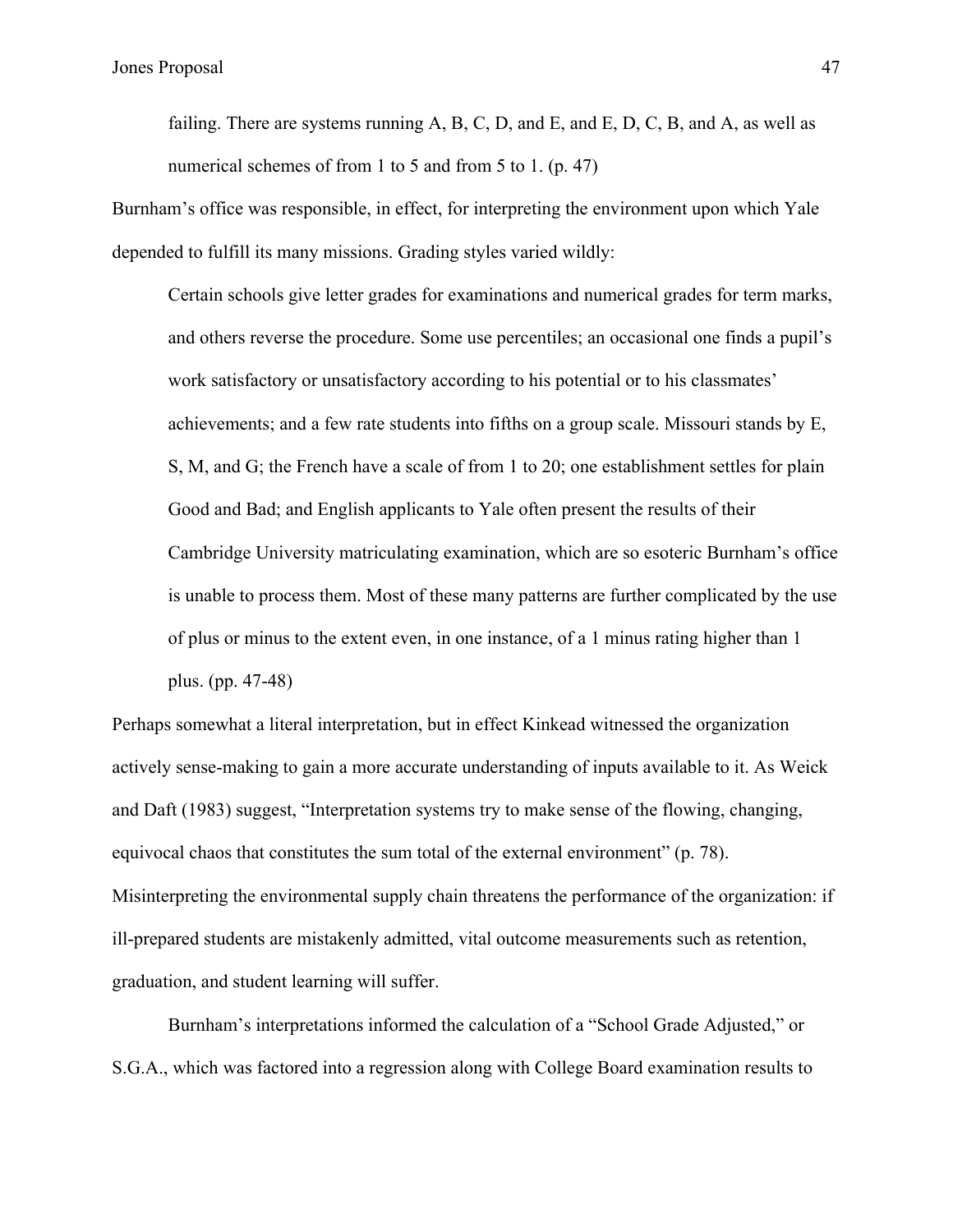> failing. There are systems running A, B, C, D, and E, and E, D, C, B, and A, as well as numerical schemes of from 1 to 5 and from 5 to 1. (p. 47)

Burnham's office was responsible, in effect, for interpreting the environment upon which Yale depended to fulfill its many missions. Grading styles varied wildly:

> Certain schools give letter grades for examinations and numerical grades for term marks, and others reverse the procedure. Some use percentiles; an occasional one finds a pupil's work satisfactory or unsatisfactory according to his potential or to his classmates' achievements; and a few rate students into fifths on a group scale. Missouri stands by E, S, M, and G; the French have a scale of from 1 to 20; one establishment settles for plain Good and Bad; and English applicants to Yale often present the results of their Cambridge University matriculating examination, which are so esoteric Burnham's office is unable to process them. Most of these many patterns are further complicated by the use of plus or minus to the extent even, in one instance, of a 1 minus rating higher than 1 plus. (pp. 47-48)

Perhaps somewhat a literal interpretation, but in effect Kinkead witnessed the organization actively sense-making to gain a more accurate understanding of inputs available to it. As Weick and Daft (1983) suggest, "Interpretation systems try to make sense of the flowing, changing, equivocal chaos that constitutes the sum total of the external environment" (p. 78). Misinterpreting the environmental supply chain threatens the performance of the organization: if ill-prepared students are mistakenly admitted, vital outcome measurements such as retention, graduation, and student learning will suffer.

Burnham's interpretations informed the calculation of a "School Grade Adjusted," or S.G.A., which was factored into a regression along with College Board examination results to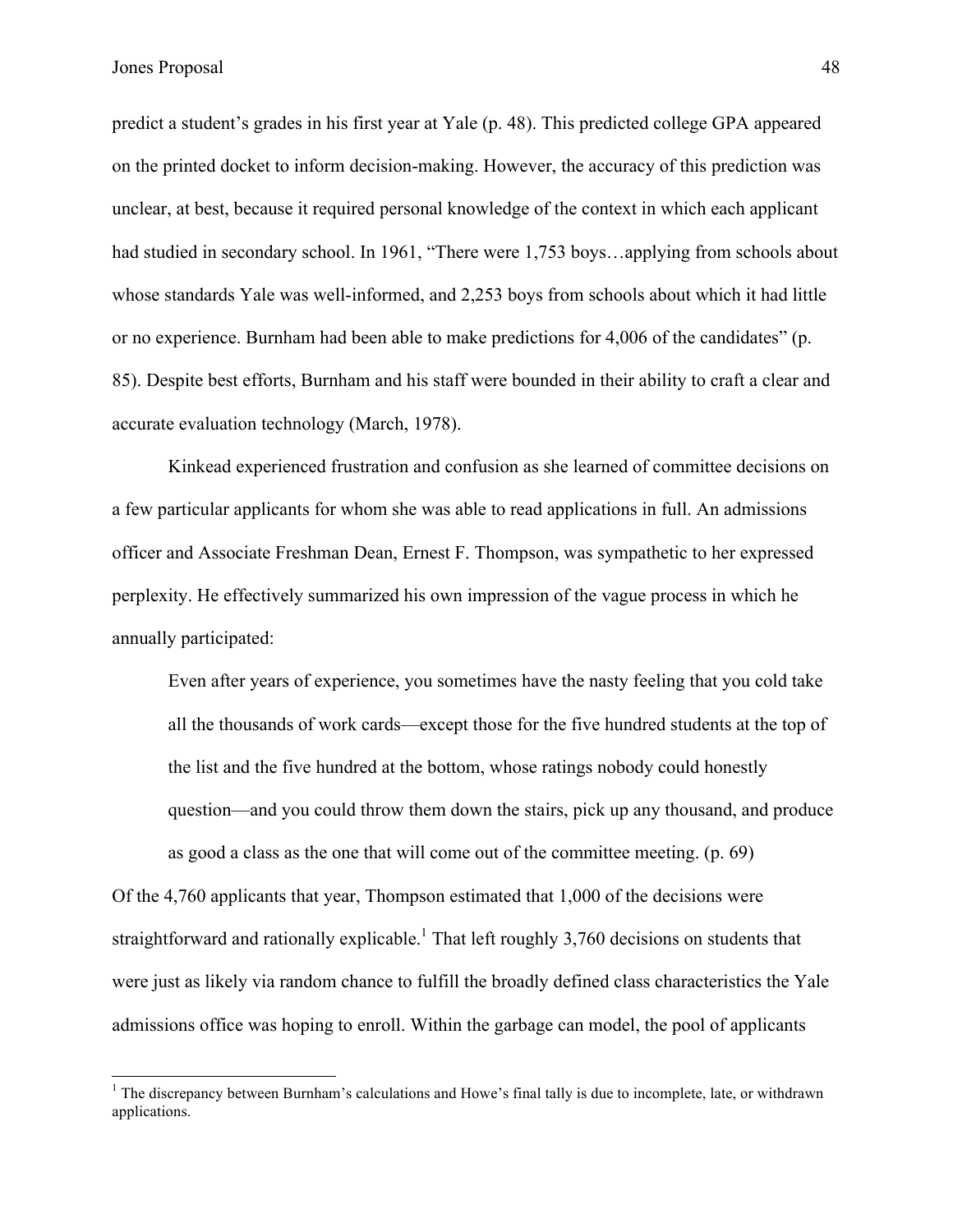predict a student's grades in his first year at Yale (p. 48). This predicted college GPA appeared on the printed docket to inform decision-making. However, the accuracy of this prediction was unclear, at best, because it required personal knowledge of the context in which each applicant had studied in secondary school. In 1961, "There were 1,753 boys…applying from schools about whose standards Yale was well-informed, and 2,253 boys from schools about which it had little or no experience. Burnham had been able to make predictions for 4,006 of the candidates" (p. 85). Despite best efforts, Burnham and his staff were bounded in their ability to craft a clear and accurate evaluation technology (March, 1978).

Kinkead experienced frustration and confusion as she learned of committee decisions on a few particular applicants for whom she was able to read applications in full. An admissions officer and Associate Freshman Dean, Ernest F. Thompson, was sympathetic to her expressed perplexity. He effectively summarized his own impression of the vague process in which he annually participated:

> Even after years of experience, you sometimes have the nasty feeling that you cold take all the thousands of work cards—except those for the five hundred students at the top of the list and the five hundred at the bottom, whose ratings nobody could honestly question—and you could throw them down the stairs, pick up any thousand, and produce as good a class as the one that will come out of the committee meeting. (p. 69)

Of the 4,760 applicants that year, Thompson estimated that 1,000 of the decisions were straightforward and rationally explicable.[1] That left roughly 3,760 decisions on students that were just as likely via random chance to fulfill the broadly defined class characteristics the Yale admissions office was hoping to enroll. Within the garbage can model, the pool of applicants

[1] The discrepancy between Burnham's calculations and Howe's final tally is due to incomplete, late, or withdrawn applications.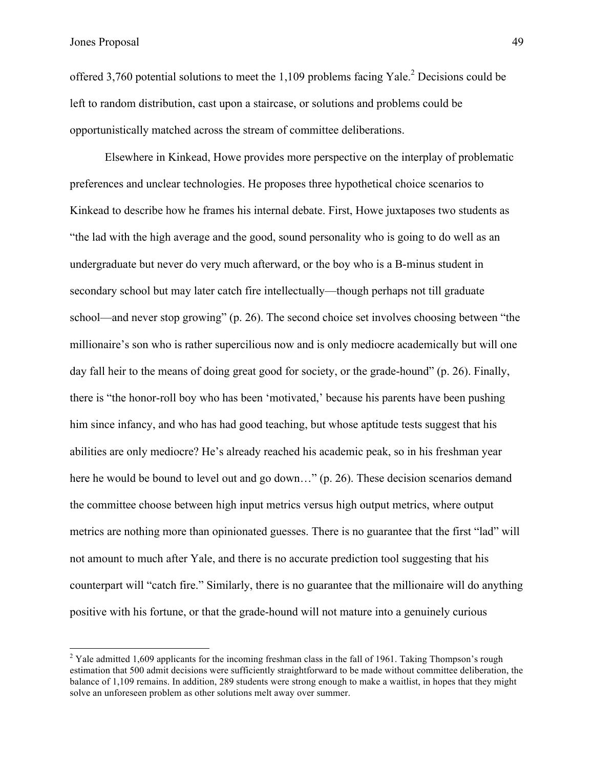offered 3,760 potential solutions to meet the 1,109 problems facing Yale.[2] Decisions could be left to random distribution, cast upon a staircase, or solutions and problems could be opportunistically matched across the stream of committee deliberations.

Elsewhere in Kinkead, Howe provides more perspective on the interplay of problematic preferences and unclear technologies. He proposes three hypothetical choice scenarios to Kinkead to describe how he frames his internal debate. First, Howe juxtaposes two students as "the lad with the high average and the good, sound personality who is going to do well as an undergraduate but never do very much afterward, or the boy who is a B-minus student in secondary school but may later catch fire intellectually—though perhaps not till graduate school—and never stop growing" (p. 26). The second choice set involves choosing between "the millionaire's son who is rather supercilious now and is only mediocre academically but will one day fall heir to the means of doing great good for society, or the grade-hound" (p. 26). Finally, there is "the honor-roll boy who has been 'motivated,' because his parents have been pushing him since infancy, and who has had good teaching, but whose aptitude tests suggest that his abilities are only mediocre? He's already reached his academic peak, so in his freshman year here he would be bound to level out and go down…" (p. 26). These decision scenarios demand the committee choose between high input metrics versus high output metrics, where output metrics are nothing more than opinionated guesses. There is no guarantee that the first "lad" will not amount to much after Yale, and there is no accurate prediction tool suggesting that his counterpart will "catch fire." Similarly, there is no guarantee that the millionaire will do anything positive with his fortune, or that the grade-hound will not mature into a genuinely curious

---

[2] Yale admitted 1,609 applicants for the incoming freshman class in the fall of 1961. Taking Thompson's rough estimation that 500 admit decisions were sufficiently straightforward to be made without committee deliberation, the balance of 1,109 remains. In addition, 289 students were strong enough to make a waitlist, in hopes that they might solve an unforeseen problem as other solutions melt away over summer.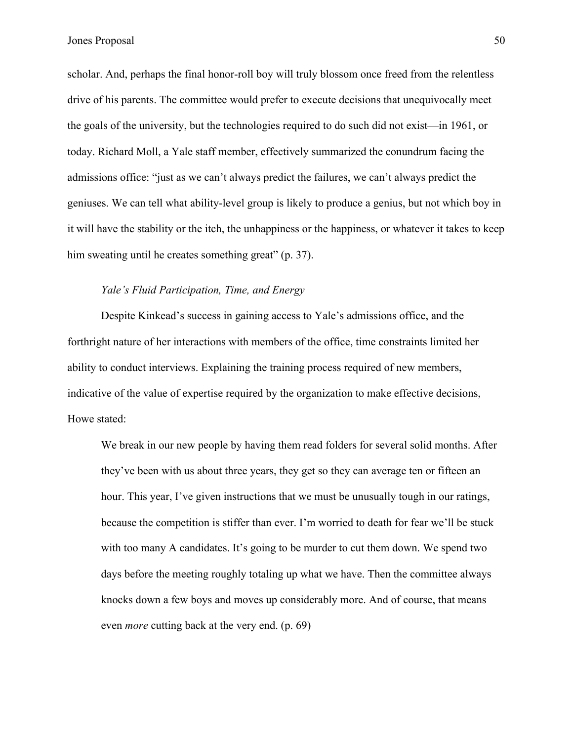scholar. And, perhaps the final honor-roll boy will truly blossom once freed from the relentless drive of his parents. The committee would prefer to execute decisions that unequivocally meet the goals of the university, but the technologies required to do such did not exist—in 1961, or today. Richard Moll, a Yale staff member, effectively summarized the conundrum facing the admissions office: "just as we can't always predict the failures, we can't always predict the geniuses. We can tell what ability-level group is likely to produce a genius, but not which boy in it will have the stability or the itch, the unhappiness or the happiness, or whatever it takes to keep him sweating until he creates something great" (p. 37).

*Yale's Fluid Participation, Time, and Energy*

Despite Kinkead's success in gaining access to Yale's admissions office, and the forthright nature of her interactions with members of the office, time constraints limited her ability to conduct interviews. Explaining the training process required of new members, indicative of the value of expertise required by the organization to make effective decisions, Howe stated:

> We break in our new people by having them read folders for several solid months. After they've been with us about three years, they get so they can average ten or fifteen an hour. This year, I've given instructions that we must be unusually tough in our ratings, because the competition is stiffer than ever. I'm worried to death for fear we'll be stuck with too many A candidates. It's going to be murder to cut them down. We spend two days before the meeting roughly totaling up what we have. Then the committee always knocks down a few boys and moves up considerably more. And of course, that means even *more* cutting back at the very end. (p. 69)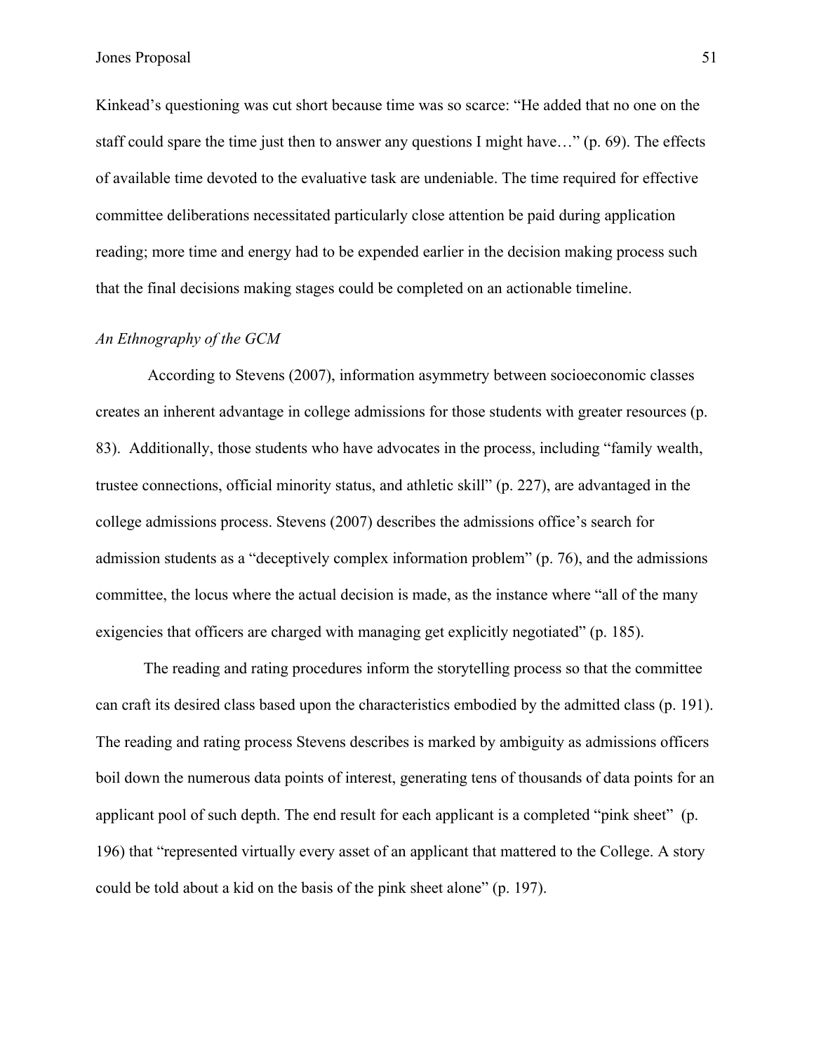Kinkead's questioning was cut short because time was so scarce: "He added that no one on the staff could spare the time just then to answer any questions I might have…" (p. 69). The effects of available time devoted to the evaluative task are undeniable. The time required for effective committee deliberations necessitated particularly close attention be paid during application reading; more time and energy had to be expended earlier in the decision making process such that the final decisions making stages could be completed on an actionable timeline.

*An Ethnography of the GCM*

According to Stevens (2007), information asymmetry between socioeconomic classes creates an inherent advantage in college admissions for those students with greater resources (p. 83). Additionally, those students who have advocates in the process, including "family wealth, trustee connections, official minority status, and athletic skill" (p. 227), are advantaged in the college admissions process. Stevens (2007) describes the admissions office's search for admission students as a "deceptively complex information problem" (p. 76), and the admissions committee, the locus where the actual decision is made, as the instance where "all of the many exigencies that officers are charged with managing get explicitly negotiated" (p. 185).

The reading and rating procedures inform the storytelling process so that the committee can craft its desired class based upon the characteristics embodied by the admitted class (p. 191). The reading and rating process Stevens describes is marked by ambiguity as admissions officers boil down the numerous data points of interest, generating tens of thousands of data points for an applicant pool of such depth. The end result for each applicant is a completed "pink sheet" (p. 196) that "represented virtually every asset of an applicant that mattered to the College. A story could be told about a kid on the basis of the pink sheet alone" (p. 197).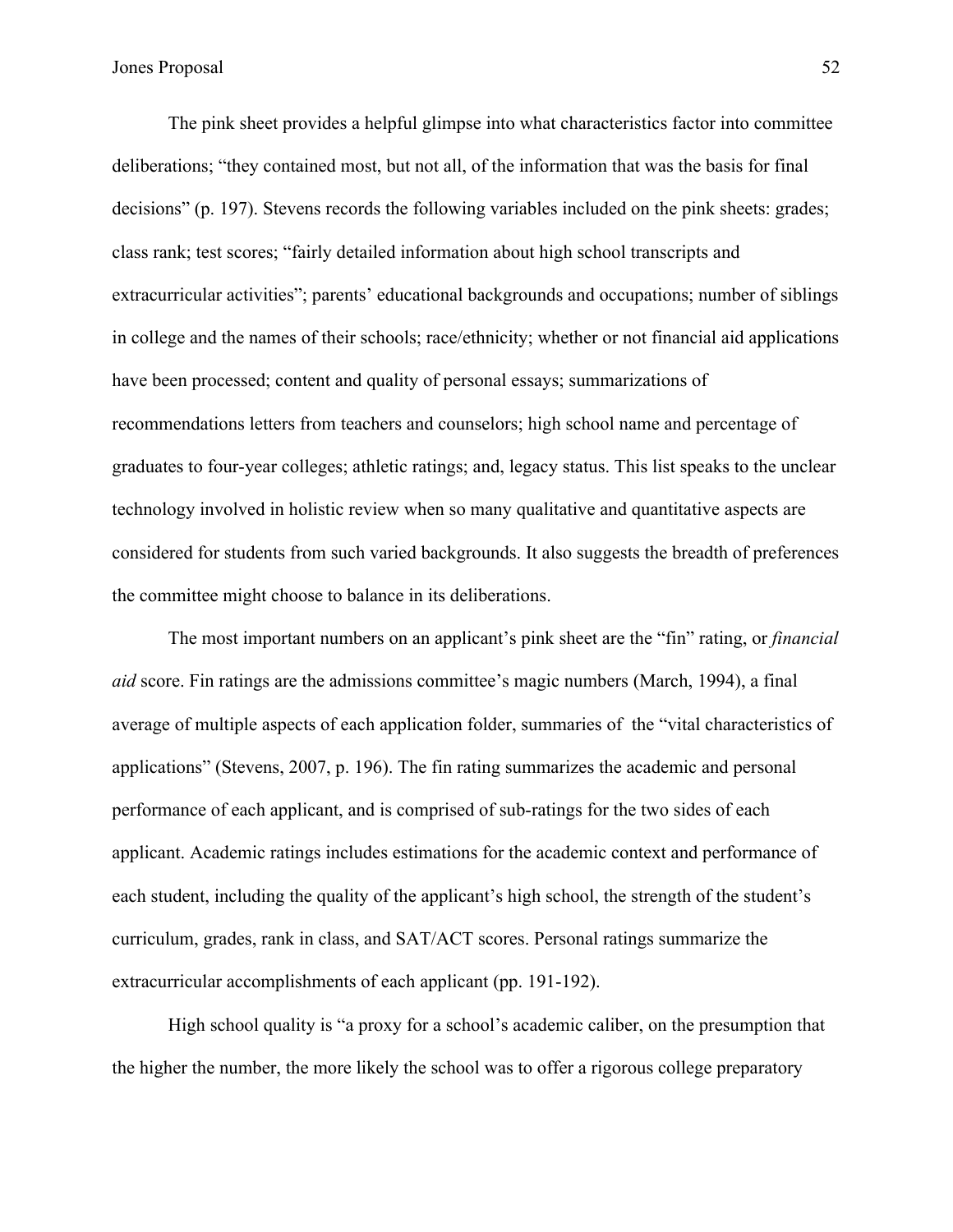The pink sheet provides a helpful glimpse into what characteristics factor into committee deliberations; "they contained most, but not all, of the information that was the basis for final decisions" (p. 197). Stevens records the following variables included on the pink sheets: grades; class rank; test scores; "fairly detailed information about high school transcripts and extracurricular activities"; parents' educational backgrounds and occupations; number of siblings in college and the names of their schools; race/ethnicity; whether or not financial aid applications have been processed; content and quality of personal essays; summarizations of recommendations letters from teachers and counselors; high school name and percentage of graduates to four-year colleges; athletic ratings; and, legacy status. This list speaks to the unclear technology involved in holistic review when so many qualitative and quantitative aspects are considered for students from such varied backgrounds. It also suggests the breadth of preferences the committee might choose to balance in its deliberations.

The most important numbers on an applicant's pink sheet are the "fin" rating, or *financial aid* score. Fin ratings are the admissions committee's magic numbers (March, 1994), a final average of multiple aspects of each application folder, summaries of the "vital characteristics of applications" (Stevens, 2007, p. 196). The fin rating summarizes the academic and personal performance of each applicant, and is comprised of sub-ratings for the two sides of each applicant. Academic ratings includes estimations for the academic context and performance of each student, including the quality of the applicant's high school, the strength of the student's curriculum, grades, rank in class, and SAT/ACT scores. Personal ratings summarize the extracurricular accomplishments of each applicant (pp. 191-192).

High school quality is "a proxy for a school's academic caliber, on the presumption that the higher the number, the more likely the school was to offer a rigorous college preparatory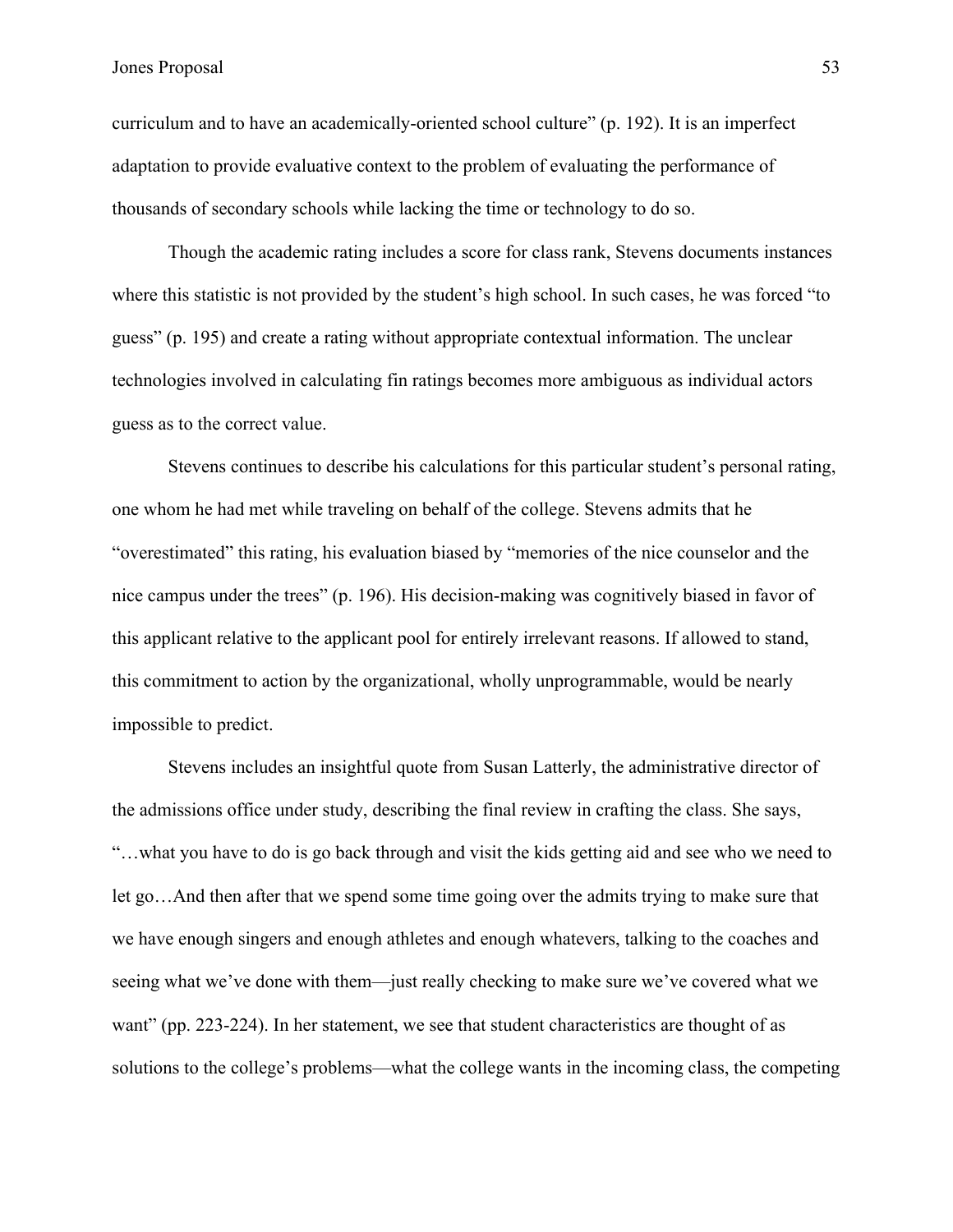curriculum and to have an academically-oriented school culture" (p. 192). It is an imperfect adaptation to provide evaluative context to the problem of evaluating the performance of thousands of secondary schools while lacking the time or technology to do so.

Though the academic rating includes a score for class rank, Stevens documents instances where this statistic is not provided by the student's high school. In such cases, he was forced "to guess" (p. 195) and create a rating without appropriate contextual information. The unclear technologies involved in calculating fin ratings becomes more ambiguous as individual actors guess as to the correct value.

Stevens continues to describe his calculations for this particular student's personal rating, one whom he had met while traveling on behalf of the college. Stevens admits that he "overestimated" this rating, his evaluation biased by "memories of the nice counselor and the nice campus under the trees" (p. 196). His decision-making was cognitively biased in favor of this applicant relative to the applicant pool for entirely irrelevant reasons. If allowed to stand, this commitment to action by the organizational, wholly unprogrammable, would be nearly impossible to predict.

Stevens includes an insightful quote from Susan Latterly, the administrative director of the admissions office under study, describing the final review in crafting the class. She says, "…what you have to do is go back through and visit the kids getting aid and see who we need to let go…And then after that we spend some time going over the admits trying to make sure that we have enough singers and enough athletes and enough whatevers, talking to the coaches and seeing what we've done with them—just really checking to make sure we've covered what we want" (pp. 223-224). In her statement, we see that student characteristics are thought of as solutions to the college's problems—what the college wants in the incoming class, the competing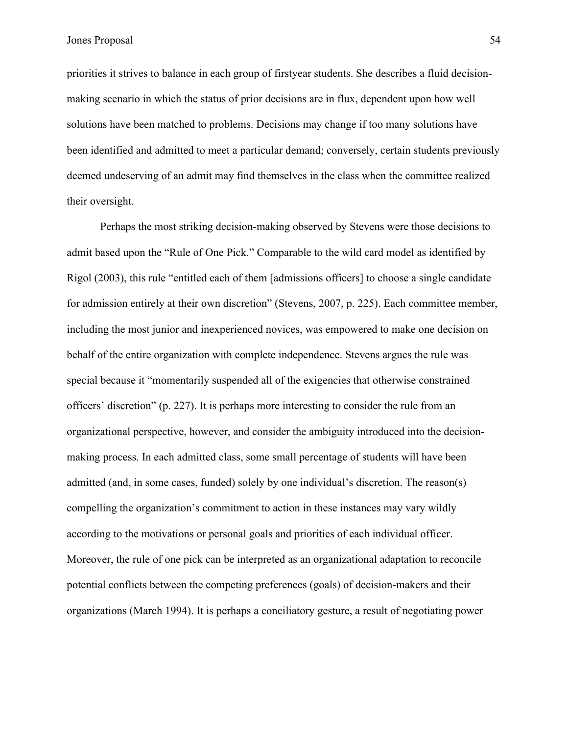priorities it strives to balance in each group of firstyear students. She describes a fluid decision-making scenario in which the status of prior decisions are in flux, dependent upon how well solutions have been matched to problems. Decisions may change if too many solutions have been identified and admitted to meet a particular demand; conversely, certain students previously deemed undeserving of an admit may find themselves in the class when the committee realized their oversight.

Perhaps the most striking decision-making observed by Stevens were those decisions to admit based upon the "Rule of One Pick." Comparable to the wild card model as identified by Rigol (2003), this rule "entitled each of them [admissions officers] to choose a single candidate for admission entirely at their own discretion" (Stevens, 2007, p. 225). Each committee member, including the most junior and inexperienced novices, was empowered to make one decision on behalf of the entire organization with complete independence. Stevens argues the rule was special because it "momentarily suspended all of the exigencies that otherwise constrained officers' discretion" (p. 227). It is perhaps more interesting to consider the rule from an organizational perspective, however, and consider the ambiguity introduced into the decision-making process. In each admitted class, some small percentage of students will have been admitted (and, in some cases, funded) solely by one individual's discretion. The reason(s) compelling the organization's commitment to action in these instances may vary wildly according to the motivations or personal goals and priorities of each individual officer. Moreover, the rule of one pick can be interpreted as an organizational adaptation to reconcile potential conflicts between the competing preferences (goals) of decision-makers and their organizations (March 1994). It is perhaps a conciliatory gesture, a result of negotiating power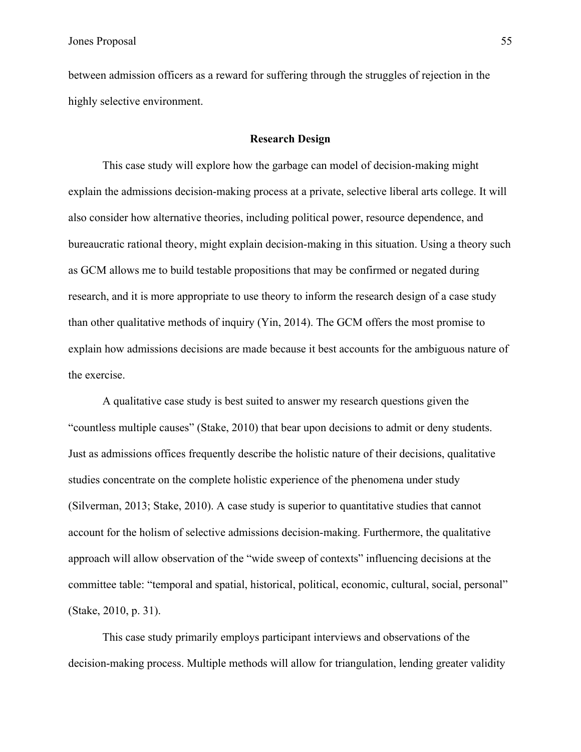between admission officers as a reward for suffering through the struggles of rejection in the highly selective environment.

## Research Design

This case study will explore how the garbage can model of decision-making might explain the admissions decision-making process at a private, selective liberal arts college. It will also consider how alternative theories, including political power, resource dependence, and bureaucratic rational theory, might explain decision-making in this situation. Using a theory such as GCM allows me to build testable propositions that may be confirmed or negated during research, and it is more appropriate to use theory to inform the research design of a case study than other qualitative methods of inquiry (Yin, 2014). The GCM offers the most promise to explain how admissions decisions are made because it best accounts for the ambiguous nature of the exercise.

A qualitative case study is best suited to answer my research questions given the "countless multiple causes" (Stake, 2010) that bear upon decisions to admit or deny students. Just as admissions offices frequently describe the holistic nature of their decisions, qualitative studies concentrate on the complete holistic experience of the phenomena under study (Silverman, 2013; Stake, 2010). A case study is superior to quantitative studies that cannot account for the holism of selective admissions decision-making. Furthermore, the qualitative approach will allow observation of the "wide sweep of contexts" influencing decisions at the committee table: "temporal and spatial, historical, political, economic, cultural, social, personal" (Stake, 2010, p. 31).

This case study primarily employs participant interviews and observations of the decision-making process. Multiple methods will allow for triangulation, lending greater validity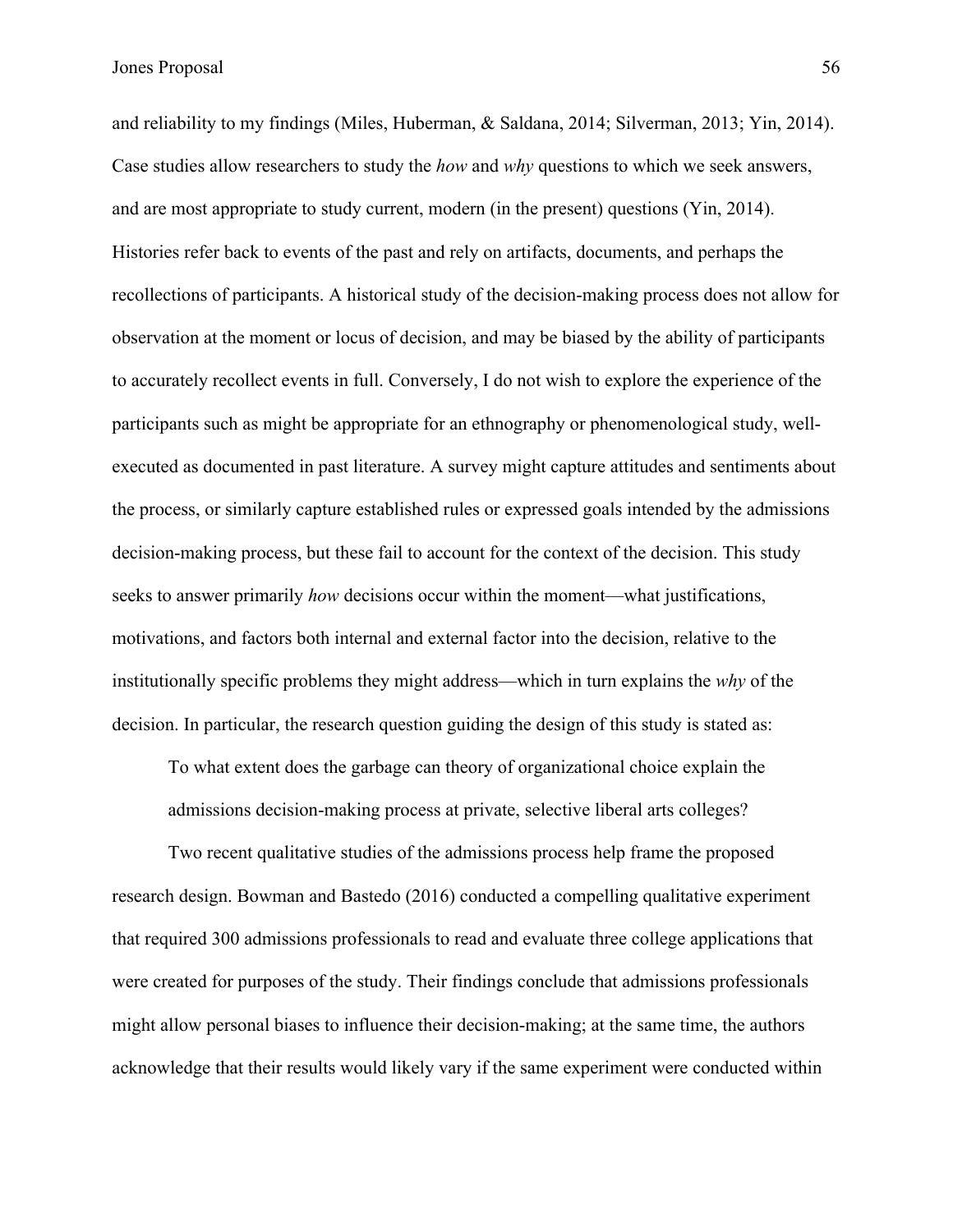and reliability to my findings (Miles, Huberman, & Saldana, 2014; Silverman, 2013; Yin, 2014). Case studies allow researchers to study the *how* and *why* questions to which we seek answers, and are most appropriate to study current, modern (in the present) questions (Yin, 2014). Histories refer back to events of the past and rely on artifacts, documents, and perhaps the recollections of participants. A historical study of the decision-making process does not allow for observation at the moment or locus of decision, and may be biased by the ability of participants to accurately recollect events in full. Conversely, I do not wish to explore the experience of the participants such as might be appropriate for an ethnography or phenomenological study, well-executed as documented in past literature. A survey might capture attitudes and sentiments about the process, or similarly capture established rules or expressed goals intended by the admissions decision-making process, but these fail to account for the context of the decision. This study seeks to answer primarily *how* decisions occur within the moment—what justifications, motivations, and factors both internal and external factor into the decision, relative to the institutionally specific problems they might address—which in turn explains the *why* of the decision. In particular, the research question guiding the design of this study is stated as:

> To what extent does the garbage can theory of organizational choice explain the admissions decision-making process at private, selective liberal arts colleges?

Two recent qualitative studies of the admissions process help frame the proposed research design. Bowman and Bastedo (2016) conducted a compelling qualitative experiment that required 300 admissions professionals to read and evaluate three college applications that were created for purposes of the study. Their findings conclude that admissions professionals might allow personal biases to influence their decision-making; at the same time, the authors acknowledge that their results would likely vary if the same experiment were conducted within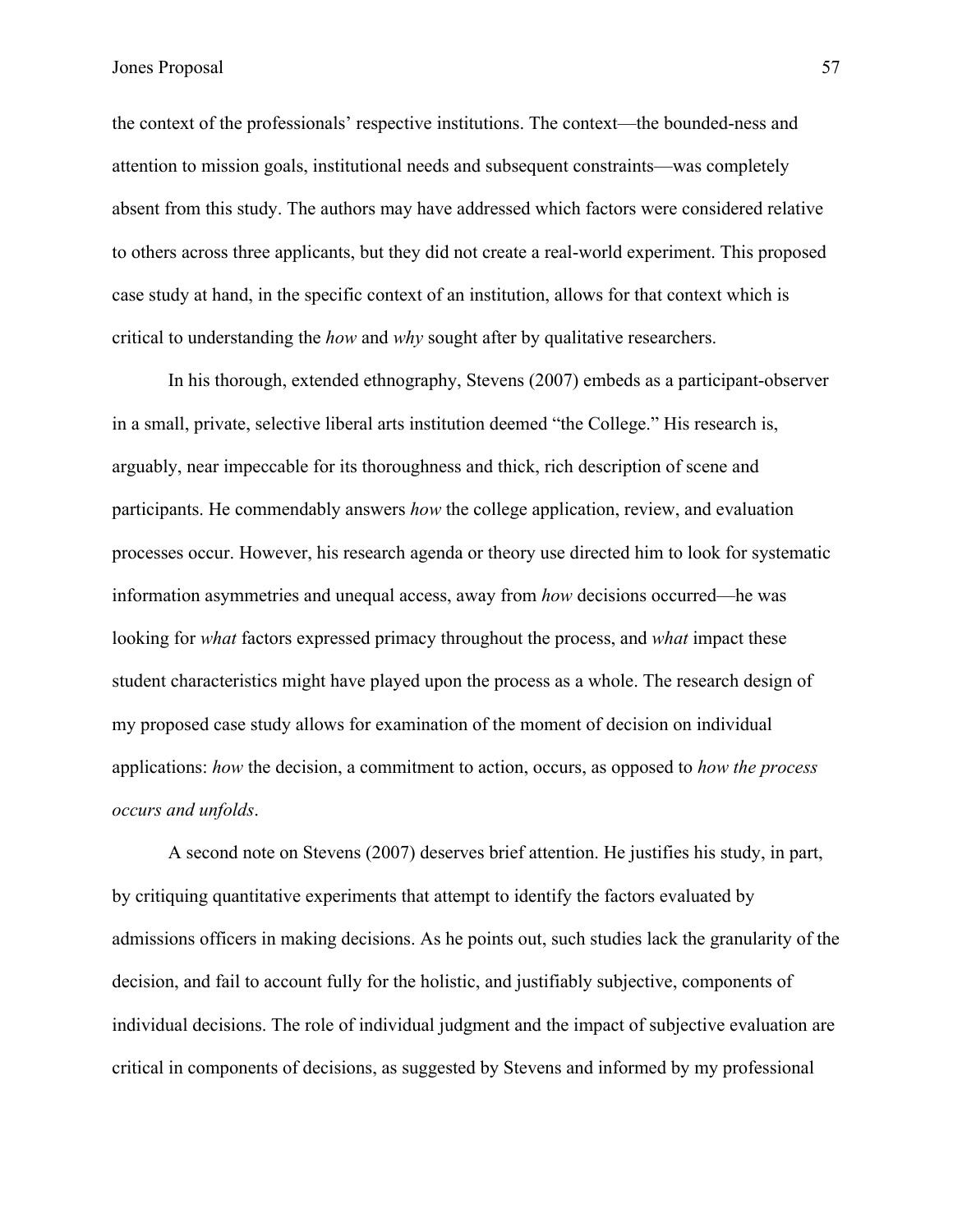the context of the professionals' respective institutions. The context—the bounded-ness and attention to mission goals, institutional needs and subsequent constraints—was completely absent from this study. The authors may have addressed which factors were considered relative to others across three applicants, but they did not create a real-world experiment. This proposed case study at hand, in the specific context of an institution, allows for that context which is critical to understanding the *how* and *why* sought after by qualitative researchers.

In his thorough, extended ethnography, Stevens (2007) embeds as a participant-observer in a small, private, selective liberal arts institution deemed "the College." His research is, arguably, near impeccable for its thoroughness and thick, rich description of scene and participants. He commendably answers *how* the college application, review, and evaluation processes occur. However, his research agenda or theory use directed him to look for systematic information asymmetries and unequal access, away from *how* decisions occurred—he was looking for *what* factors expressed primacy throughout the process, and *what* impact these student characteristics might have played upon the process as a whole. The research design of my proposed case study allows for examination of the moment of decision on individual applications: *how* the decision, a commitment to action, occurs, as opposed to *how the process occurs and unfolds*.

A second note on Stevens (2007) deserves brief attention. He justifies his study, in part, by critiquing quantitative experiments that attempt to identify the factors evaluated by admissions officers in making decisions. As he points out, such studies lack the granularity of the decision, and fail to account fully for the holistic, and justifiably subjective, components of individual decisions. The role of individual judgment and the impact of subjective evaluation are critical in components of decisions, as suggested by Stevens and informed by my professional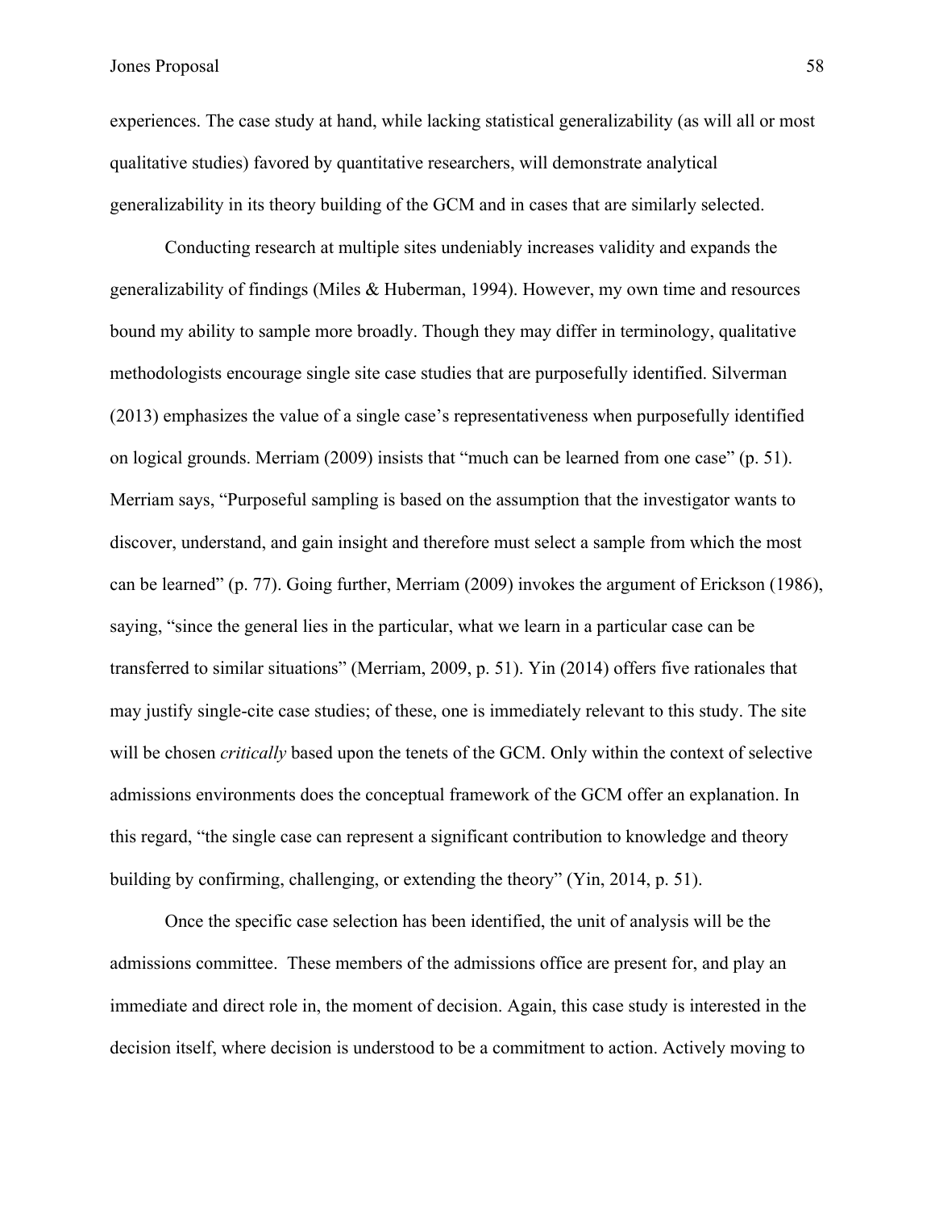experiences. The case study at hand, while lacking statistical generalizability (as will all or most qualitative studies) favored by quantitative researchers, will demonstrate analytical generalizability in its theory building of the GCM and in cases that are similarly selected.

Conducting research at multiple sites undeniably increases validity and expands the generalizability of findings (Miles & Huberman, 1994). However, my own time and resources bound my ability to sample more broadly. Though they may differ in terminology, qualitative methodologists encourage single site case studies that are purposefully identified. Silverman (2013) emphasizes the value of a single case's representativeness when purposefully identified on logical grounds. Merriam (2009) insists that "much can be learned from one case" (p. 51). Merriam says, "Purposeful sampling is based on the assumption that the investigator wants to discover, understand, and gain insight and therefore must select a sample from which the most can be learned" (p. 77). Going further, Merriam (2009) invokes the argument of Erickson (1986), saying, "since the general lies in the particular, what we learn in a particular case can be transferred to similar situations" (Merriam, 2009, p. 51). Yin (2014) offers five rationales that may justify single-cite case studies; of these, one is immediately relevant to this study. The site will be chosen *critically* based upon the tenets of the GCM. Only within the context of selective admissions environments does the conceptual framework of the GCM offer an explanation. In this regard, "the single case can represent a significant contribution to knowledge and theory building by confirming, challenging, or extending the theory" (Yin, 2014, p. 51).

Once the specific case selection has been identified, the unit of analysis will be the admissions committee. These members of the admissions office are present for, and play an immediate and direct role in, the moment of decision. Again, this case study is interested in the decision itself, where decision is understood to be a commitment to action. Actively moving to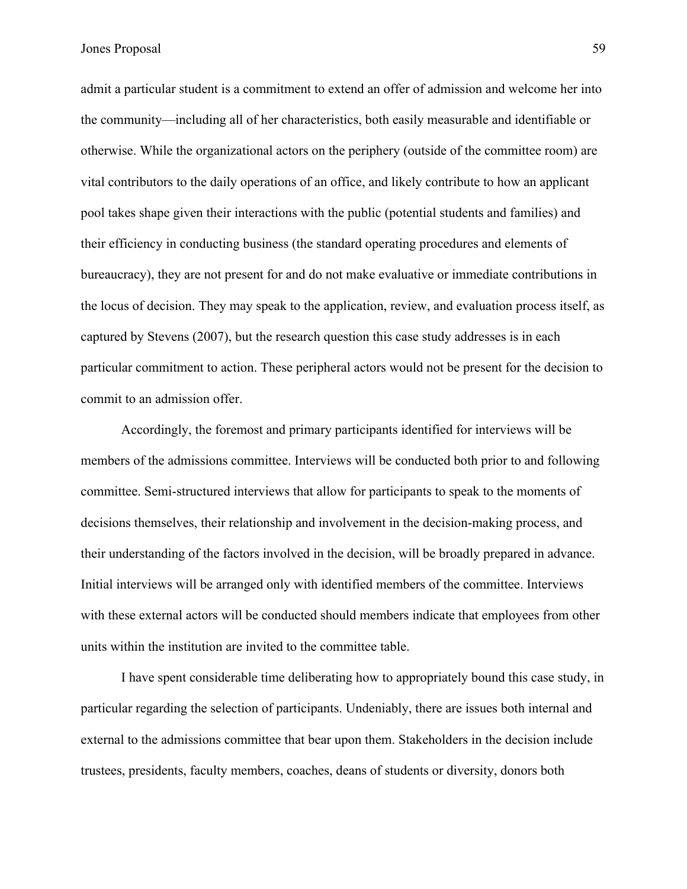admit a particular student is a commitment to extend an offer of admission and welcome her into the community—including all of her characteristics, both easily measurable and identifiable or otherwise. While the organizational actors on the periphery (outside of the committee room) are vital contributors to the daily operations of an office, and likely contribute to how an applicant pool takes shape given their interactions with the public (potential students and families) and their efficiency in conducting business (the standard operating procedures and elements of bureaucracy), they are not present for and do not make evaluative or immediate contributions in the locus of decision. They may speak to the application, review, and evaluation process itself, as captured by Stevens (2007), but the research question this case study addresses is in each particular commitment to action. These peripheral actors would not be present for the decision to commit to an admission offer.

Accordingly, the foremost and primary participants identified for interviews will be members of the admissions committee. Interviews will be conducted both prior to and following committee. Semi-structured interviews that allow for participants to speak to the moments of decisions themselves, their relationship and involvement in the decision-making process, and their understanding of the factors involved in the decision, will be broadly prepared in advance. Initial interviews will be arranged only with identified members of the committee. Interviews with these external actors will be conducted should members indicate that employees from other units within the institution are invited to the committee table.

I have spent considerable time deliberating how to appropriately bound this case study, in particular regarding the selection of participants. Undeniably, there are issues both internal and external to the admissions committee that bear upon them. Stakeholders in the decision include trustees, presidents, faculty members, coaches, deans of students or diversity, donors both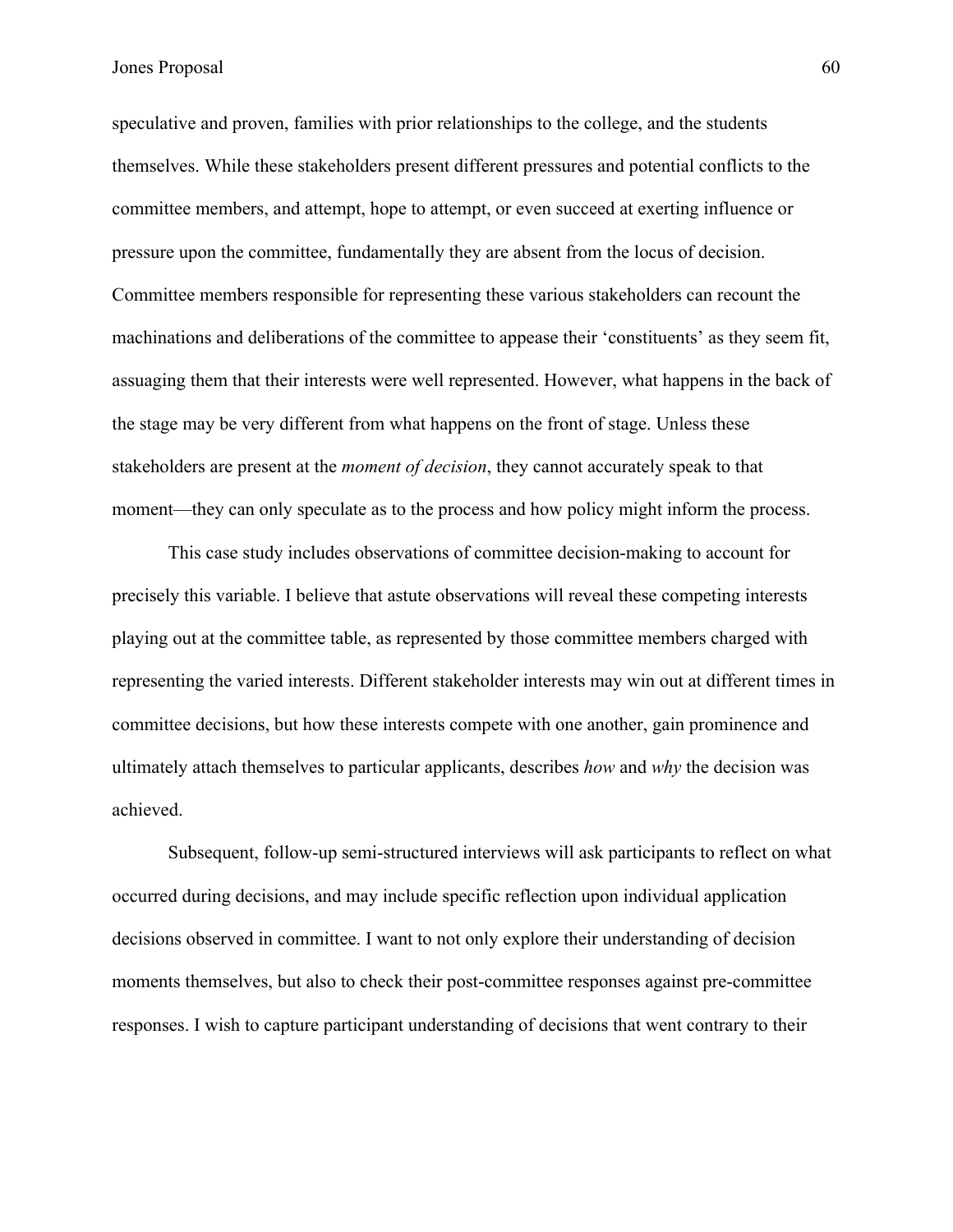speculative and proven, families with prior relationships to the college, and the students themselves. While these stakeholders present different pressures and potential conflicts to the committee members, and attempt, hope to attempt, or even succeed at exerting influence or pressure upon the committee, fundamentally they are absent from the locus of decision. Committee members responsible for representing these various stakeholders can recount the machinations and deliberations of the committee to appease their 'constituents' as they seem fit, assuaging them that their interests were well represented. However, what happens in the back of the stage may be very different from what happens on the front of stage. Unless these stakeholders are present at the *moment of decision*, they cannot accurately speak to that moment—they can only speculate as to the process and how policy might inform the process.

This case study includes observations of committee decision-making to account for precisely this variable. I believe that astute observations will reveal these competing interests playing out at the committee table, as represented by those committee members charged with representing the varied interests. Different stakeholder interests may win out at different times in committee decisions, but how these interests compete with one another, gain prominence and ultimately attach themselves to particular applicants, describes *how* and *why* the decision was achieved.

Subsequent, follow-up semi-structured interviews will ask participants to reflect on what occurred during decisions, and may include specific reflection upon individual application decisions observed in committee. I want to not only explore their understanding of decision moments themselves, but also to check their post-committee responses against pre-committee responses. I wish to capture participant understanding of decisions that went contrary to their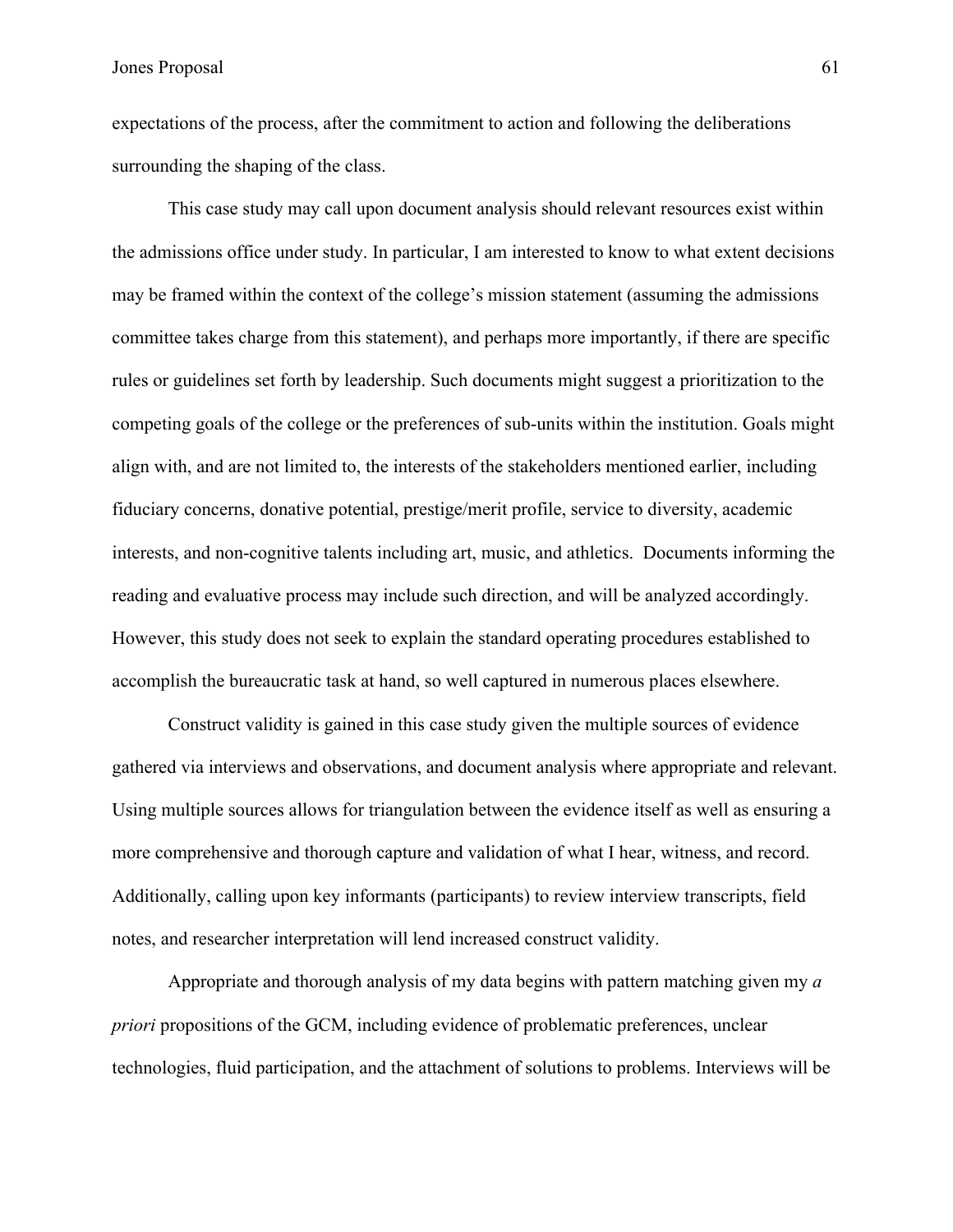expectations of the process, after the commitment to action and following the deliberations surrounding the shaping of the class.

This case study may call upon document analysis should relevant resources exist within the admissions office under study. In particular, I am interested to know to what extent decisions may be framed within the context of the college's mission statement (assuming the admissions committee takes charge from this statement), and perhaps more importantly, if there are specific rules or guidelines set forth by leadership. Such documents might suggest a prioritization to the competing goals of the college or the preferences of sub-units within the institution. Goals might align with, and are not limited to, the interests of the stakeholders mentioned earlier, including fiduciary concerns, donative potential, prestige/merit profile, service to diversity, academic interests, and non-cognitive talents including art, music, and athletics. Documents informing the reading and evaluative process may include such direction, and will be analyzed accordingly. However, this study does not seek to explain the standard operating procedures established to accomplish the bureaucratic task at hand, so well captured in numerous places elsewhere.

Construct validity is gained in this case study given the multiple sources of evidence gathered via interviews and observations, and document analysis where appropriate and relevant. Using multiple sources allows for triangulation between the evidence itself as well as ensuring a more comprehensive and thorough capture and validation of what I hear, witness, and record. Additionally, calling upon key informants (participants) to review interview transcripts, field notes, and researcher interpretation will lend increased construct validity.

Appropriate and thorough analysis of my data begins with pattern matching given my *a priori* propositions of the GCM, including evidence of problematic preferences, unclear technologies, fluid participation, and the attachment of solutions to problems. Interviews will be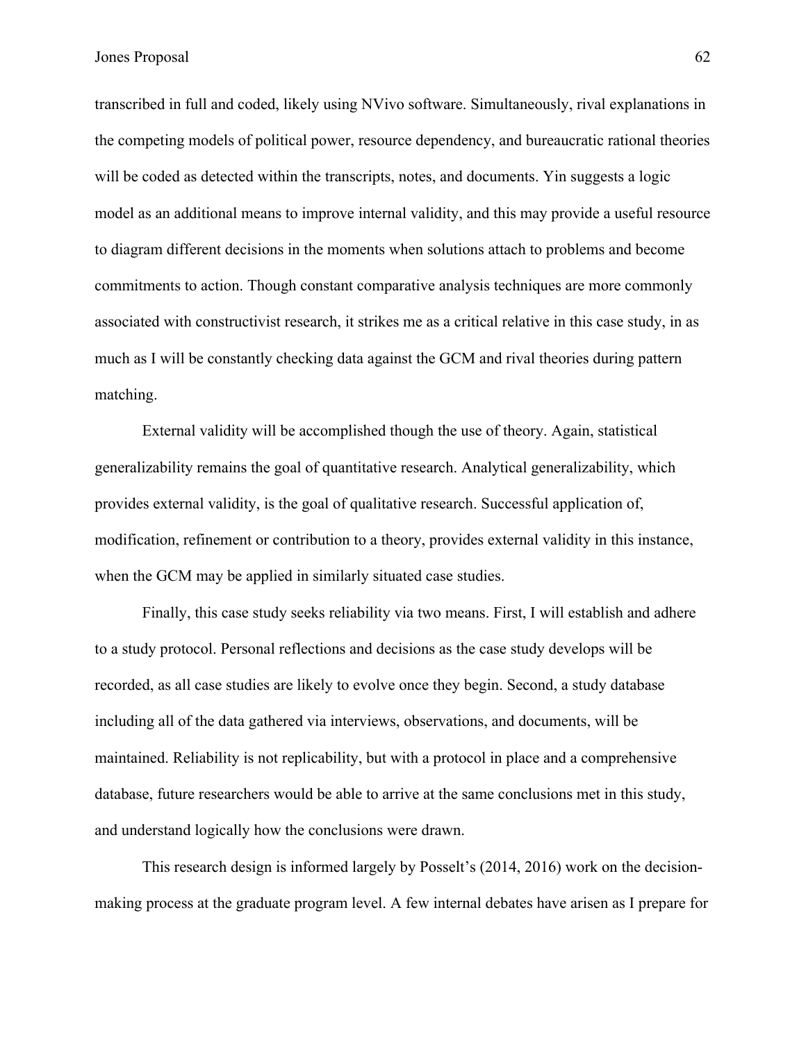transcribed in full and coded, likely using NVivo software. Simultaneously, rival explanations in the competing models of political power, resource dependency, and bureaucratic rational theories will be coded as detected within the transcripts, notes, and documents. Yin suggests a logic model as an additional means to improve internal validity, and this may provide a useful resource to diagram different decisions in the moments when solutions attach to problems and become commitments to action. Though constant comparative analysis techniques are more commonly associated with constructivist research, it strikes me as a critical relative in this case study, in as much as I will be constantly checking data against the GCM and rival theories during pattern matching.

External validity will be accomplished though the use of theory. Again, statistical generalizability remains the goal of quantitative research. Analytical generalizability, which provides external validity, is the goal of qualitative research. Successful application of, modification, refinement or contribution to a theory, provides external validity in this instance, when the GCM may be applied in similarly situated case studies.

Finally, this case study seeks reliability via two means. First, I will establish and adhere to a study protocol. Personal reflections and decisions as the case study develops will be recorded, as all case studies are likely to evolve once they begin. Second, a study database including all of the data gathered via interviews, observations, and documents, will be maintained. Reliability is not replicability, but with a protocol in place and a comprehensive database, future researchers would be able to arrive at the same conclusions met in this study, and understand logically how the conclusions were drawn.

This research design is informed largely by Posselt's (2014, 2016) work on the decision-making process at the graduate program level. A few internal debates have arisen as I prepare for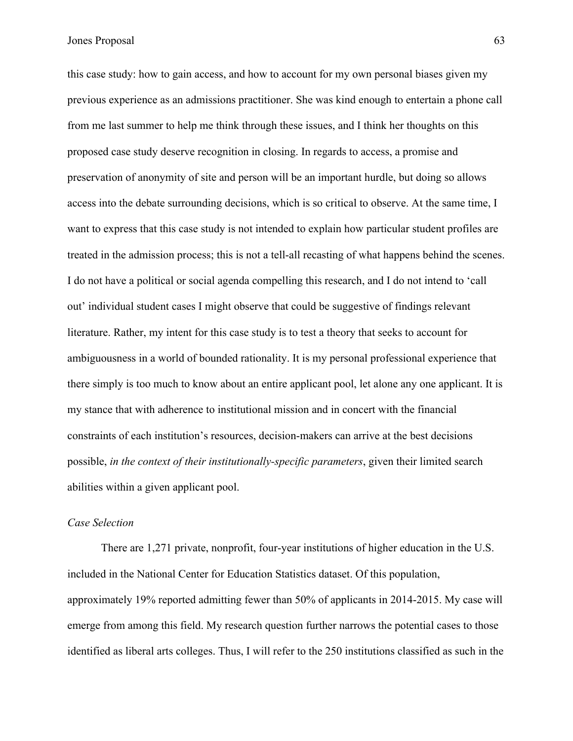this case study: how to gain access, and how to account for my own personal biases given my previous experience as an admissions practitioner. She was kind enough to entertain a phone call from me last summer to help me think through these issues, and I think her thoughts on this proposed case study deserve recognition in closing. In regards to access, a promise and preservation of anonymity of site and person will be an important hurdle, but doing so allows access into the debate surrounding decisions, which is so critical to observe. At the same time, I want to express that this case study is not intended to explain how particular student profiles are treated in the admission process; this is not a tell-all recasting of what happens behind the scenes. I do not have a political or social agenda compelling this research, and I do not intend to 'call out' individual student cases I might observe that could be suggestive of findings relevant literature. Rather, my intent for this case study is to test a theory that seeks to account for ambiguousness in a world of bounded rationality. It is my personal professional experience that there simply is too much to know about an entire applicant pool, let alone any one applicant. It is my stance that with adherence to institutional mission and in concert with the financial constraints of each institution's resources, decision-makers can arrive at the best decisions possible, *in the context of their institutionally-specific parameters*, given their limited search abilities within a given applicant pool.

*Case Selection*

There are 1,271 private, nonprofit, four-year institutions of higher education in the U.S. included in the National Center for Education Statistics dataset. Of this population, approximately 19% reported admitting fewer than 50% of applicants in 2014-2015. My case will emerge from among this field. My research question further narrows the potential cases to those identified as liberal arts colleges. Thus, I will refer to the 250 institutions classified as such in the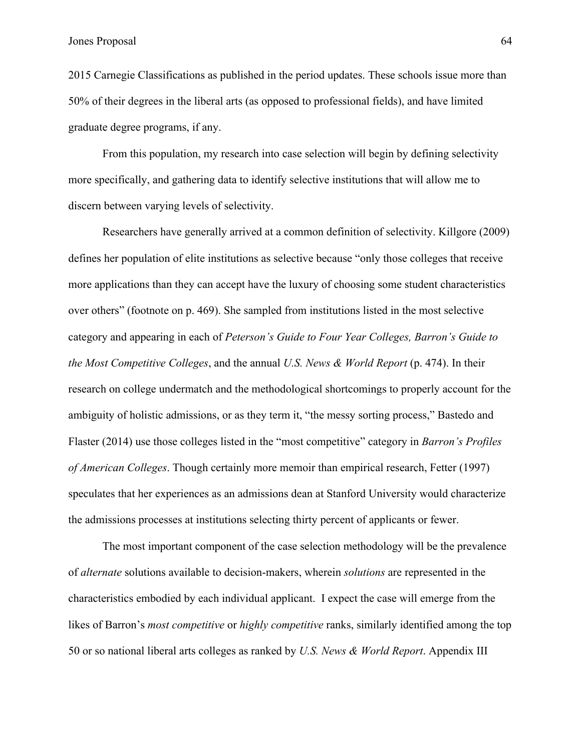2015 Carnegie Classifications as published in the period updates. These schools issue more than 50% of their degrees in the liberal arts (as opposed to professional fields), and have limited graduate degree programs, if any.

From this population, my research into case selection will begin by defining selectivity more specifically, and gathering data to identify selective institutions that will allow me to discern between varying levels of selectivity.

Researchers have generally arrived at a common definition of selectivity. Killgore (2009) defines her population of elite institutions as selective because "only those colleges that receive more applications than they can accept have the luxury of choosing some student characteristics over others" (footnote on p. 469). She sampled from institutions listed in the most selective category and appearing in each of *Peterson's Guide to Four Year Colleges, Barron's Guide to the Most Competitive Colleges*, and the annual *U.S. News & World Report* (p. 474). In their research on college undermatch and the methodological shortcomings to properly account for the ambiguity of holistic admissions, or as they term it, "the messy sorting process," Bastedo and Flaster (2014) use those colleges listed in the "most competitive" category in *Barron's Profiles of American Colleges*. Though certainly more memoir than empirical research, Fetter (1997) speculates that her experiences as an admissions dean at Stanford University would characterize the admissions processes at institutions selecting thirty percent of applicants or fewer.

The most important component of the case selection methodology will be the prevalence of *alternate* solutions available to decision-makers, wherein *solutions* are represented in the characteristics embodied by each individual applicant. I expect the case will emerge from the likes of Barron's *most competitive* or *highly competitive* ranks, similarly identified among the top 50 or so national liberal arts colleges as ranked by *U.S. News & World Report*. Appendix III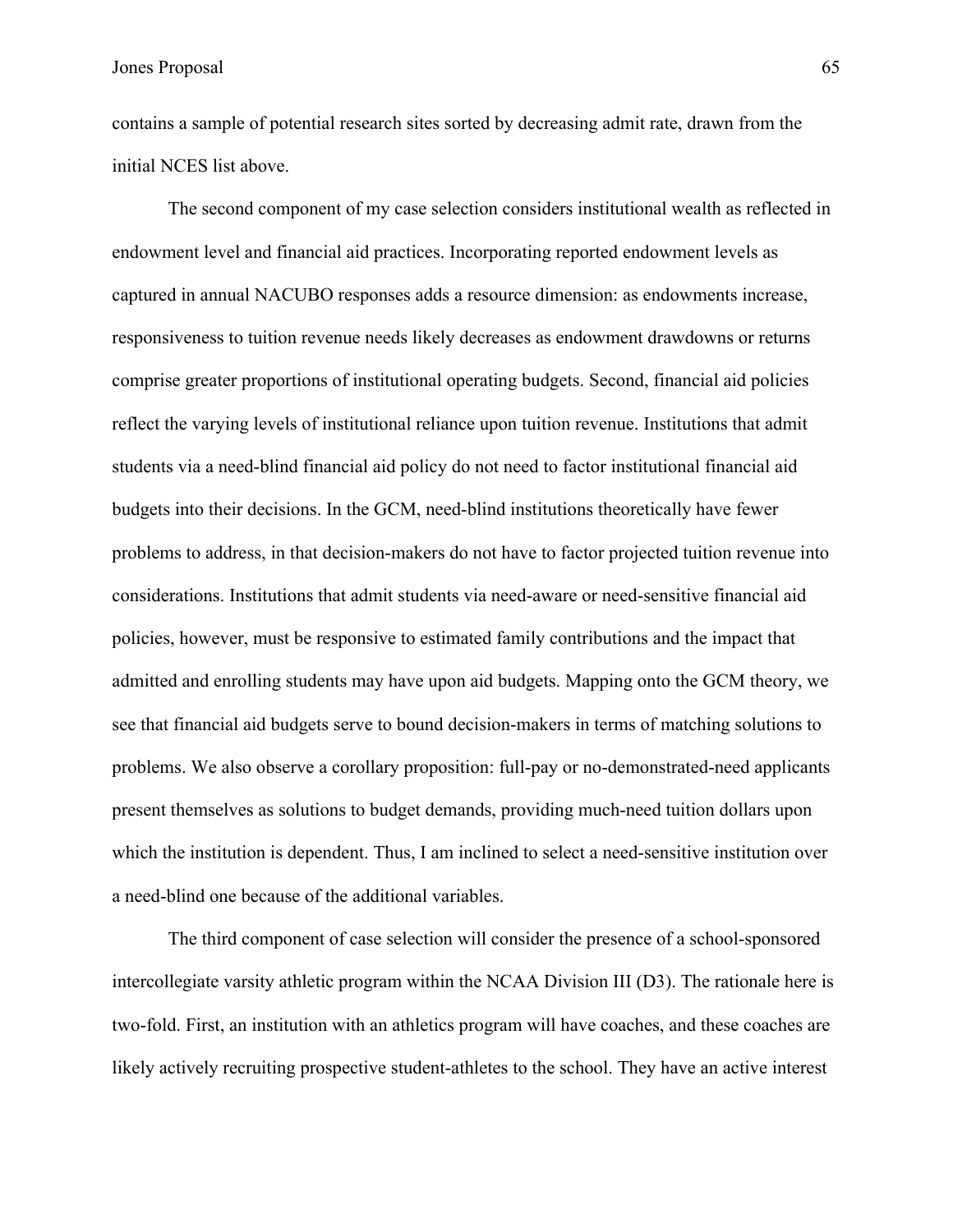contains a sample of potential research sites sorted by decreasing admit rate, drawn from the initial NCES list above.

The second component of my case selection considers institutional wealth as reflected in endowment level and financial aid practices. Incorporating reported endowment levels as captured in annual NACUBO responses adds a resource dimension: as endowments increase, responsiveness to tuition revenue needs likely decreases as endowment drawdowns or returns comprise greater proportions of institutional operating budgets. Second, financial aid policies reflect the varying levels of institutional reliance upon tuition revenue. Institutions that admit students via a need-blind financial aid policy do not need to factor institutional financial aid budgets into their decisions. In the GCM, need-blind institutions theoretically have fewer problems to address, in that decision-makers do not have to factor projected tuition revenue into considerations. Institutions that admit students via need-aware or need-sensitive financial aid policies, however, must be responsive to estimated family contributions and the impact that admitted and enrolling students may have upon aid budgets. Mapping onto the GCM theory, we see that financial aid budgets serve to bound decision-makers in terms of matching solutions to problems. We also observe a corollary proposition: full-pay or no-demonstrated-need applicants present themselves as solutions to budget demands, providing much-need tuition dollars upon which the institution is dependent. Thus, I am inclined to select a need-sensitive institution over a need-blind one because of the additional variables.

The third component of case selection will consider the presence of a school-sponsored intercollegiate varsity athletic program within the NCAA Division III (D3). The rationale here is two-fold. First, an institution with an athletics program will have coaches, and these coaches are likely actively recruiting prospective student-athletes to the school. They have an active interest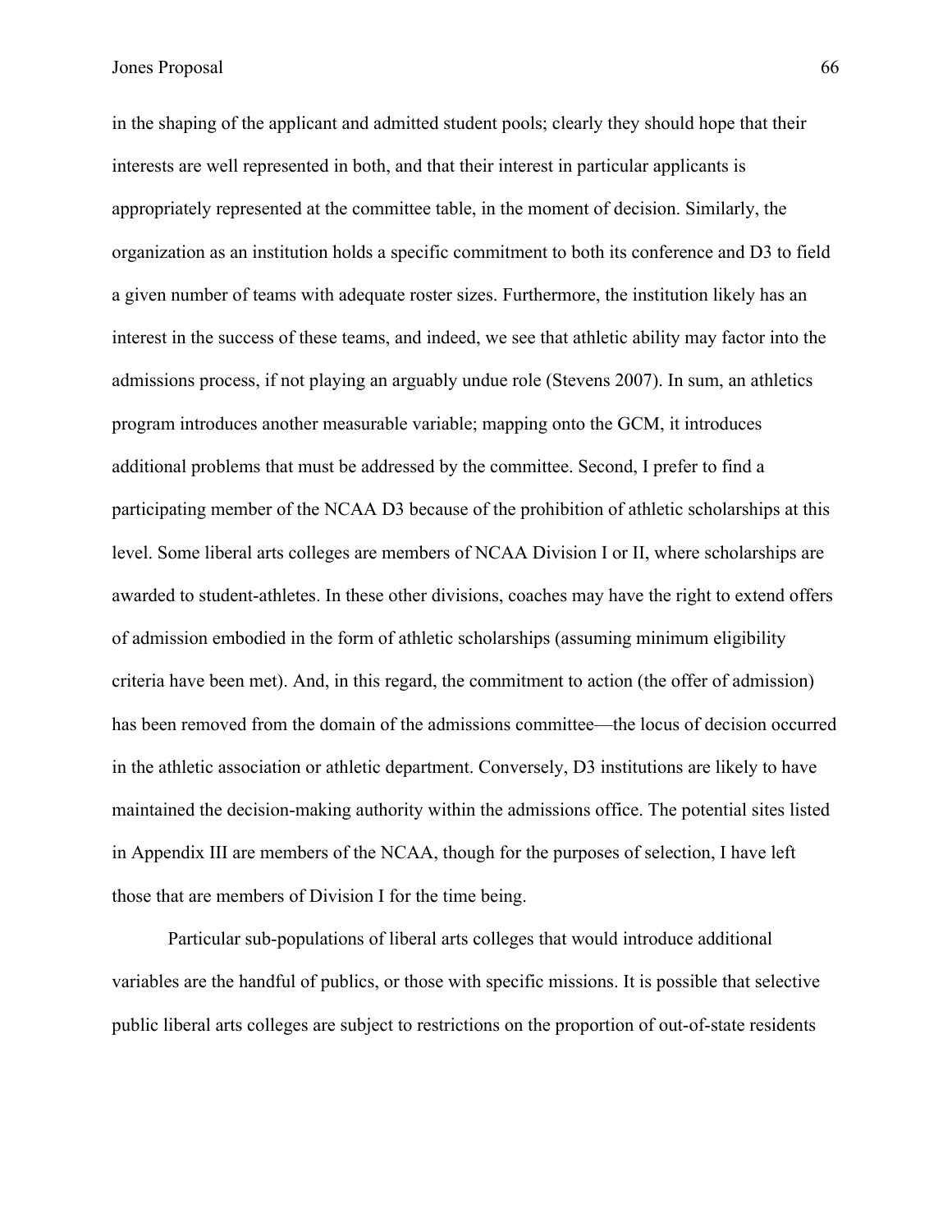in the shaping of the applicant and admitted student pools; clearly they should hope that their interests are well represented in both, and that their interest in particular applicants is appropriately represented at the committee table, in the moment of decision. Similarly, the organization as an institution holds a specific commitment to both its conference and D3 to field a given number of teams with adequate roster sizes. Furthermore, the institution likely has an interest in the success of these teams, and indeed, we see that athletic ability may factor into the admissions process, if not playing an arguably undue role (Stevens 2007). In sum, an athletics program introduces another measurable variable; mapping onto the GCM, it introduces additional problems that must be addressed by the committee. Second, I prefer to find a participating member of the NCAA D3 because of the prohibition of athletic scholarships at this level. Some liberal arts colleges are members of NCAA Division I or II, where scholarships are awarded to student-athletes. In these other divisions, coaches may have the right to extend offers of admission embodied in the form of athletic scholarships (assuming minimum eligibility criteria have been met). And, in this regard, the commitment to action (the offer of admission) has been removed from the domain of the admissions committee—the locus of decision occurred in the athletic association or athletic department. Conversely, D3 institutions are likely to have maintained the decision-making authority within the admissions office. The potential sites listed in Appendix III are members of the NCAA, though for the purposes of selection, I have left those that are members of Division I for the time being.

Particular sub-populations of liberal arts colleges that would introduce additional variables are the handful of publics, or those with specific missions. It is possible that selective public liberal arts colleges are subject to restrictions on the proportion of out-of-state residents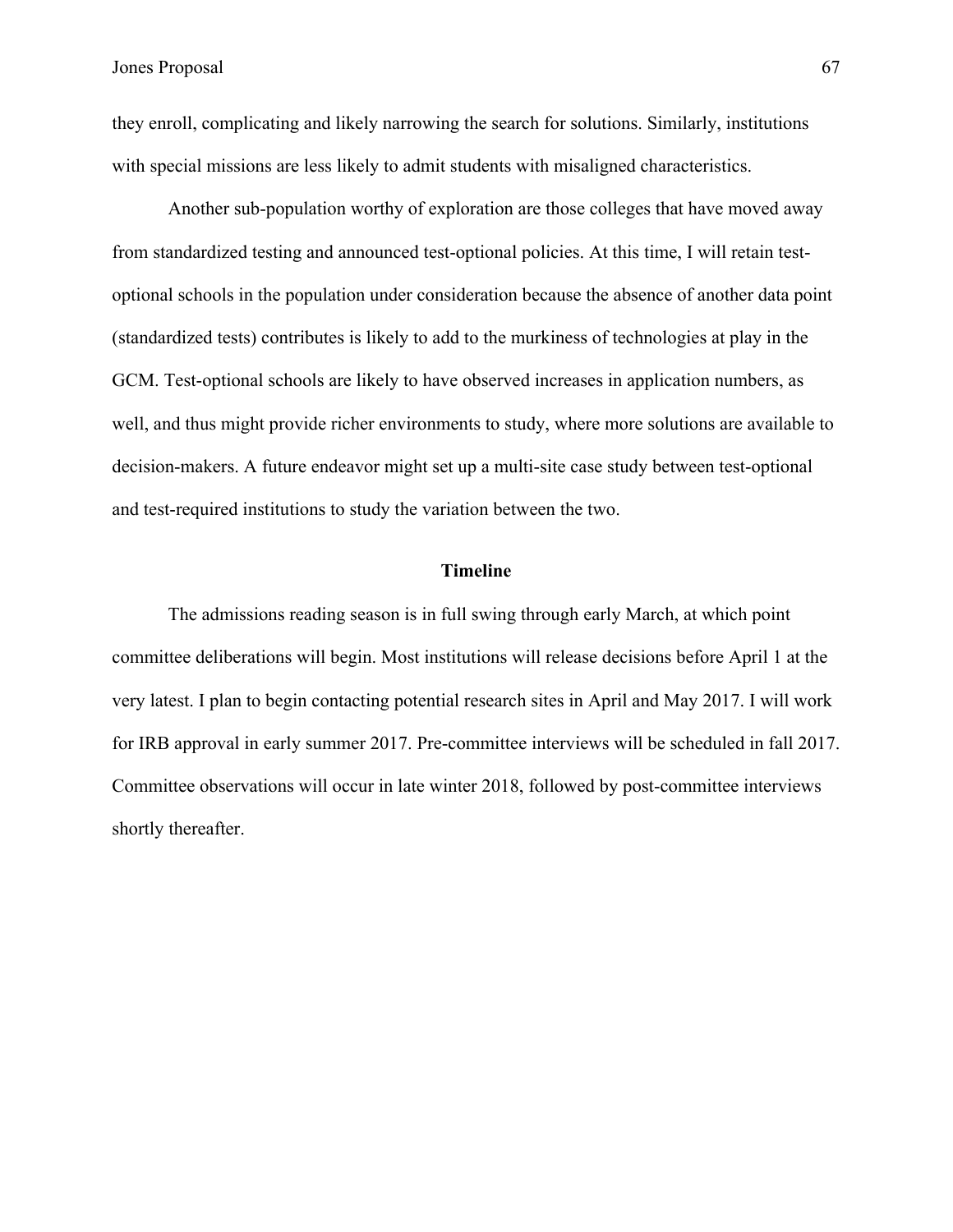they enroll, complicating and likely narrowing the search for solutions. Similarly, institutions with special missions are less likely to admit students with misaligned characteristics.

Another sub-population worthy of exploration are those colleges that have moved away from standardized testing and announced test-optional policies. At this time, I will retain test-optional schools in the population under consideration because the absence of another data point (standardized tests) contributes is likely to add to the murkiness of technologies at play in the GCM. Test-optional schools are likely to have observed increases in application numbers, as well, and thus might provide richer environments to study, where more solutions are available to decision-makers. A future endeavor might set up a multi-site case study between test-optional and test-required institutions to study the variation between the two.

## Timeline

The admissions reading season is in full swing through early March, at which point committee deliberations will begin. Most institutions will release decisions before April 1 at the very latest. I plan to begin contacting potential research sites in April and May 2017. I will work for IRB approval in early summer 2017. Pre-committee interviews will be scheduled in fall 2017. Committee observations will occur in late winter 2018, followed by post-committee interviews shortly thereafter.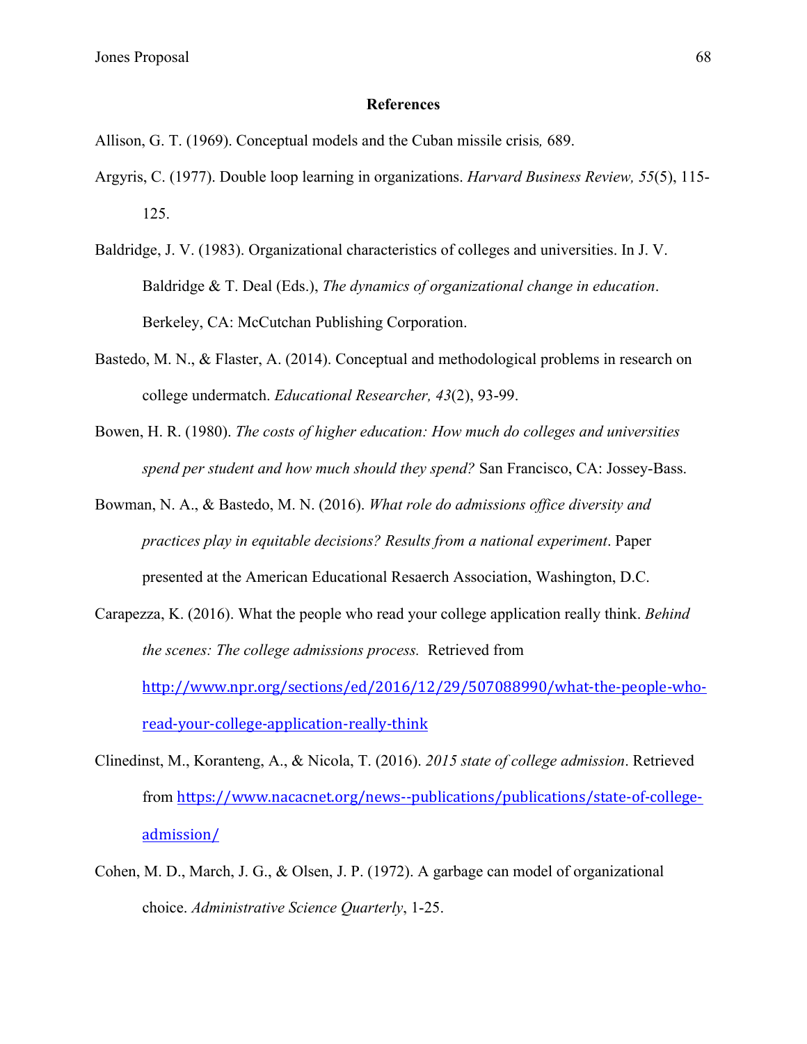**References**

Allison, G. T. (1969). Conceptual models and the Cuban missile crisis*,* 689.

Argyris, C. (1977). Double loop learning in organizations. *Harvard Business Review, 55*(5), 115-125.

Baldridge, J. V. (1983). Organizational characteristics of colleges and universities. In J. V. Baldridge & T. Deal (Eds.), *The dynamics of organizational change in education*. Berkeley, CA: McCutchan Publishing Corporation.

Bastedo, M. N., & Flaster, A. (2014). Conceptual and methodological problems in research on college undermatch. *Educational Researcher, 43*(2), 93-99.

Bowen, H. R. (1980). *The costs of higher education: How much do colleges and universities spend per student and how much should they spend?* San Francisco, CA: Jossey-Bass.

Bowman, N. A., & Bastedo, M. N. (2016). *What role do admissions office diversity and practices play in equitable decisions? Results from a national experiment*. Paper presented at the American Educational Resaerch Association, Washington, D.C.

Carapezza, K. (2016). What the people who read your college application really think. *Behind the scenes: The college admissions process.* Retrieved from http://www.npr.org/sections/ed/2016/12/29/507088990/what-the-people-who-read-your-college-application-really-think

Clinedinst, M., Koranteng, A., & Nicola, T. (2016). *2015 state of college admission*. Retrieved from https://www.nacacnet.org/news--publications/publications/state-of-college-admission/

Cohen, M. D., March, J. G., & Olsen, J. P. (1972). A garbage can model of organizational choice. *Administrative Science Quarterly*, 1-25.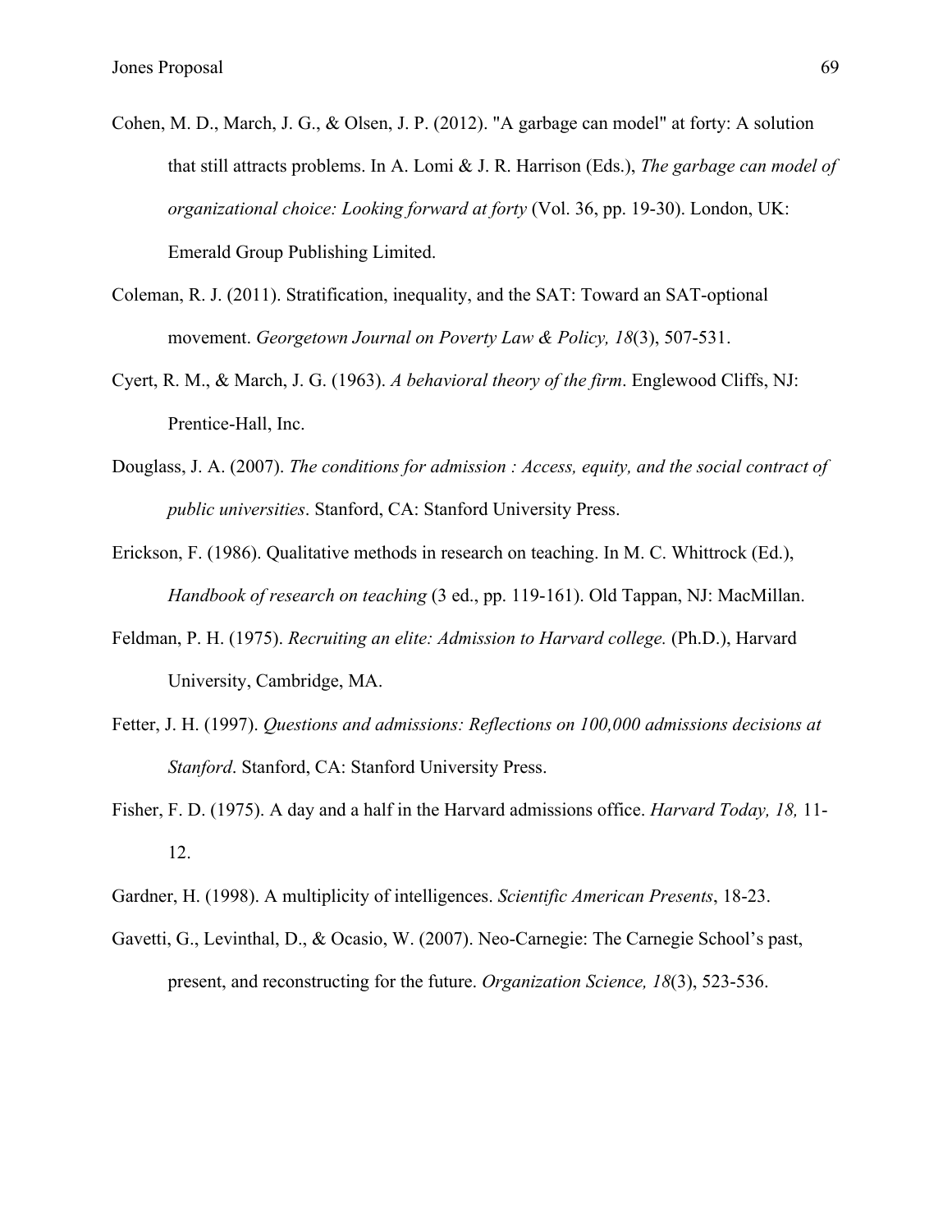Cohen, M. D., March, J. G., & Olsen, J. P. (2012). "A garbage can model" at forty: A solution that still attracts problems. In A. Lomi & J. R. Harrison (Eds.), *The garbage can model of organizational choice: Looking forward at forty* (Vol. 36, pp. 19-30). London, UK: Emerald Group Publishing Limited.

Coleman, R. J. (2011). Stratification, inequality, and the SAT: Toward an SAT-optional movement. *Georgetown Journal on Poverty Law & Policy, 18*(3), 507-531.

Cyert, R. M., & March, J. G. (1963). *A behavioral theory of the firm*. Englewood Cliffs, NJ: Prentice-Hall, Inc.

Douglass, J. A. (2007). *The conditions for admission : Access, equity, and the social contract of public universities*. Stanford, CA: Stanford University Press.

Erickson, F. (1986). Qualitative methods in research on teaching. In M. C. Whittrock (Ed.), *Handbook of research on teaching* (3 ed., pp. 119-161). Old Tappan, NJ: MacMillan.

Feldman, P. H. (1975). *Recruiting an elite: Admission to Harvard college.* (Ph.D.), Harvard University, Cambridge, MA.

Fetter, J. H. (1997). *Questions and admissions: Reflections on 100,000 admissions decisions at Stanford*. Stanford, CA: Stanford University Press.

Fisher, F. D. (1975). A day and a half in the Harvard admissions office. *Harvard Today, 18,* 11-12.

Gardner, H. (1998). A multiplicity of intelligences. *Scientific American Presents*, 18-23.

Gavetti, G., Levinthal, D., & Ocasio, W. (2007). Neo-Carnegie: The Carnegie School's past, present, and reconstructing for the future. *Organization Science, 18*(3), 523-536.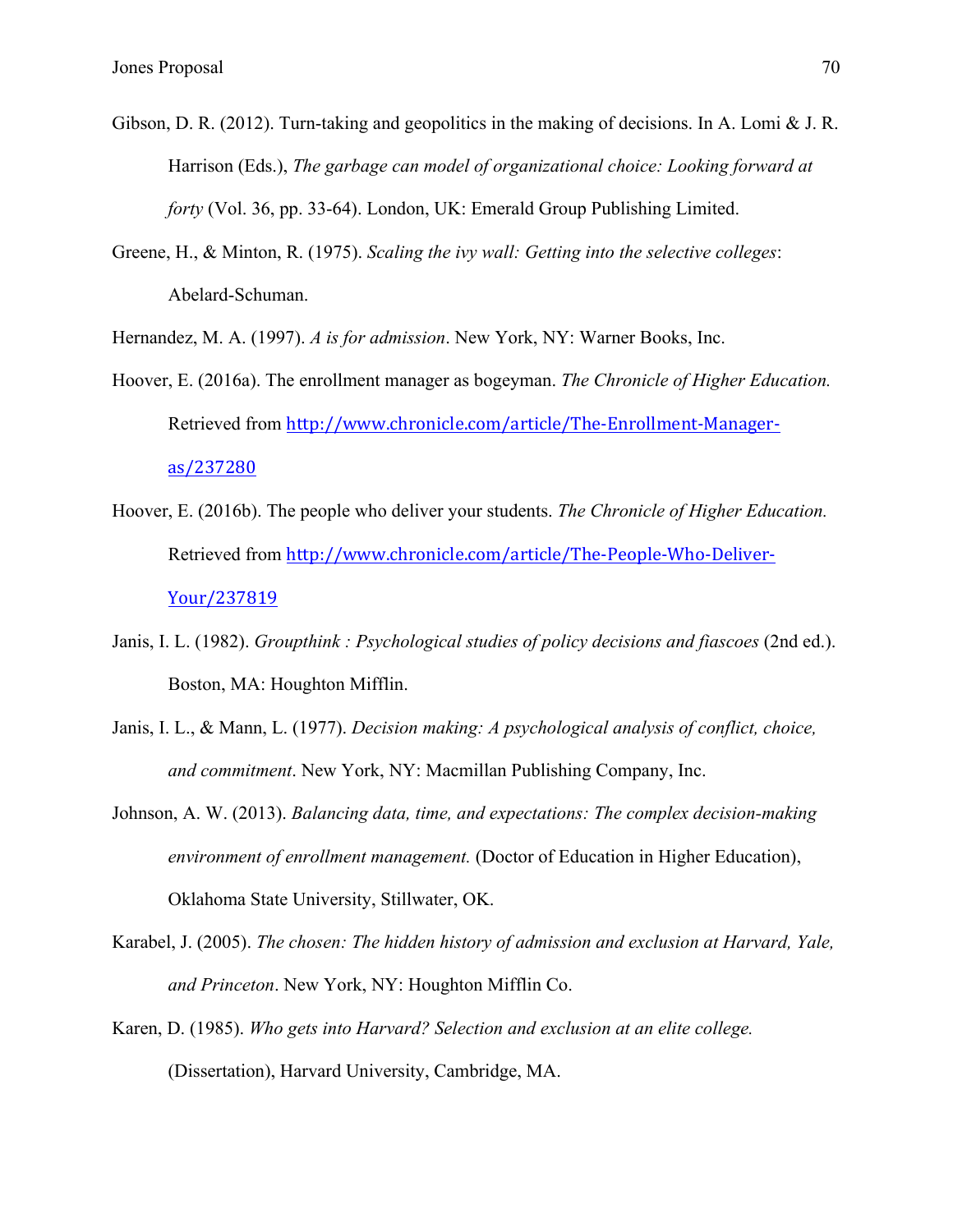Gibson, D. R. (2012). Turn-taking and geopolitics in the making of decisions. In A. Lomi & J. R. Harrison (Eds.), *The garbage can model of organizational choice: Looking forward at forty* (Vol. 36, pp. 33-64). London, UK: Emerald Group Publishing Limited.

Greene, H., & Minton, R. (1975). *Scaling the ivy wall: Getting into the selective colleges*: Abelard-Schuman.

Hernandez, M. A. (1997). *A is for admission*. New York, NY: Warner Books, Inc.

Hoover, E. (2016a). The enrollment manager as bogeyman. *The Chronicle of Higher Education.* Retrieved from http://www.chronicle.com/article/The-Enrollment-Manager-as/237280

Hoover, E. (2016b). The people who deliver your students. *The Chronicle of Higher Education.* Retrieved from http://www.chronicle.com/article/The-People-Who-Deliver-Your/237819

Janis, I. L. (1982). *Groupthink : Psychological studies of policy decisions and fiascoes* (2nd ed.). Boston, MA: Houghton Mifflin.

Janis, I. L., & Mann, L. (1977). *Decision making: A psychological analysis of conflict, choice, and commitment*. New York, NY: Macmillan Publishing Company, Inc.

Johnson, A. W. (2013). *Balancing data, time, and expectations: The complex decision-making environment of enrollment management.* (Doctor of Education in Higher Education), Oklahoma State University, Stillwater, OK.

Karabel, J. (2005). *The chosen: The hidden history of admission and exclusion at Harvard, Yale, and Princeton*. New York, NY: Houghton Mifflin Co.

Karen, D. (1985). *Who gets into Harvard? Selection and exclusion at an elite college.* (Dissertation), Harvard University, Cambridge, MA.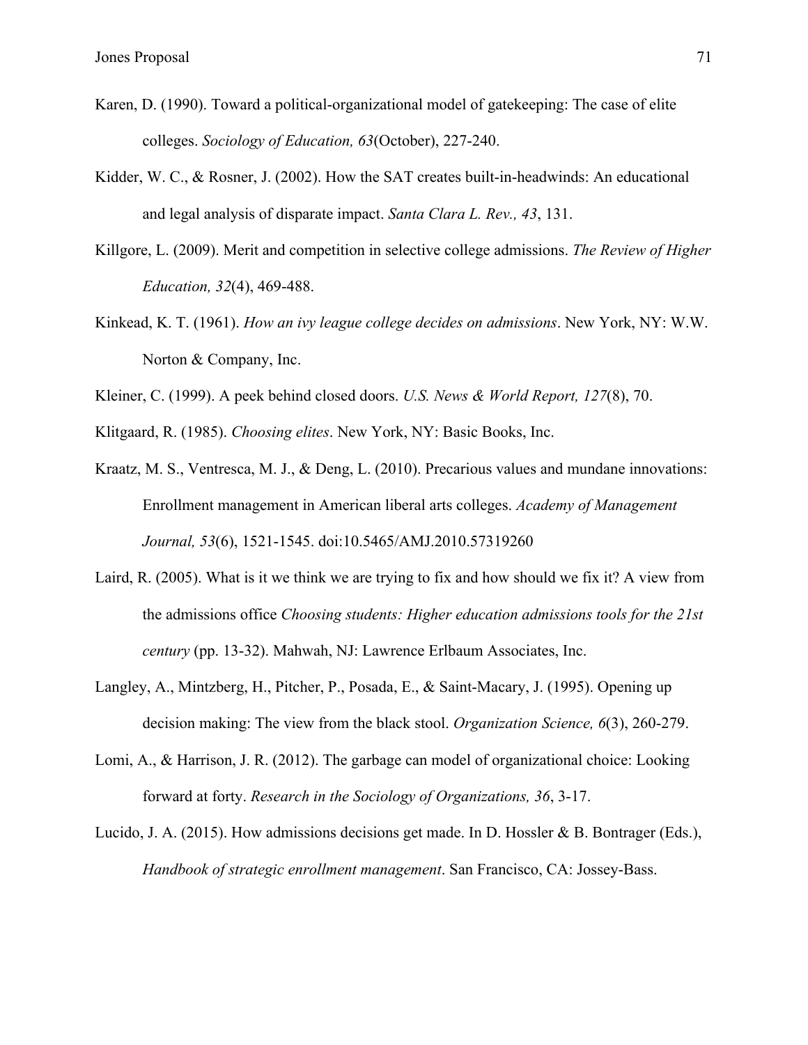Karen, D. (1990). Toward a political-organizational model of gatekeeping: The case of elite colleges. *Sociology of Education, 63*(October), 227-240.

Kidder, W. C., & Rosner, J. (2002). How the SAT creates built-in-headwinds: An educational and legal analysis of disparate impact. *Santa Clara L. Rev., 43*, 131.

Killgore, L. (2009). Merit and competition in selective college admissions. *The Review of Higher Education, 32*(4), 469-488.

Kinkead, K. T. (1961). *How an ivy league college decides on admissions*. New York, NY: W.W. Norton & Company, Inc.

Kleiner, C. (1999). A peek behind closed doors. *U.S. News & World Report, 127*(8), 70.

Klitgaard, R. (1985). *Choosing elites*. New York, NY: Basic Books, Inc.

Kraatz, M. S., Ventresca, M. J., & Deng, L. (2010). Precarious values and mundane innovations: Enrollment management in American liberal arts colleges. *Academy of Management Journal, 53*(6), 1521-1545. doi:10.5465/AMJ.2010.57319260

Laird, R. (2005). What is it we think we are trying to fix and how should we fix it? A view from the admissions office *Choosing students: Higher education admissions tools for the 21st century* (pp. 13-32). Mahwah, NJ: Lawrence Erlbaum Associates, Inc.

Langley, A., Mintzberg, H., Pitcher, P., Posada, E., & Saint-Macary, J. (1995). Opening up decision making: The view from the black stool. *Organization Science, 6*(3), 260-279.

Lomi, A., & Harrison, J. R. (2012). The garbage can model of organizational choice: Looking forward at forty. *Research in the Sociology of Organizations, 36*, 3-17.

Lucido, J. A. (2015). How admissions decisions get made. In D. Hossler & B. Bontrager (Eds.), *Handbook of strategic enrollment management*. San Francisco, CA: Jossey-Bass.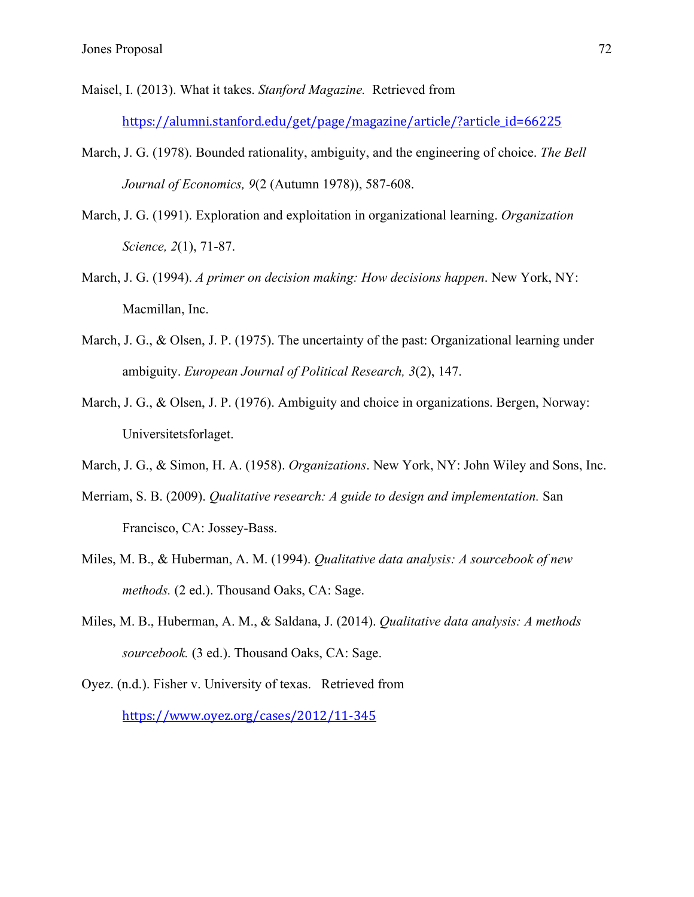Maisel, I. (2013). What it takes. *Stanford Magazine.* Retrieved from https://alumni.stanford.edu/get/page/magazine/article/?article_id=66225

March, J. G. (1978). Bounded rationality, ambiguity, and the engineering of choice. *The Bell Journal of Economics, 9*(2 (Autumn 1978)), 587-608.

March, J. G. (1991). Exploration and exploitation in organizational learning. *Organization Science, 2*(1), 71-87.

March, J. G. (1994). *A primer on decision making: How decisions happen*. New York, NY: Macmillan, Inc.

March, J. G., & Olsen, J. P. (1975). The uncertainty of the past: Organizational learning under ambiguity. *European Journal of Political Research, 3*(2), 147.

March, J. G., & Olsen, J. P. (1976). Ambiguity and choice in organizations. Bergen, Norway: Universitetsforlaget.

March, J. G., & Simon, H. A. (1958). *Organizations*. New York, NY: John Wiley and Sons, Inc.

Merriam, S. B. (2009). *Qualitative research: A guide to design and implementation.* San Francisco, CA: Jossey-Bass.

Miles, M. B., & Huberman, A. M. (1994). *Qualitative data analysis: A sourcebook of new methods.* (2 ed.). Thousand Oaks, CA: Sage.

Miles, M. B., Huberman, A. M., & Saldana, J. (2014). *Qualitative data analysis: A methods sourcebook.* (3 ed.). Thousand Oaks, CA: Sage.

Oyez. (n.d.). Fisher v. University of texas. Retrieved from https://www.oyez.org/cases/2012/11-345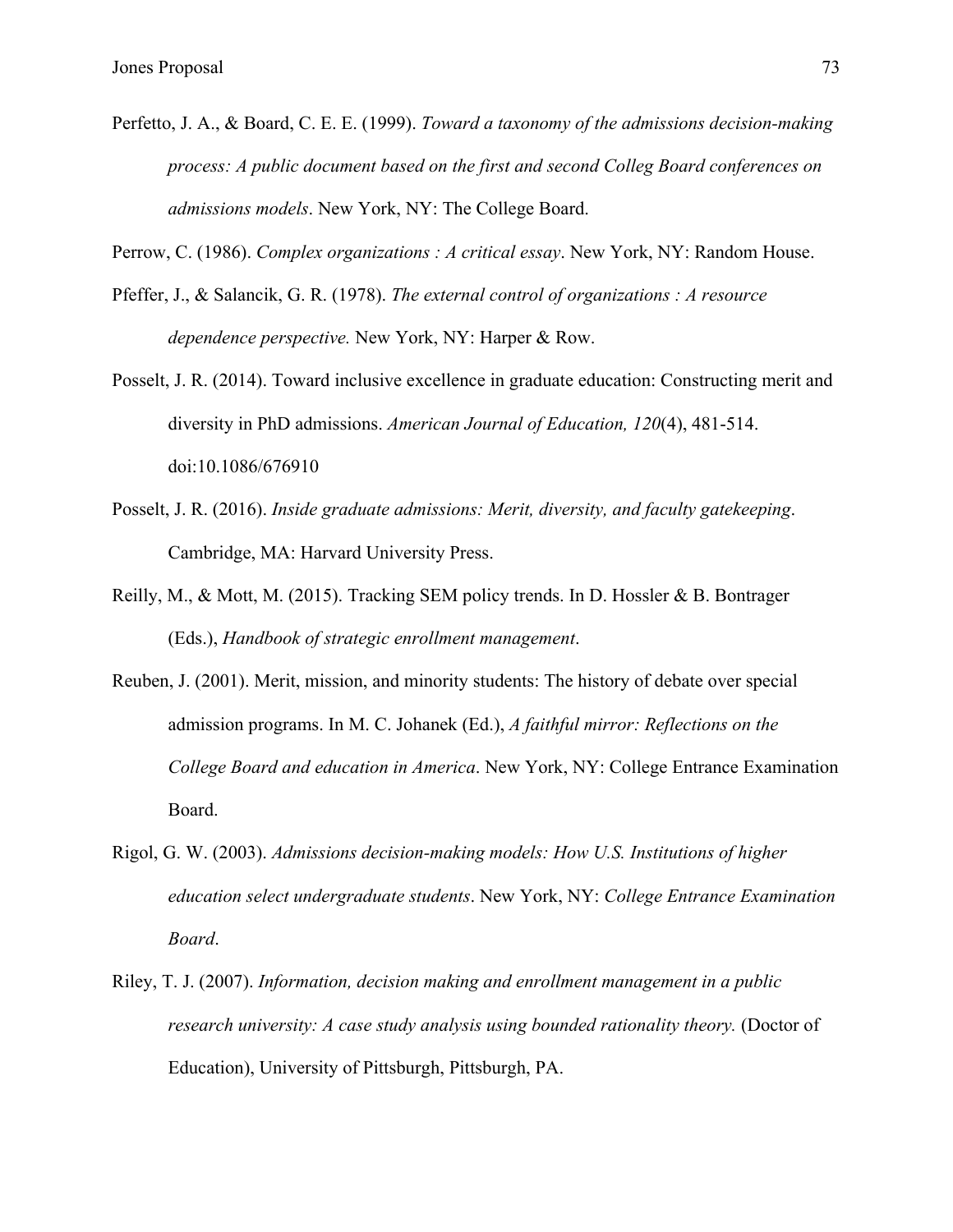Perfetto, J. A., & Board, C. E. E. (1999). *Toward a taxonomy of the admissions decision-making process: A public document based on the first and second Colleg Board conferences on admissions models*. New York, NY: The College Board.

Perrow, C. (1986). *Complex organizations : A critical essay*. New York, NY: Random House.

Pfeffer, J., & Salancik, G. R. (1978). *The external control of organizations : A resource dependence perspective.* New York, NY: Harper & Row.

Posselt, J. R. (2014). Toward inclusive excellence in graduate education: Constructing merit and diversity in PhD admissions. *American Journal of Education, 120*(4), 481-514. doi:10.1086/676910

Posselt, J. R. (2016). *Inside graduate admissions: Merit, diversity, and faculty gatekeeping*. Cambridge, MA: Harvard University Press.

Reilly, M., & Mott, M. (2015). Tracking SEM policy trends. In D. Hossler & B. Bontrager (Eds.), *Handbook of strategic enrollment management*.

Reuben, J. (2001). Merit, mission, and minority students: The history of debate over special admission programs. In M. C. Johanek (Ed.), *A faithful mirror: Reflections on the College Board and education in America*. New York, NY: College Entrance Examination Board.

Rigol, G. W. (2003). *Admissions decision-making models: How U.S. Institutions of higher education select undergraduate students*. New York, NY: *College Entrance Examination Board*.

Riley, T. J. (2007). *Information, decision making and enrollment management in a public research university: A case study analysis using bounded rationality theory.* (Doctor of Education), University of Pittsburgh, Pittsburgh, PA.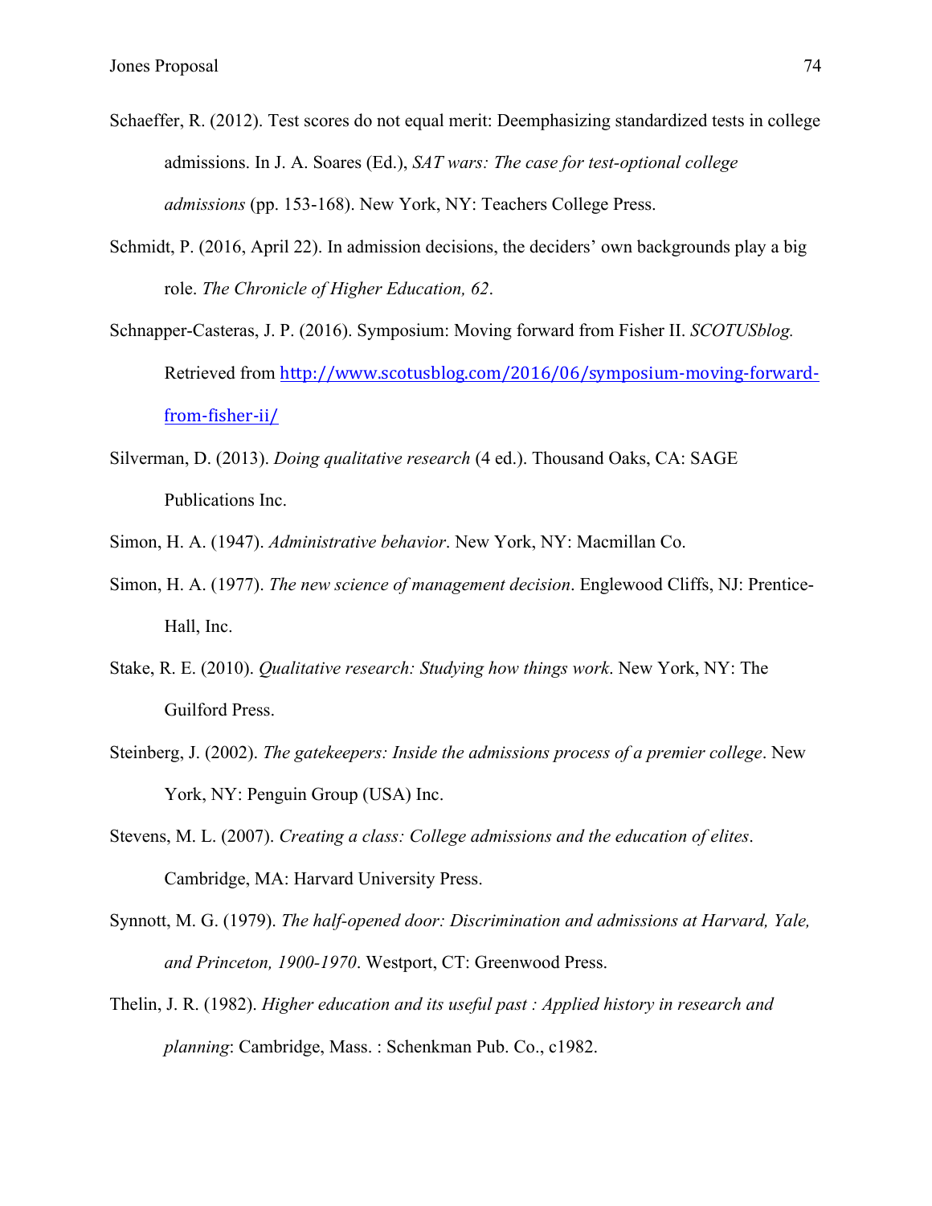Schaeffer, R. (2012). Test scores do not equal merit: Deemphasizing standardized tests in college admissions. In J. A. Soares (Ed.), *SAT wars: The case for test-optional college admissions* (pp. 153-168). New York, NY: Teachers College Press.

Schmidt, P. (2016, April 22). In admission decisions, the deciders' own backgrounds play a big role. *The Chronicle of Higher Education, 62*.

Schnapper-Casteras, J. P. (2016). Symposium: Moving forward from Fisher II. *SCOTUSblog.* Retrieved from http://www.scotusblog.com/2016/06/symposium-moving-forward-from-fisher-ii/

Silverman, D. (2013). *Doing qualitative research* (4 ed.). Thousand Oaks, CA: SAGE Publications Inc.

Simon, H. A. (1947). *Administrative behavior*. New York, NY: Macmillan Co.

Simon, H. A. (1977). *The new science of management decision*. Englewood Cliffs, NJ: Prentice-Hall, Inc.

Stake, R. E. (2010). *Qualitative research: Studying how things work*. New York, NY: The Guilford Press.

Steinberg, J. (2002). *The gatekeepers: Inside the admissions process of a premier college*. New York, NY: Penguin Group (USA) Inc.

Stevens, M. L. (2007). *Creating a class: College admissions and the education of elites*. Cambridge, MA: Harvard University Press.

Synnott, M. G. (1979). *The half-opened door: Discrimination and admissions at Harvard, Yale, and Princeton, 1900-1970*. Westport, CT: Greenwood Press.

Thelin, J. R. (1982). *Higher education and its useful past : Applied history in research and planning*: Cambridge, Mass. : Schenkman Pub. Co., c1982.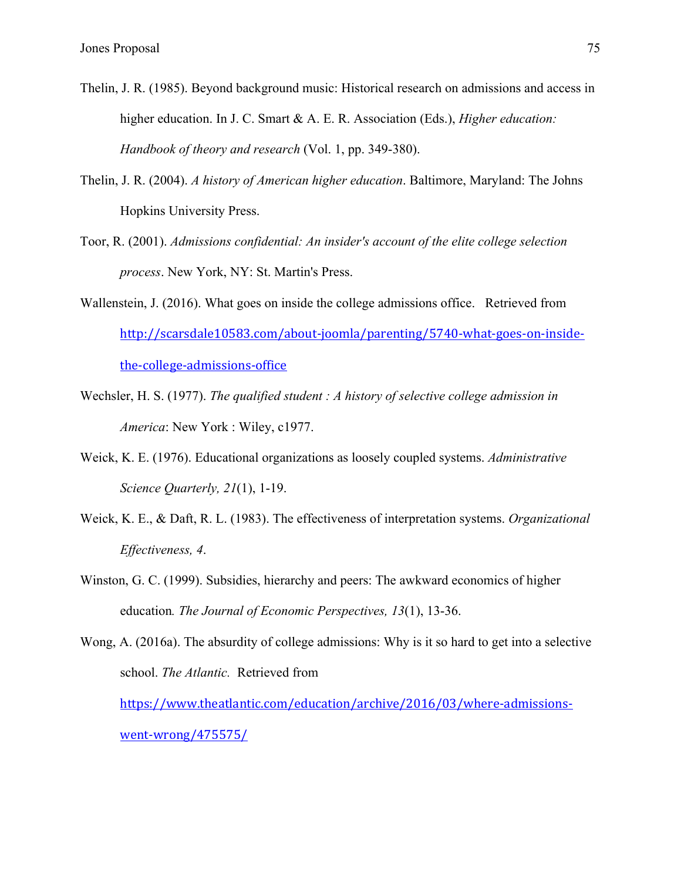Thelin, J. R. (1985). Beyond background music: Historical research on admissions and access in higher education. In J. C. Smart & A. E. R. Association (Eds.), *Higher education: Handbook of theory and research* (Vol. 1, pp. 349-380).

Thelin, J. R. (2004). *A history of American higher education*. Baltimore, Maryland: The Johns Hopkins University Press.

Toor, R. (2001). *Admissions confidential: An insider's account of the elite college selection process*. New York, NY: St. Martin's Press.

Wallenstein, J. (2016). What goes on inside the college admissions office. Retrieved from http://scarsdale10583.com/about-joomla/parenting/5740-what-goes-on-inside-the-college-admissions-office

Wechsler, H. S. (1977). *The qualified student : A history of selective college admission in America*: New York : Wiley, c1977.

Weick, K. E. (1976). Educational organizations as loosely coupled systems. *Administrative Science Quarterly, 21*(1), 1-19.

Weick, K. E., & Daft, R. L. (1983). The effectiveness of interpretation systems. *Organizational Effectiveness, 4*.

Winston, G. C. (1999). Subsidies, hierarchy and peers: The awkward economics of higher education*. The Journal of Economic Perspectives, 13*(1), 13-36.

Wong, A. (2016a). The absurdity of college admissions: Why is it so hard to get into a selective school. *The Atlantic.* Retrieved from https://www.theatlantic.com/education/archive/2016/03/where-admissions-went-wrong/475575/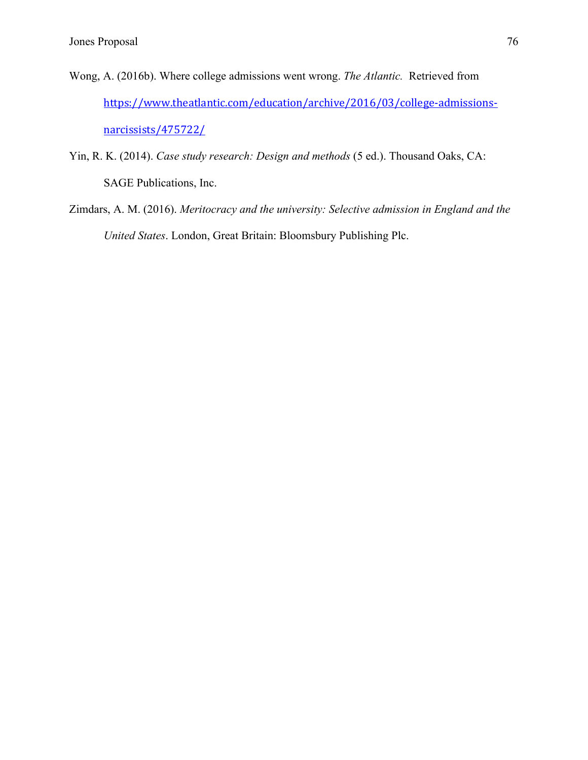Wong, A. (2016b). Where college admissions went wrong. *The Atlantic.* Retrieved from https://www.theatlantic.com/education/archive/2016/03/college-admissions-narcissists/475722/

Yin, R. K. (2014). *Case study research: Design and methods* (5 ed.). Thousand Oaks, CA: SAGE Publications, Inc.

Zimdars, A. M. (2016). *Meritocracy and the university: Selective admission in England and the United States*. London, Great Britain: Bloomsbury Publishing Plc.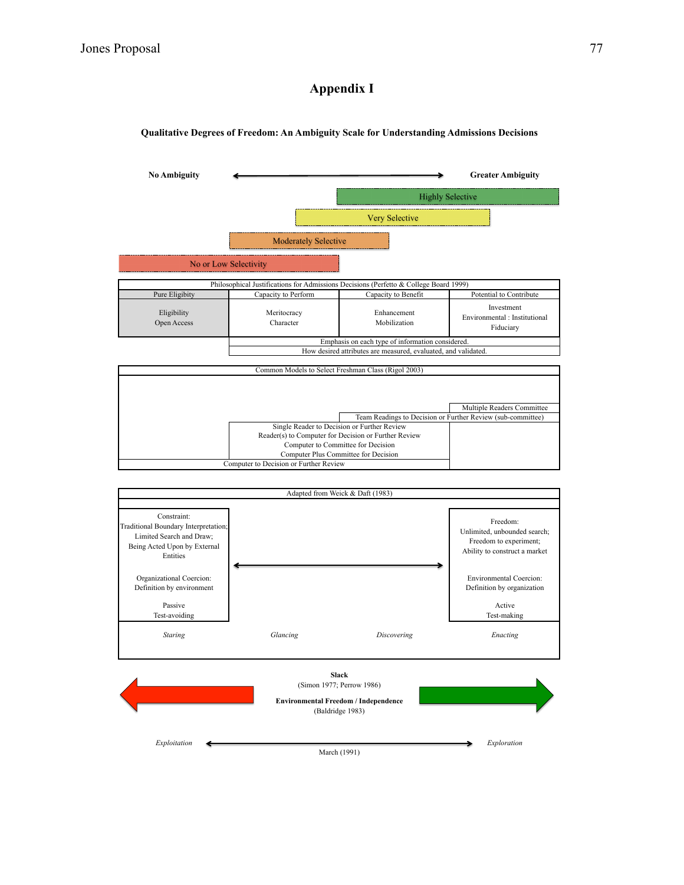# Appendix I

**Qualitative Degrees of Freedom: An Ambiguity Scale for Understanding Admissions Decisions**

**No Ambiguity** ⟷ **Greater Ambiguity**

Highly Selective

Very Selective

Moderately Selective

No or Low Selectivity

| Philosophical Justifications for Admissions Decisions (Perfetto & College Board 1999) | | | |
|---|---|---|---|
| Pure Eligibity | Capacity to Perform | Capacity to Benefit | Potential to Contribute |
| Eligibility<br>Open Access | Meritocracy<br>Character | Enhancement<br>Mobilization | Investment<br>Environmental : Institutional<br>Fiduciary |
| | Emphasis on each type of information considered. | | |
| | How desired attributes are measured, evaluated, and validated. | | |

Common Models to Select Freshman Class (Rigol 2003)

- Multiple Readers Committee
- Team Readings to Decision or Further Review (sub-committee)
- Single Reader to Decision or Further Review
- Reader(s) to Computer for Decision or Further Review
- Computer to Committee for Decision
- Computer Plus Committee for Decision
- Computer to Decision or Further Review

Adapted from Weick & Daft (1983)

| Constraint | | Freedom |
|---|---|---|
| Constraint:<br>Traditional Boundary Interpretation;<br>Limited Search and Draw;<br>Being Acted Upon by External Entities | ⟷ | Freedom:<br>Unlimited, unbounded search;<br>Freedom to experiment;<br>Ability to construct a market |
| Organizational Coercion:<br>Definition by environment | | Environmental Coercion:<br>Definition by organization |
| Passive<br>Test-avoiding | | Active<br>Test-making |

*Staring* — *Glancing* — *Discovering* — *Enacting*

**Slack**
(Simon 1977; Perrow 1986)

**Environmental Freedom / Independence**
(Baldridge 1983)

*Exploitation* ⟷ *Exploration*

March (1991)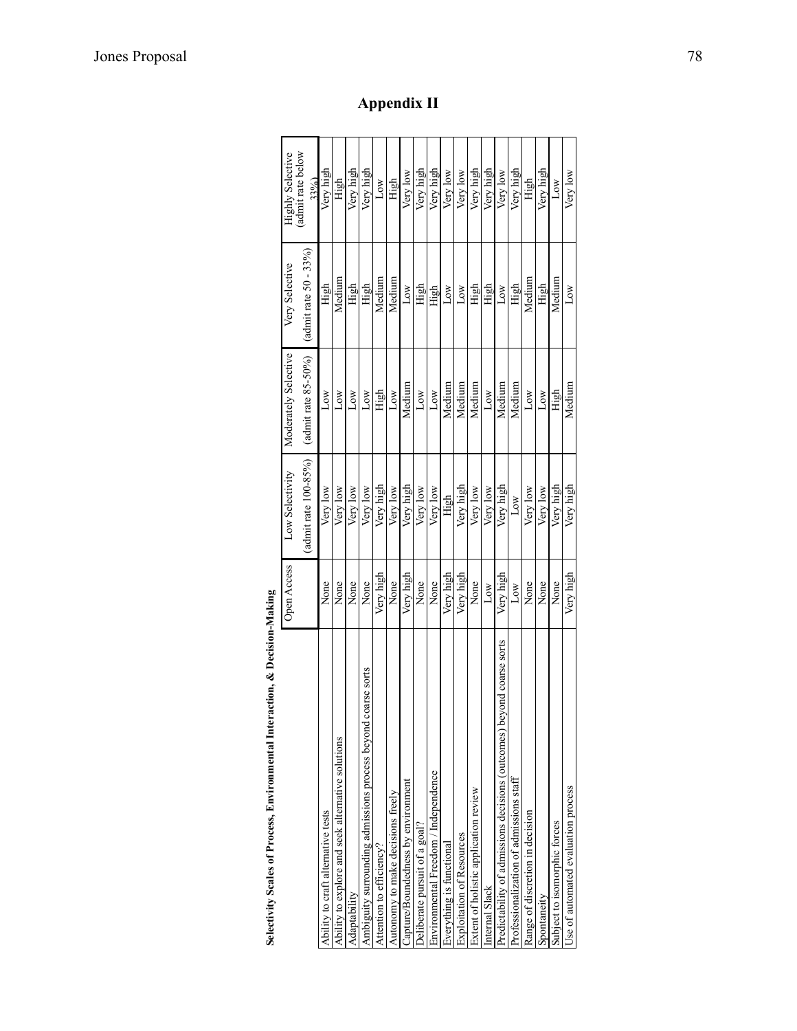# Appendix II

**Selectivity Scales of Process, Environmental Interaction, & Decision-Making**

| | Open Access | Low Selectivity (admit rate 100-85%) | Moderately Selective (admit rate 85-50%) | Very Selective (admit rate 50 - 33%) | Highly Selective (admit rate below 33%) |
|---|---|---|---|---|---|
| Ability to craft alternative tests | None | Very low | Low | High | Very high |
| Ability to explore and seek alternative solutions | None | Very low | Low | Medium | High |
| Adaptability | None | Very low | Low | High | Very high |
| Ambiguity surrounding admissions process beyond coarse sorts | None | Very low | Low | High | Very high |
| Attention to efficiency? | Very high | Very high | High | Medium | Low |
| Autonomy to make decisions freely | None | Very low | Low | Medium | High |
| Capture/Boundedness by environment | Very high | Very high | Medium | Low | Very low |
| Deliberate pursuit of a goal? | None | Very low | Low | High | Very high |
| Environmental Freedom / Independence | None | Very low | Low | High | Very high |
| Everything is functional | Very high | High | Medium | Low | Very low |
| Exploitation of Resources | Very high | Very high | Medium | Low | Very low |
| Extent of holistic application review | None | Very low | Medium | High | Very high |
| Internal Slack | Low | Very low | Low | High | Very high |
| Predictability of admissions decisions (outcomes) beyond coarse sorts | Very high | Very high | Medium | Low | Very low |
| Professionalization of admissions staff | Low | Low | Medium | High | Very high |
| Range of discretion in decision | None | Very low | Low | Medium | High |
| Spontaneity | None | Very low | Low | High | Very high |
| Subject to isomorphic forces | None | Very high | High | Medium | Low |
| Use of automated evaluation process | Very high | Very high | Medium | Low | Very low |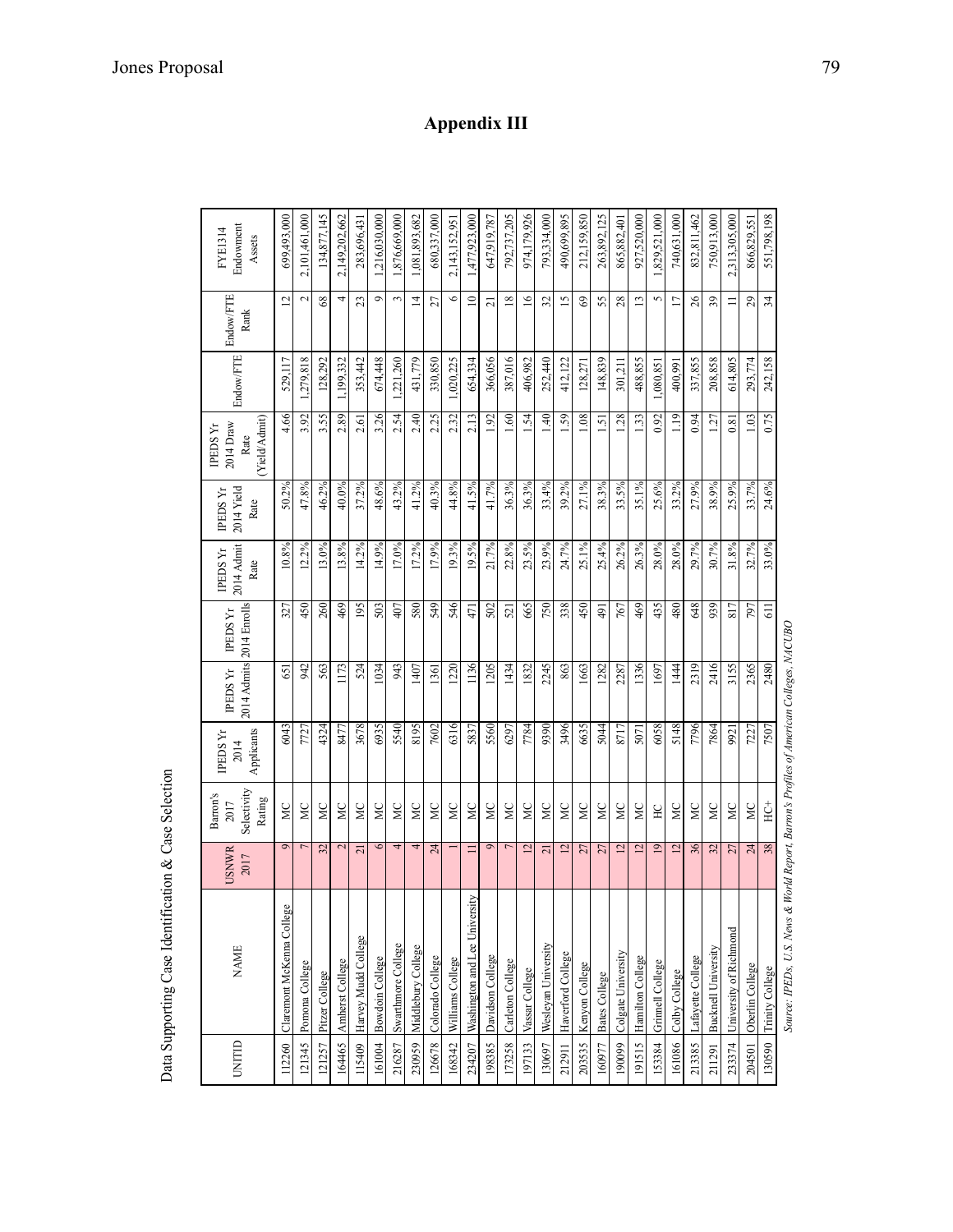## Appendix III

Data Supporting Case Identification & Case Selection

| UNITID | NAME | USNWR 2017 | Barron's 2017 Selectivity Rating | IPEDS Yr 2014 Applicants | IPEDS Yr 2014 Admits | IPEDS Yr 2014 Enrolls | IPEDS Yr 2014 Admit Rate | IPEDS Yr 2014 Yield Rate | IPEDS Yr 2014 Draw Rate (Yield/Admit) | Endow/FTE | Endow/FTE Rank | FYE1314 Endowment Assets |
|---|---|---|---|---|---|---|---|---|---|---|---|---|
| 112260 | Claremont McKenna College | 9 | MC | 6043 | 651 | 327 | 10.8% | 50.2% | 4.66 | 529,117 | 12 | 699,493,000 |
| 121345 | Pomona College | 7 | MC | 7727 | 942 | 450 | 12.2% | 47.8% | 3.92 | 1,279,818 | 2 | 2,101,461,000 |
| 121257 | Pitzer College | 32 | MC | 4324 | 563 | 260 | 13.0% | 46.2% | 3.55 | 128,292 | 68 | 134,877,145 |
| 164465 | Amherst College | 2 | MC | 8477 | 1173 | 469 | 13.8% | 40.0% | 2.89 | 1,199,332 | 4 | 2,149,202,662 |
| 115409 | Harvey Mudd College | 21 | MC | 3678 | 524 | 195 | 14.2% | 37.2% | 2.61 | 353,442 | 23 | 283,696,431 |
| 161004 | Bowdoin College | 6 | MC | 6935 | 1034 | 503 | 14.9% | 48.6% | 3.26 | 674,448 | 9 | 1,216,030,000 |
| 216287 | Swarthmore College | 4 | MC | 5540 | 943 | 407 | 17.0% | 43.2% | 2.54 | 1,221,260 | 3 | 1,876,669,000 |
| 230959 | Middlebury College | 4 | MC | 8195 | 1407 | 580 | 17.2% | 41.2% | 2.40 | 431,779 | 14 | 1,081,893,682 |
| 126678 | Colorado College | 24 | MC | 7602 | 1361 | 549 | 17.9% | 40.3% | 2.25 | 330,850 | 27 | 680,337,000 |
| 168342 | Williams College | 1 | MC | 6316 | 1220 | 546 | 19.3% | 44.8% | 2.32 | 1,020,225 | 6 | 2,143,152,951 |
| 234207 | Washington and Lee University | 11 | MC | 5837 | 1136 | 471 | 19.5% | 41.5% | 2.13 | 654,334 | 10 | 1,477,923,000 |
| 198385 | Davidson College | 9 | MC | 5560 | 1205 | 502 | 21.7% | 41.7% | 1.92 | 366,056 | 21 | 647,919,787 |
| 173258 | Carleton College | 7 | MC | 6297 | 1434 | 521 | 22.8% | 36.3% | 1.60 | 387,016 | 18 | 792,737,205 |
| 197133 | Vassar College | 12 | MC | 7784 | 1832 | 665 | 23.5% | 36.3% | 1.54 | 406,982 | 16 | 974,179,926 |
| 130697 | Wesleyan University | 21 | MC | 9390 | 2245 | 750 | 23.9% | 33.4% | 1.40 | 252,440 | 32 | 793,334,000 |
| 212911 | Haverford College | 12 | MC | 3496 | 863 | 338 | 24.7% | 39.2% | 1.59 | 412,122 | 15 | 490,699,895 |
| 203535 | Kenyon College | 27 | MC | 6635 | 1663 | 450 | 25.1% | 27.1% | 1.08 | 128,271 | 69 | 212,159,850 |
| 160977 | Bates College | 27 | MC | 5044 | 1282 | 491 | 25.4% | 38.3% | 1.51 | 148,839 | 55 | 263,892,125 |
| 190099 | Colgate University | 12 | MC | 8717 | 2287 | 767 | 26.2% | 33.5% | 1.28 | 301,211 | 28 | 865,882,401 |
| 191515 | Hamilton College | 12 | MC | 5071 | 1336 | 469 | 26.3% | 35.1% | 1.33 | 488,855 | 13 | 927,520,000 |
| 153384 | Grinnell College | 19 | HC | 6058 | 1697 | 435 | 28.0% | 25.6% | 0.92 | 1,080,851 | 5 | 1,829,521,000 |
| 161086 | Colby College | 12 | MC | 5148 | 1444 | 480 | 28.0% | 33.2% | 1.19 | 400,991 | 17 | 740,631,000 |
| 213385 | Lafayette College | 36 | MC | 7796 | 2319 | 648 | 29.7% | 27.9% | 0.94 | 337,855 | 26 | 832,811,462 |
| 211291 | Bucknell University | 32 | MC | 7864 | 2416 | 939 | 30.7% | 38.9% | 1.27 | 208,858 | 39 | 750,913,000 |
| 233374 | University of Richmond | 27 | MC | 9921 | 3155 | 817 | 31.8% | 25.9% | 0.81 | 614,805 | 11 | 2,313,305,000 |
| 204501 | Oberlin College | 24 | MC | 7227 | 2365 | 797 | 32.7% | 33.7% | 1.03 | 293,774 | 29 | 866,829,551 |
| 130590 | Trinity College | 38 | HC+ | 7507 | 2480 | 611 | 33.0% | 24.6% | 0.75 | 242,158 | 34 | 551,798,198 |

*Source: IPEDs, U.S. News & World Report, Barron's Profiles of American Colleges, NACUBO*